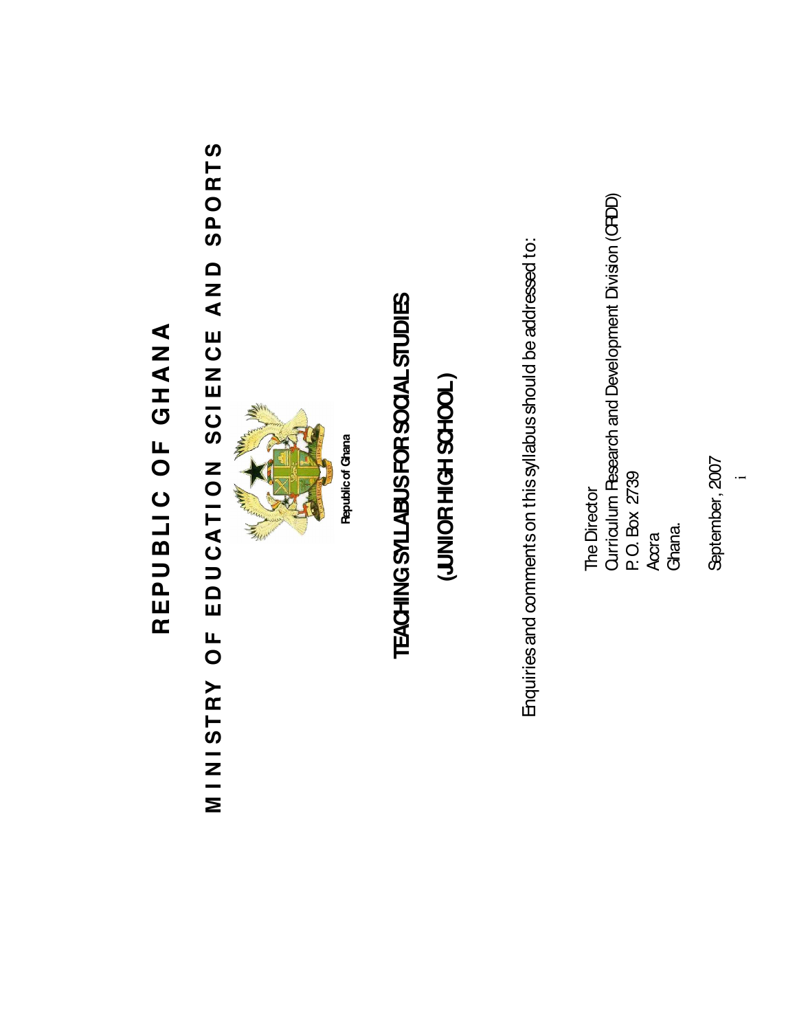# REPUBLIC OF GHANA

## MINISTRY OF EDUCATION SCIENCE AND SPORTS

Republic of Ghana

# TEACHING SYLLABUS FOR SOCIAL STUDIES

## (JUNIOR HIGH SCHOOL)

Enquiries and comments on this syllabus should be addressed to:

The Director
Curriculum Research and Development Division (CRDD)
P.O. Box 2739
Accra
Ghana.

September, 2007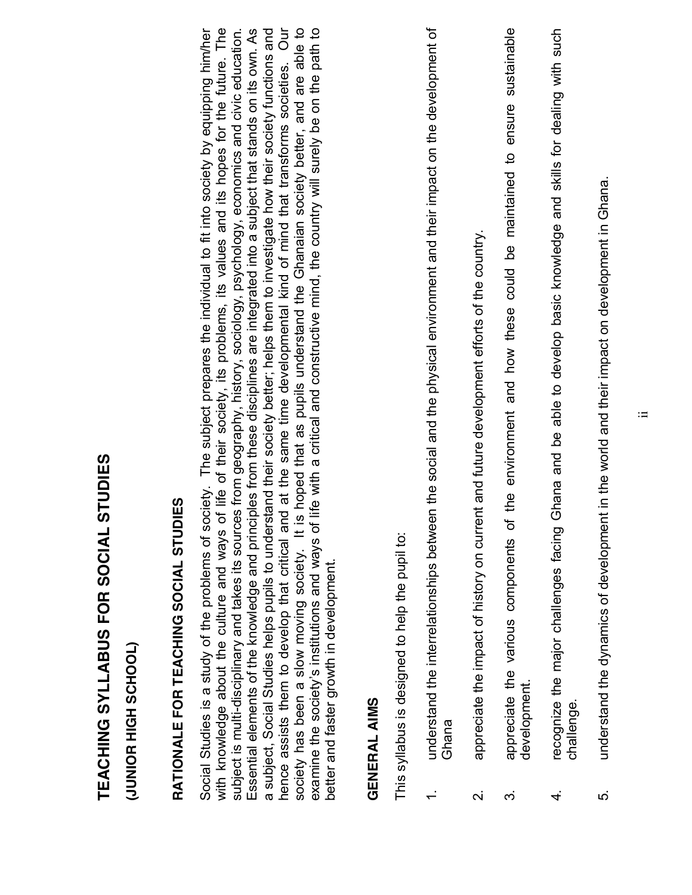# TEACHING SYLLABUS FOR SOCIAL STUDIES

## (JUNIOR HIGH SCHOOL)

## RATIONALE FOR TEACHING SOCIAL STUDIES

Social Studies is a study of the problems of society. The subject prepares the individual to fit into society by equipping him/her with knowledge about the culture and ways of life of their society, its problems, its values and its hopes for the future. The subject is multi-disciplinary and takes its sources from geography, history, sociology, psychology, economics and civic education. Essential elements of the knowledge and principles from these disciplines are integrated into a subject that stands on its own. As a subject, Social Studies helps pupils to understand their society better; helps them to investigate how their society functions and hence assists them to develop that critical and at the same time developmental kind of mind that transforms societies. Our society has been a slow moving society. It is hoped that as pupils understand the Ghanaian society better, and are able to examine the society's institutions and ways of life with a critical and constructive mind, the country will surely be on the path to better and faster growth in development.

## GENERAL AIMS

This syllabus is designed to help the pupil to:

1. understand the interrelationships between the social and the physical environment and their impact on the development of Ghana
2. appreciate the impact of history on current and future development efforts of the country.
3. appreciate the various components of the environment and how these could be maintained to ensure sustainable development.
4. recognize the major challenges facing Ghana and be able to develop basic knowledge and skills for dealing with such challenge.
5. understand the dynamics of development in the world and their impact on development in Ghana.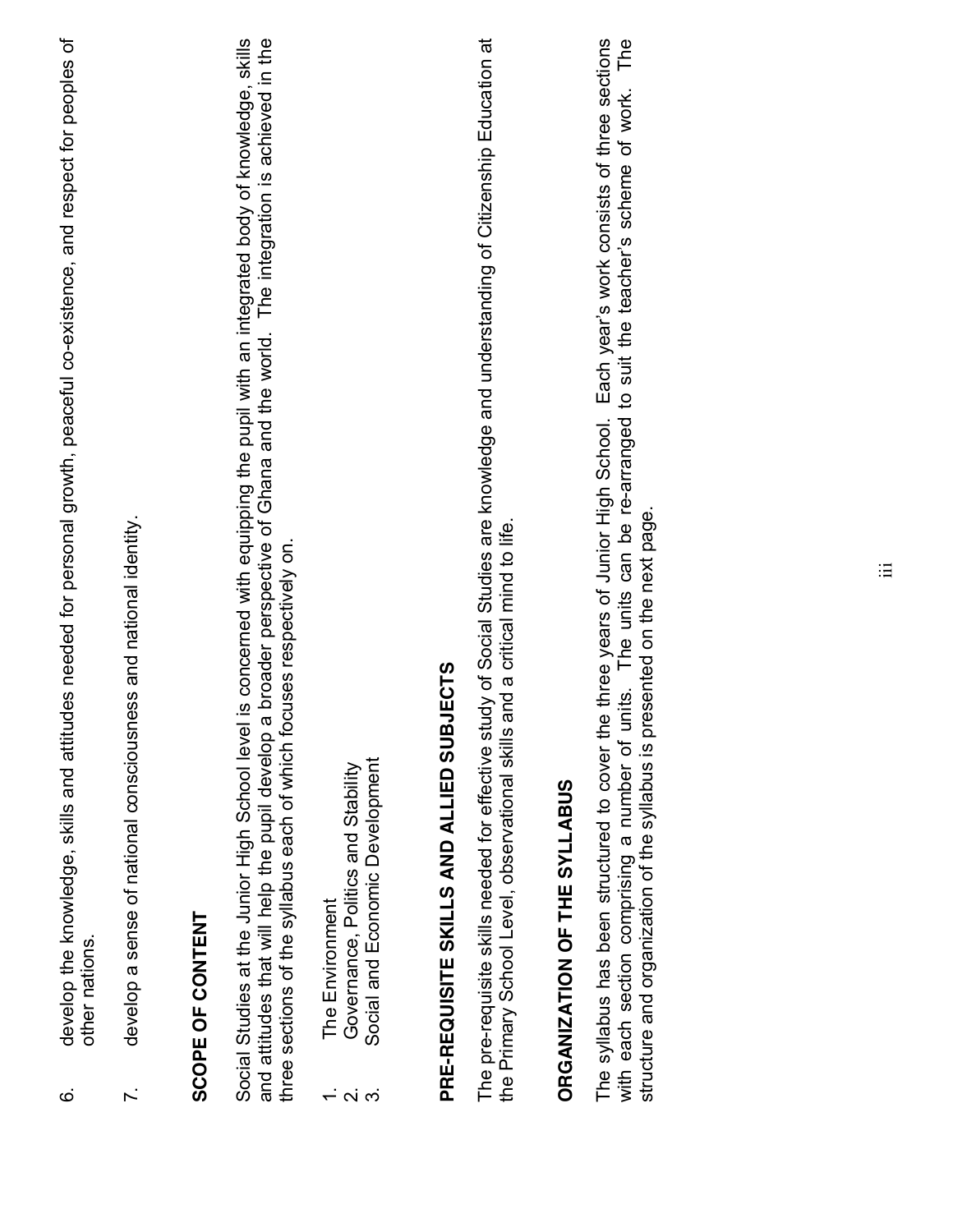6. develop the knowledge, skills and attitudes needed for personal growth, peaceful co-existence, and respect for peoples of other nations.

7. develop a sense of national consciousness and national identity.

## SCOPE OF CONTENT

Social Studies at the Junior High School level is concerned with equipping the pupil with an integrated body of knowledge, skills and attitudes that will help the pupil develop a broader perspective of Ghana and the world. The integration is achieved in the three sections of the syllabus each of which focuses respectively on.

1. The Environment
2. Governance, Politics and Stability
3. Social and Economic Development

## PRE-REQUISITE SKILLS AND ALLIED SUBJECTS

The pre-requisite skills needed for effective study of Social Studies are knowledge and understanding of Citizenship Education at the Primary School Level, observational skills and a critical mind to life.

## ORGANIZATION OF THE SYLLABUS

The syllabus has been structured to cover the three years of Junior High School. Each year's work consists of three sections with each section comprising a number of units. The units can be re-arranged to suit the teacher's scheme of work. The structure and organization of the syllabus is presented on the next page.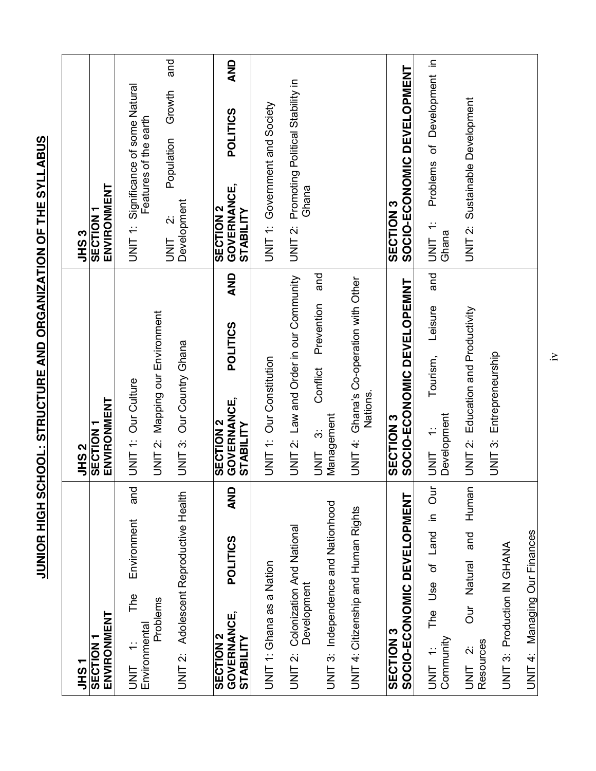# JUNIOR HIGH SCHOOL: STRUCTURE AND ORGANIZATION OF THE SYLLABUS

| JHS 1 | JHS 2 | JHS 3 |
|---|---|---|
| **SECTION 1 ENVIRONMENT** | **SECTION 1 ENVIRONMENT** | **SECTION 1 ENVIRONMENT** |
| UNIT 1: The Environment and Environmental Problems<br><br>UNIT 2: Adolescent Reproductive Health | UNIT 1: Our Culture<br><br>UNIT 2: Mapping our Environment<br><br>UNIT 3: Our Country Ghana | UNIT 1: Significance of some Natural Features of the earth<br><br>UNIT 2: Population Growth and Development |
| **SECTION 2 GOVERNANCE, POLITICS AND STABILITY** | **SECTION 2 GOVERNANCE, POLITICS AND STABILITY** | **SECTION 2 GOVERNANCE, POLITICS AND STABILITY** |
| UNIT 1: Ghana as a Nation<br><br>UNIT 2: Colonization And National Development<br><br>UNIT 3: Independence and Nationhood<br><br>UNIT 4: Citizenship and Human Rights | UNIT 1: Our Constitution<br><br>UNIT 2: Law and Order in our Community<br><br>UNIT 3: Conflict Prevention and Management<br><br>UNIT 4: Ghana's Co-operation with Other Nations. | UNIT 1: Government and Society<br><br>UNIT 2: Promoting Political Stability in Ghana |
| **SECTION 3 SOCIO-ECONOMIC DEVELOPMENT** | **SECTION 3 SOCIO-ECONOMIC DEVELOPEMNT** | **SECTION 3 SOCIO-ECONOMIC DEVELOPMENT** |
| UNIT 1: The Use of Land in Our Community<br><br>UNIT 2: Our Natural and Human Resources<br><br>UNIT 3: Production IN GHANA<br><br>UNIT 4: Managing Our Finances | UNIT 1: Tourism, Leisure and Development<br><br>UNIT 2: Education and Productivity<br><br>UNIT 3: Entrepreneurship | UNIT 1: Problems of Development in Ghana<br><br>UNIT 2: Sustainable Development |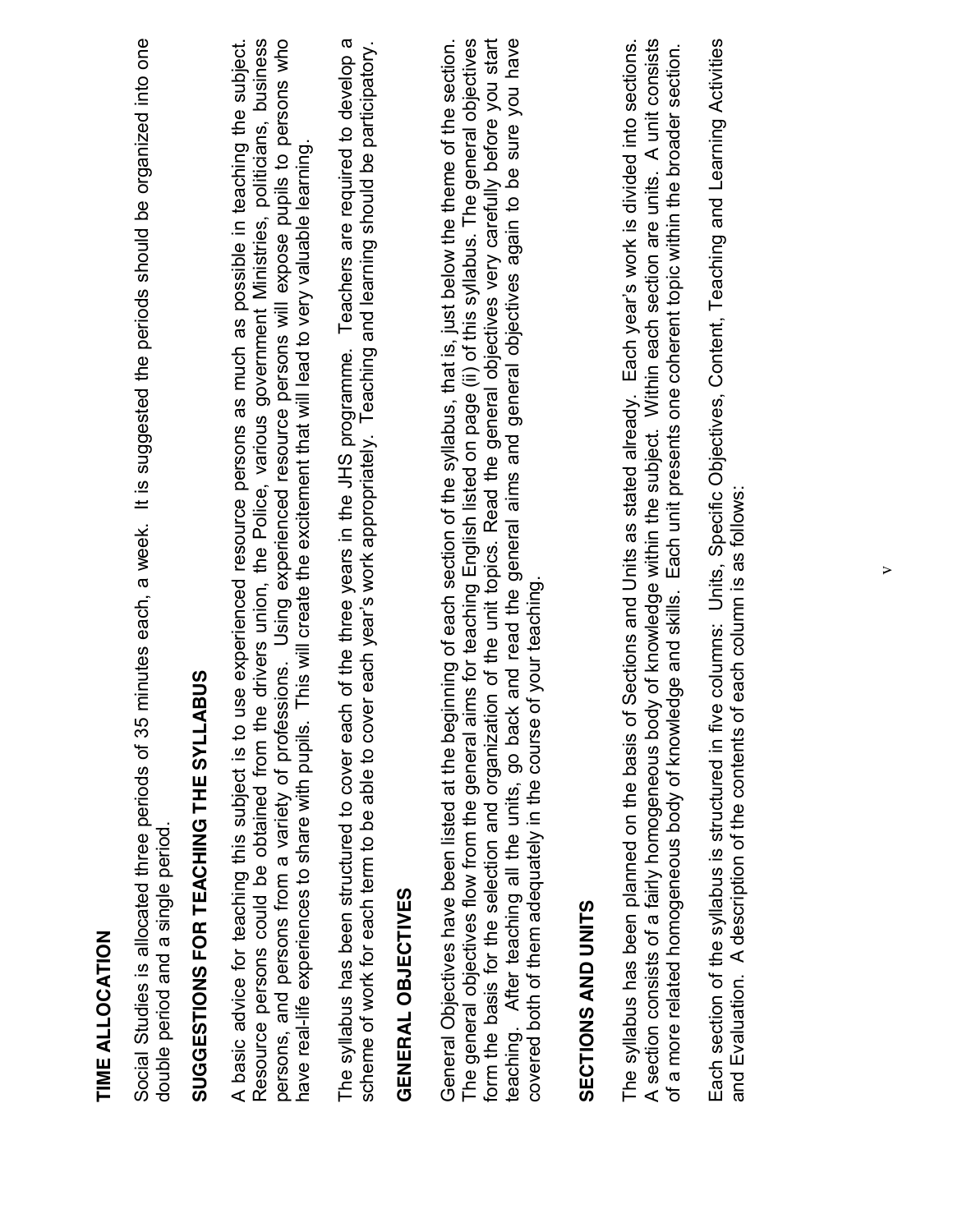## TIME ALLOCATION

Social Studies is allocated three periods of 35 minutes each, a week. It is suggested the periods should be organized into one double period and a single period.

## SUGGESTIONS FOR TEACHING THE SYLLABUS

A basic advice for teaching this subject is to use experienced resource persons as much as possible in teaching the subject. Resource persons could be obtained from the drivers union, the Police, various government Ministries, politicians, business persons, and persons from a variety of professions. Using experienced resource persons will expose pupils to persons who have real-life experiences to share with pupils. This will create the excitement that will lead to very valuable learning.

The syllabus has been structured to cover each of the three years in the JHS programme. Teachers are required to develop a scheme of work for each term to be able to cover each year's work appropriately. Teaching and learning should be participatory.

## GENERAL OBJECTIVES

General Objectives have been listed at the beginning of each section of the syllabus, that is, just below the theme of the section. The general objectives flow from the general aims for teaching English listed on page (ii) of this syllabus. The general objectives form the basis for the selection and organization of the unit topics. Read the general objectives very carefully before you start teaching. After teaching all the units, go back and read the general aims and general objectives again to be sure you have covered both of them adequately in the course of your teaching.

## SECTIONS AND UNITS

The syllabus has been planned on the basis of Sections and Units as stated already. Each year's work is divided into sections. A section consists of a fairly homogeneous body of knowledge within the subject. Within each section are units. A unit consists of a more related homogeneous body of knowledge and skills. Each unit presents one coherent topic within the broader section.

Each section of the syllabus is structured in five columns: Units, Specific Objectives, Content, Teaching and Learning Activities and Evaluation. A description of the contents of each column is as follows: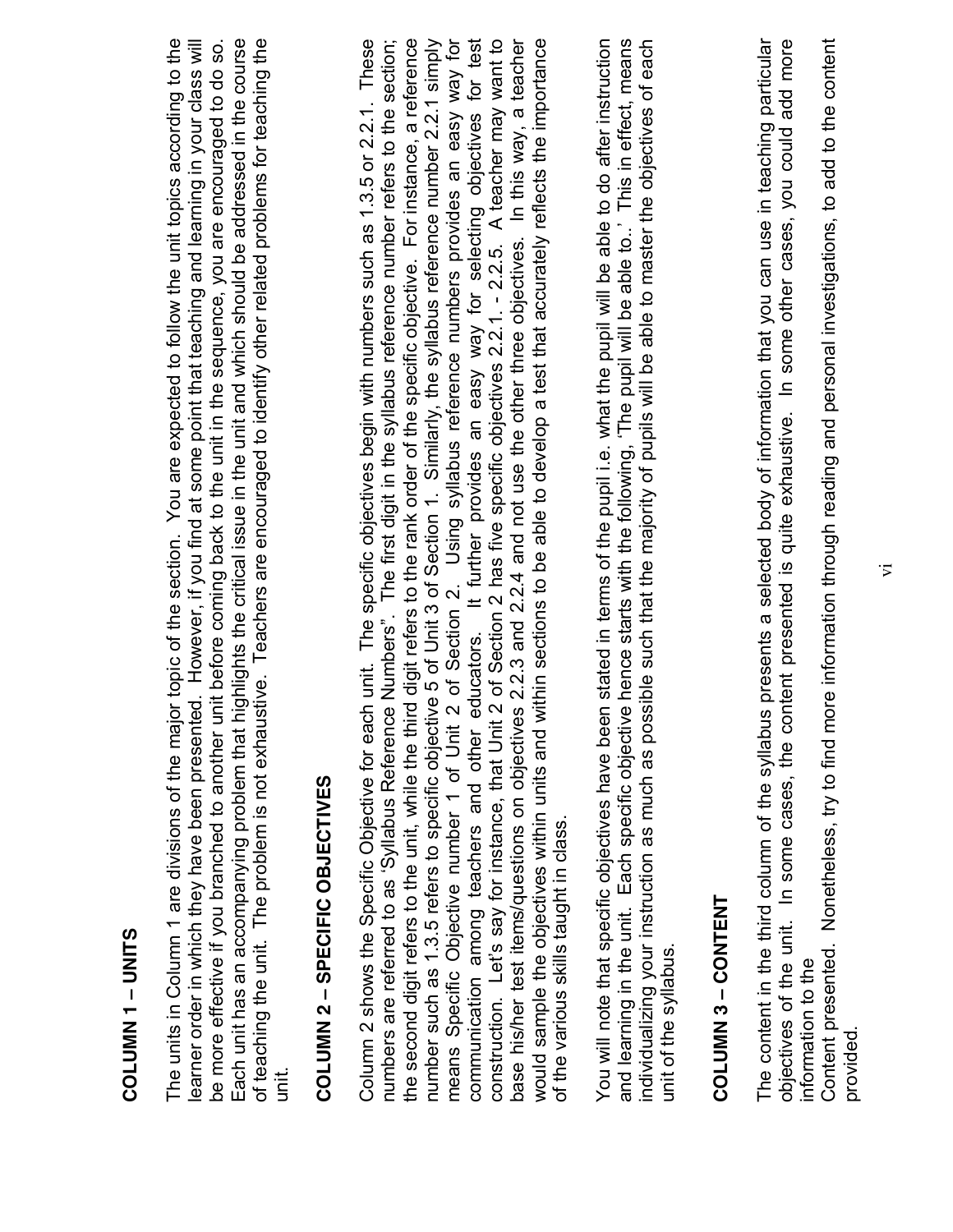## COLUMN 1 – UNITS

The units in Column 1 are divisions of the major topic of the section. You are expected to follow the unit topics according to the learner order in which they have been presented. However, if you find at some point that teaching and learning in your class will be more effective if you branched to another unit before coming back to the unit in the sequence, you are encouraged to do so. Each unit has an accompanying problem that highlights the critical issue in the unit and which should be addressed in the course of teaching the unit. The problem is not exhaustive. Teachers are encouraged to identify other related problems for teaching the unit.

## COLUMN 2 – SPECIFIC OBJECTIVES

Column 2 shows the Specific Objective for each unit. The specific objectives begin with numbers such as 1.3.5 or 2.2.1. These numbers are referred to as 'Syllabus Reference Numbers". The first digit in the syllabus reference number refers to the section; the second digit refers to the unit, while the third digit refers to the rank order of the specific objective. For instance, a reference number such as 1.3.5 refers to specific objective 5 of Unit 3 of Section 1. Similarly, the syllabus reference number 2.2.1 simply means Specific Objective number 1 of Unit 2 of Section 2. Using syllabus reference numbers provides an easy way for communication among teachers and other educators. It further provides an easy way for selecting objectives for test construction. Let's say for instance, that Unit 2 of Section 2 has five specific objectives 2.2.1. - 2.2.5. A teacher may want to base his/her test items/questions on objectives 2.2.3 and 2.2.4 and not use the other three objectives. In this way, a teacher would sample the objectives within units and within sections to be able to develop a test that accurately reflects the importance of the various skills taught in class.

You will note that specific objectives have been stated in terms of the pupil i.e. what the pupil will be able to do after instruction and learning in the unit. Each specific objective hence starts with the following, 'The pupil will be able to..' This in effect, means individualizing your instruction as much as possible such that the majority of pupils will be able to master the objectives of each unit of the syllabus.

## COLUMN 3 – CONTENT

The content in the third column of the syllabus presents a selected body of information that you can use in teaching particular objectives of the unit. In some cases, the content presented is quite exhaustive. In some other cases, you could add more information to the

Content presented. Nonetheless, try to find more information through reading and personal investigations, to add to the content provided.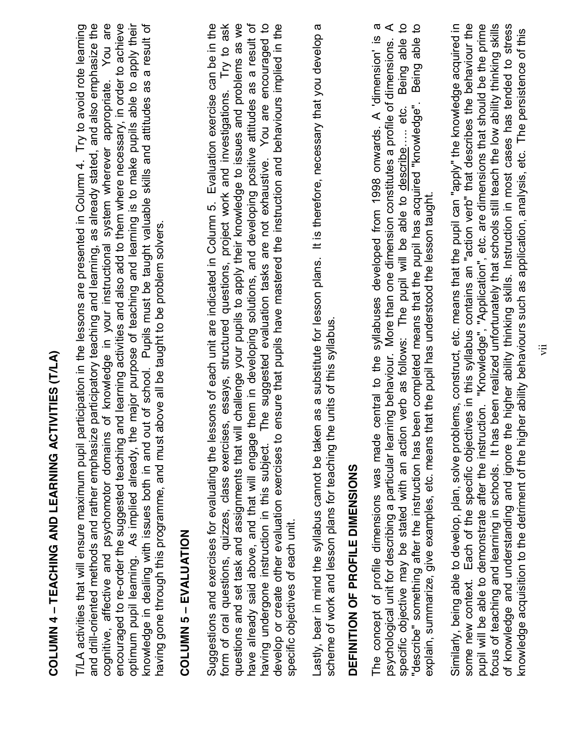## COLUMN 4 – TEACHING AND LEARNING ACTIVITIES (T/LA)

T/LA activities that will ensure maximum pupil participation in the lessons are presented in Column 4. Try to avoid rote learning and drill-oriented methods and rather emphasize participatory teaching and learning, as already stated, and also emphasize the cognitive, affective and psychomotor domains of knowledge in your instructional system wherever appropriate. You are encouraged to re-order the suggested teaching and learning activities and also add to them where necessary, in order to achieve optimum pupil learning. As implied already, the major purpose of teaching and learning is to make pupils able to apply their knowledge in dealing with issues both in and out of school. Pupils must be taught valuable skills and attitudes as a result of having gone through this programme, and must above all be taught to be problem solvers.

## COLUMN 5 – EVALUATION

Suggestions and exercises for evaluating the lessons of each unit are indicated in Column 5. Evaluation exercise can be in the form of oral questions, quizzes, class exercises, essays, structured questions, project work and investigations. Try to ask questions and set task and assignments that will challenge your pupils to apply their knowledge to issues and problems as we have already said above, and that will engage them in developing solutions, and developing positive attitudes as a result of having undergone instruction in this subject. The suggested evaluation tasks are not exhaustive. You are encouraged to develop or create other evaluation exercises to ensure that pupils have mastered the instruction and behaviours implied in the specific objectives of each unit.

Lastly, bear in mind the syllabus cannot be taken as a substitute for lesson plans. It is therefore, necessary that you develop a scheme of work and lesson plans for teaching the units of this syllabus.

## DEFINITION OF PROFILE DIMENSIONS

The concept of profile dimensions was made central to the syllabuses developed from 1998 onwards. A 'dimension' is a psychological unit for describing a particular learning behaviour. More than one dimension constitutes a profile of dimensions. A specific objective may be stated with an action verb as follows: The pupil will be able to describe….. etc. Being able to "describe" something after the instruction has been completed means that the pupil has acquired "knowledge". Being able to explain, summarize, give examples, etc. means that the pupil has understood the lesson taught.

Similarly, being able to develop, plan, solve problems, construct, etc. means that the pupil can "apply" the knowledge acquired in some new context. Each of the specific objectives in this syllabus contains an "action verb" that describes the behaviour the pupil will be able to demonstrate after the instruction. "Knowledge", "Application", etc. are dimensions that should be the prime focus of teaching and learning in schools. It has been realized unfortunately that schools still teach the low ability thinking skills of knowledge and understanding and ignore the higher ability thinking skills. Instruction in most cases has tended to stress knowledge acquisition to the detriment of the higher ability behaviours such as application, analysis, etc. The persistence of this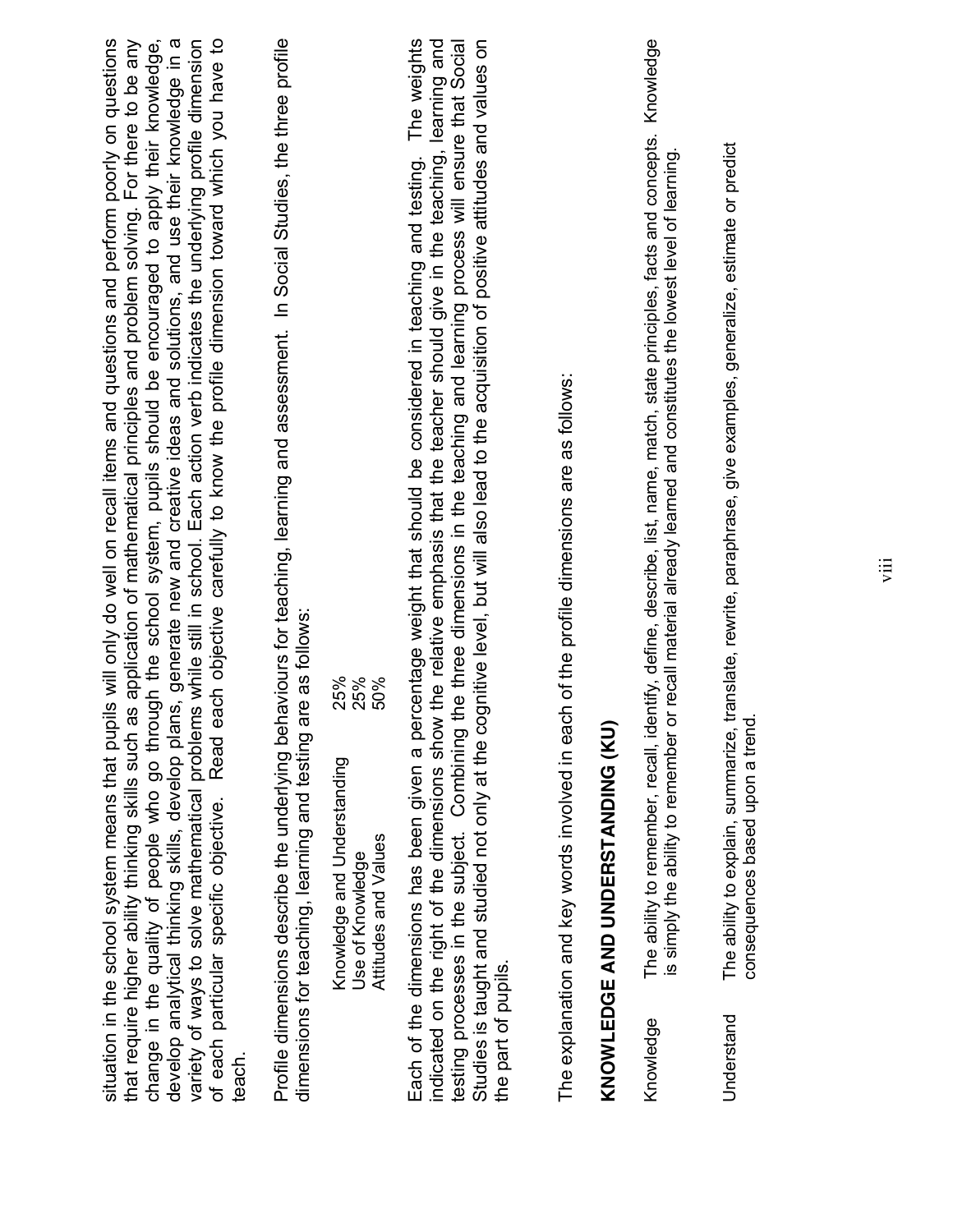situation in the school system means that pupils will only do well on recall items and questions and perform poorly on questions that require higher ability thinking skills such as application of mathematical principles and problem solving. For there to be any change in the quality of people who go through the school system, pupils should be encouraged to apply their knowledge, develop analytical thinking skills, develop plans, generate new and creative ideas and solutions, and use their knowledge in a variety of ways to solve mathematical problems while still in school. Each action verb indicates the underlying profile dimension of each particular specific objective. Read each objective carefully to know the profile dimension toward which you have to teach.

Profile dimensions describe the underlying behaviours for teaching, learning and assessment. In Social Studies, the three profile dimensions for teaching, learning and testing are as follows:

| | |
|---|---|
| Knowledge and Understanding | 25% |
| Use of Knowledge | 25% |
| Attitudes and Values | 50% |

Each of the dimensions has been given a percentage weight that should be considered in teaching and testing. The weights indicated on the right of the dimensions show the relative emphasis that the teacher should give in the teaching, learning and testing processes in the subject. Combining the three dimensions in the teaching and learning process will ensure that Social Studies is taught and studied not only at the cognitive level, but will also lead to the acquisition of positive attitudes and values on the part of pupils.

The explanation and key words involved in each of the profile dimensions are as follows:

**KNOWLEDGE AND UNDERSTANDING (KU)**

| | |
|---|---|
| Knowledge | The ability to remember, recall, identify, define, describe, list, name, match, state principles, facts and concepts. Knowledge is simply the ability to remember or recall material already learned and constitutes the lowest level of learning. |
| Understand | The ability to explain, summarize, translate, rewrite, paraphrase, give examples, generalize, estimate or predict consequences based upon a trend. |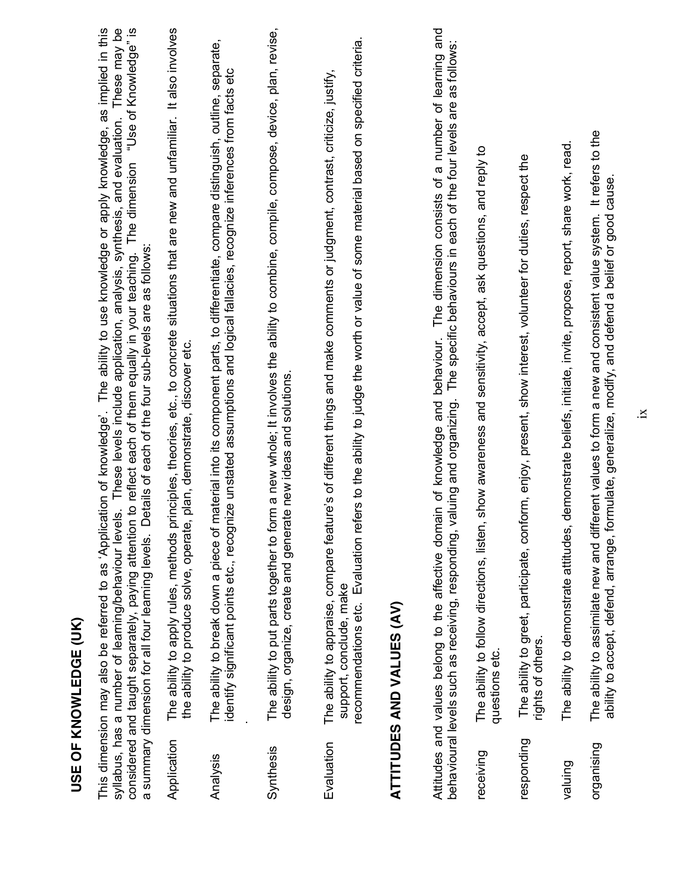## USE OF KNOWLEDGE (UK)

This dimension may also be referred to as 'Application of knowledge'. The ability to use knowledge or apply knowledge, as implied in this syllabus, has a number of learning/behaviour levels. These levels include application, analysis, synthesis, and evaluation. These may be considered and taught separately, paying attention to reflect each of them equally in your teaching. The dimension "Use of Knowledge" is a summary dimension for all four learning levels. Details of each of the four sub-levels are as follows:

| | |
|---|---|
| Application | The ability to apply rules, methods principles, theories, etc., to concrete situations that are new and unfamiliar. It also involves the ability to produce solve, operate, plan, demonstrate, discover etc. |
| Analysis | The ability to break down a piece of material into its component parts, to differentiate, compare distinguish, outline, separate, identify significant points etc., recognize unstated assumptions and logical fallacies, recognize inferences from facts etc. |
| Synthesis | The ability to put parts together to form a new whole; It involves the ability to combine, compile, compose, device, plan, revise, design, organize, create and generate new ideas and solutions. |
| Evaluation | The ability to appraise, compare feature's of different things and make comments or judgment, contrast, criticize, justify, support, conclude, make recommendations etc. Evaluation refers to the ability to judge the worth or value of some material based on specified criteria. |

## ATTITUDES AND VALUES (AV)

Attitudes and values belong to the affective domain of knowledge and behaviour. The dimension consists of a number of learning and behavioural levels such as receiving, responding, valuing and organizing. The specific behaviours in each of the four levels are as follows:

| | |
|---|---|
| receiving | The ability to follow directions, listen, show awareness and sensitivity, accept, ask questions, and reply to questions etc. |
| responding | The ability to greet, participate, conform, enjoy, present, show interest, volunteer for duties, respect the rights of others. |
| valuing | The ability to demonstrate attitudes, demonstrate beliefs, initiate, invite, propose, report, share work, read. |
| organising | The ability to assimilate new and different values to form a new and consistent value system. It refers to the ability to accept, defend, arrange, formulate, generalize, modify, and defend a belief or good cause. |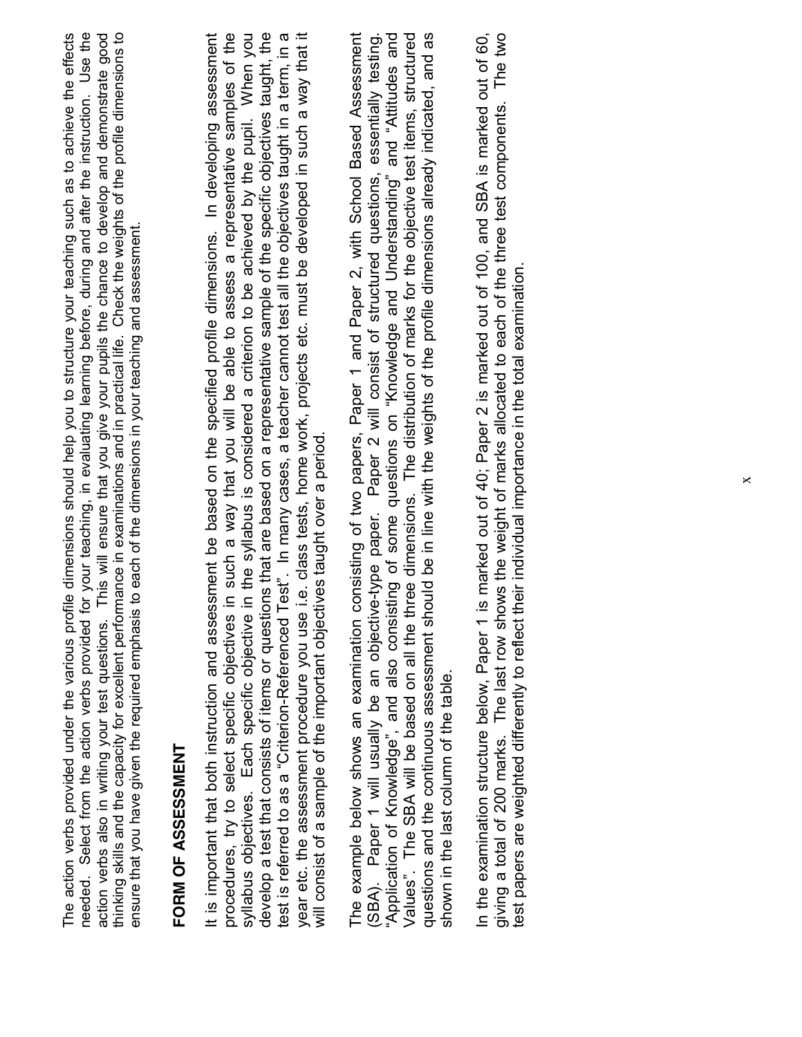The action verbs provided under the various profile dimensions should help you to structure your teaching such as to achieve the effects needed. Select from the action verbs provided for your teaching, in evaluating learning before, during and after the instruction. Use the action verbs also in writing your test questions. This will ensure that you give your pupils the chance to develop and demonstrate good thinking skills and the capacity for excellent performance in examinations and in practical life. Check the weights of the profile dimensions to ensure that you have given the required emphasis to each of the dimensions in your teaching and assessment.

## FORM OF ASSESSMENT

It is important that both instruction and assessment be based on the specified profile dimensions. In developing assessment procedures, try to select specific objectives in such a way that you will be able to assess a representative samples of the syllabus objectives. Each specific objective in the syllabus is considered a criterion to be achieved by the pupil. When you develop a test that consists of items or questions that are based on a representative sample of the specific objectives taught, the test is referred to as a "Criterion-Referenced Test". In many cases, a teacher cannot test all the objectives taught in a term, in a year etc. the assessment procedure you use i.e. class tests, home work, projects etc. must be developed in such a way that it will consist of a sample of the important objectives taught over a period.

The example below shows an examination consisting of two papers, Paper 1 and Paper 2, with School Based Assessment (SBA). Paper 1 will usually be an objective-type paper. Paper 2 will consist of structured questions, essentially testing, "Application of Knowledge", and also consisting of some questions on "Knowledge and Understanding" and "Attitudes and Values". The SBA will be based on all the three dimensions. The distribution of marks for the objective test items, structured questions and the continuous assessment should be in line with the weights of the profile dimensions already indicated, and as shown in the last column of the table.

In the examination structure below, Paper 1 is marked out of 40; Paper 2 is marked out of 100, and SBA is marked out of 60, giving a total of 200 marks. The last row shows the weight of marks allocated to each of the three test components. The two test papers are weighted differently to reflect their individual importance in the total examination.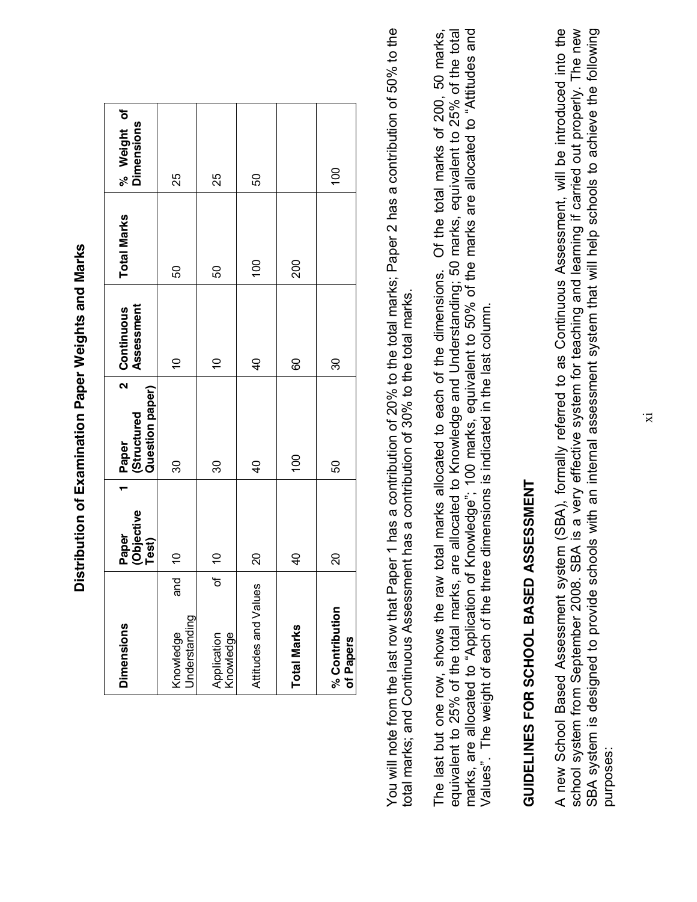## Distribution of Examination Paper Weights and Marks

| Dimensions | Paper 1 (Objective Test) | Paper 2 (Structured Question paper) | Continuous Assessment | Total Marks | % Weight of Dimensions |
|---|---|---|---|---|---|
| Knowledge and Understanding | 10 | 30 | 10 | 50 | 25 |
| Application of Knowledge | 10 | 30 | 10 | 50 | 25 |
| Attitudes and Values | 20 | 40 | 40 | 100 | 50 |
| **Total Marks** | 40 | 100 | 60 | 200 | |
| **% Contribution of Papers** | 20 | 50 | 30 | | 100 |

You will note from the last row that Paper 1 has a contribution of 20% to the total marks; Paper 2 has a contribution of 50% to the total marks; and Continuous Assessment has a contribution of 30% to the total marks.

The last but one row, shows the raw total marks allocated to each of the dimensions. Of the total marks of 200, 50 marks, equivalent to 25% of the total marks, are allocated to Knowledge and Understanding; 50 marks, equivalent to 25% of the total marks, are allocated to "Application of Knowledge"; 100 marks, equivalent to 50% of the marks are allocated to "Attitudes and Values". The weight of each of the three dimensions is indicated in the last column.

## GUIDELINES FOR SCHOOL BASED ASSESSMENT

A new School Based Assessment system (SBA), formally referred to as Continuous Assessment, will be introduced into the school system from September 2008. SBA is a very effective system for teaching and learning if carried out properly. The new SBA system is designed to provide schools with an internal assessment system that will help schools to achieve the following purposes: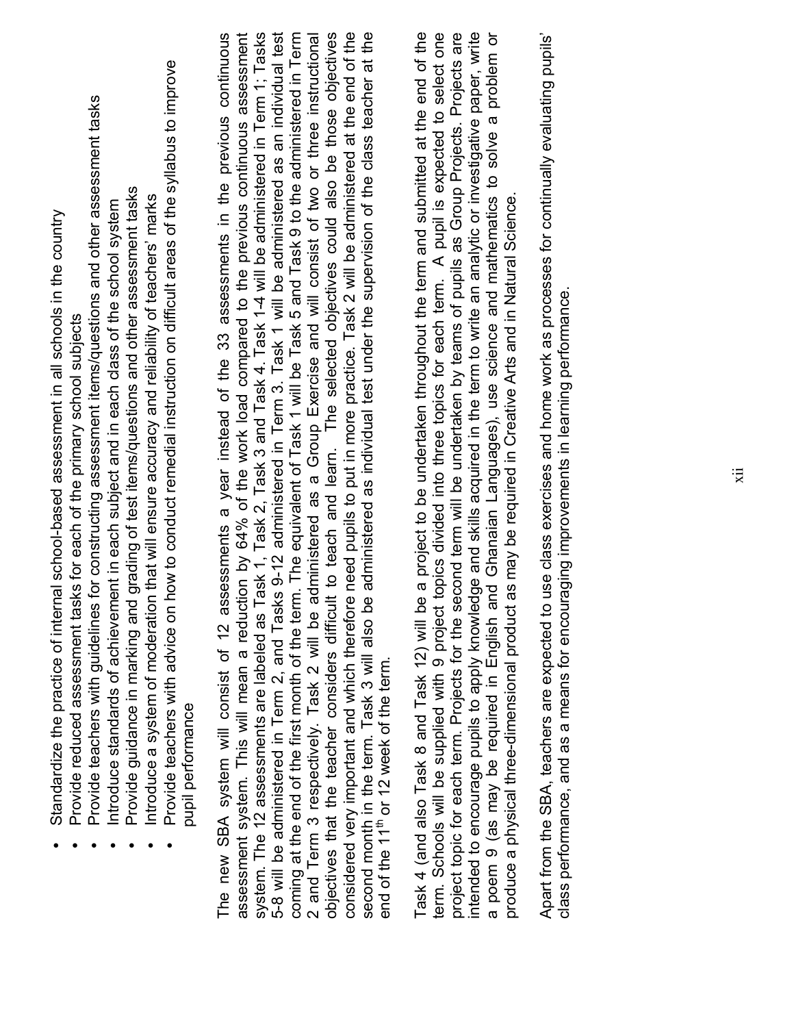- Standardize the practice of internal school-based assessment in all schools in the country
- Provide reduced assessment tasks for each of the primary school subjects
- Provide teachers with guidelines for constructing assessment items/questions and other assessment tasks
- Introduce standards of achievement in each subject and in each class of the school system
- Provide guidance in marking and grading of test items/questions and other assessment tasks
- Introduce a system of moderation that will ensure accuracy and reliability of teachers' marks
- Provide teachers with advice on how to conduct remedial instruction on difficult areas of the syllabus to improve pupil performance

The new SBA system will consist of 12 assessments a year instead of the 33 assessments in the previous continuous assessment system. This will mean a reduction by 64% of the work load compared to the previous continuous assessment system. The 12 assessments are labeled as Task 1, Task 2, Task 3 and Task 4. Task 1-4 will be administered in Term 1; Tasks 5-8 will be administered in Term 2, and Tasks 9-12 administered in Term 3. Task 1 will be administered as an individual test coming at the end of the first month of the term. The equivalent of Task 1 will be Task 5 and Task 9 to the administered in Term 2 and Term 3 respectively. Task 2 will be administered as a Group Exercise and will consist of two or three instructional objectives that the teacher considers difficult to teach and learn. The selected objectives could also be those objectives considered very important and which therefore need pupils to put in more practice. Task 2 will be administered at the end of the second month in the term. Task 3 will also be administered as individual test under the supervision of the class teacher at the end of the 11th or 12 week of the term.

Task 4 (and also Task 8 and Task 12) will be a project to be undertaken throughout the term and submitted at the end of the term. Schools will be supplied with 9 project topics divided into three topics for each term. A pupil is expected to select one project topic for each term. Projects for the second term will be undertaken by teams of pupils as Group Projects. Projects are intended to encourage pupils to apply knowledge and skills acquired in the term to write an analytic or investigative paper, write a poem 9 (as may be required in English and Ghanaian Languages), use science and mathematics to solve a problem or produce a physical three-dimensional product as may be required in Creative Arts and in Natural Science.

Apart from the SBA, teachers are expected to use class exercises and home work as processes for continually evaluating pupils' class performance, and as a means for encouraging improvements in learning performance.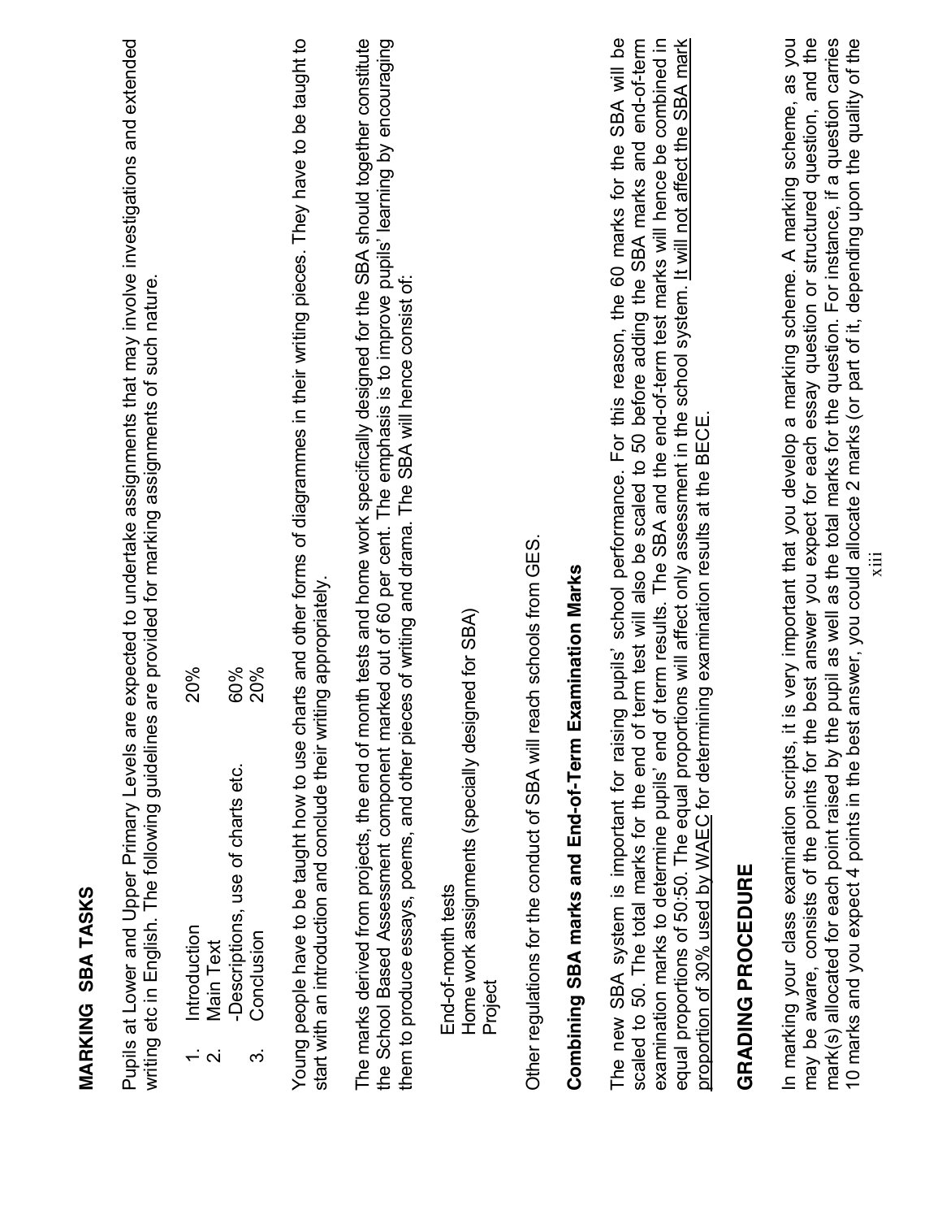**MARKING SBA TASKS**

Pupils at Lower and Upper Primary Levels are expected to undertake assignments that may involve investigations and extended writing etc in English. The following guidelines are provided for marking assignments of such nature.

1. Introduction 20%
2. Main Text
   -Descriptions, use of charts etc. 60%
3. Conclusion 20%

Young people have to be taught how to use charts and other forms of diagrammes in their writing pieces. They have to be taught to start with an introduction and conclude their writing appropriately.

The marks derived from projects, the end of month tests and home work specifically designed for the SBA should together constitute the School Based Assessment component marked out of 60 per cent. The emphasis is to improve pupils' learning by encouraging them to produce essays, poems, and other pieces of writing and drama. The SBA will hence consist of:

- End-of-month tests
- Home work assignments (specially designed for SBA)
- Project

Other regulations for the conduct of SBA will reach schools from GES.

**Combining SBA marks and End-of-Term Examination Marks**

The new SBA system is important for raising pupils' school performance. For this reason, the 60 marks for the SBA will be scaled to 50. The total marks for the end of term test will also be scaled to 50 before adding the SBA marks and end-of-term examination marks to determine pupils' end of term results. The SBA and the end-of-term test marks will hence be combined in equal proportions of 50:50. The equal proportions will affect only assessment in the school system. <u>It will not affect the SBA mark proportion of 30% used by WAEC</u> for determining examination results at the BECE.

## GRADING PROCEDURE

In marking your class examination scripts, it is very important that you develop a marking scheme. A marking scheme, as you may be aware, consists of the points for the best answer you expect for each essay question or structured question, and the mark(s) allocated for each point raised by the pupil as well as the total marks for the question. For instance, if a question carries 10 marks and you expect 4 points in the best answer, you could allocate 2 marks (or part of it, depending upon the quality of the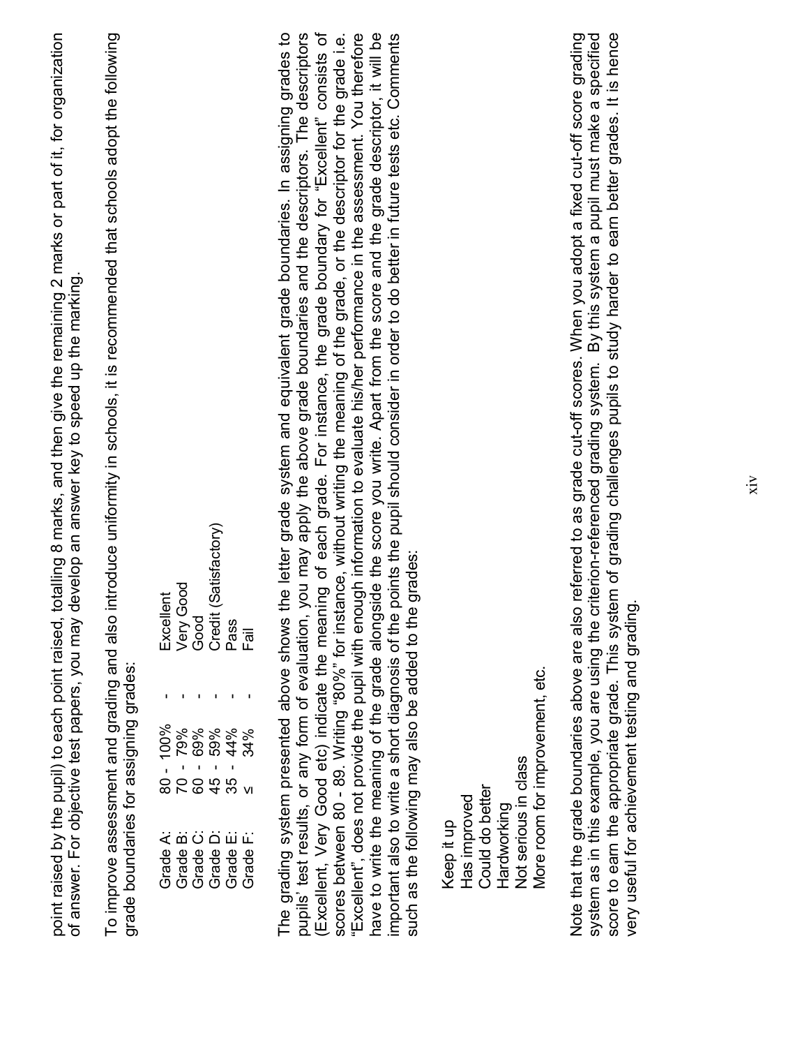point raised by the pupil) to each point raised, totalling 8 marks, and then give the remaining 2 marks or part of it, for organization of answer. For objective test papers, you may develop an answer key to speed up the marking.

To improve assessment and grading and also introduce uniformity in schools, it is recommended that schools adopt the following grade boundaries for assigning grades:

| | | | |
|---|---|---|---|
| Grade A: | 80 - 100% | - | Excellent |
| Grade B: | 70 - 79% | - | Very Good |
| Grade C: | 60 - 69% | - | Good |
| Grade D: | 45 - 59% | - | Credit (Satisfactory) |
| Grade E: | 35 - 44% | - | Pass |
| Grade F: | ≤ 34% | - | Fail |

The grading system presented above shows the letter grade system and equivalent grade boundaries. In assigning grades to pupils' test results, or any form of evaluation, you may apply the above grade boundaries and the descriptors. The descriptors (Excellent, Very Good etc) indicate the meaning of each grade. For instance, the grade boundary for "Excellent" consists of scores between 80 - 89. Writing "80%" for instance, without writing the meaning of the grade, or the descriptor for the grade i.e. "Excellent", does not provide the pupil with enough information to evaluate his/her performance in the assessment. You therefore have to write the meaning of the grade alongside the score you write. Apart from the score and the grade descriptor, it will be important also to write a short diagnosis of the points the pupil should consider in order to do better in future tests etc. Comments such as the following may also be added to the grades:

Keep it up
Has improved
Could do better
Hardworking
Not serious in class
More room for improvement, etc.

Note that the grade boundaries above are also referred to as grade cut-off scores. When you adopt a fixed cut-off score grading system as in this example, you are using the criterion-referenced grading system. By this system a pupil must make a specified score to earn the appropriate grade. This system of grading challenges pupils to study harder to earn better grades. It is hence very useful for achievement testing and grading.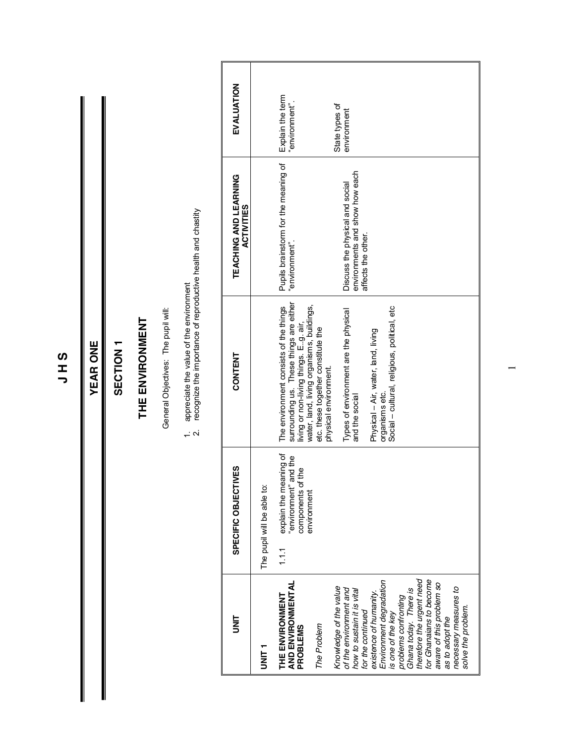# J H S

## YEAR ONE

## SECTION 1

## THE ENVIRONMENT

General Objectives: The pupil will:

1. appreciate the value of the environment
2. recognize the importance of reproductive health and chastity

| UNIT | SPECIFIC OBJECTIVES | CONTENT | TEACHING AND LEARNING ACTIVITIES | EVALUATION |
|---|---|---|---|---|
| **UNIT 1**<br><br>**THE ENVIRONMENT AND ENVIRONMENTAL PROBLEMS**<br><br>*The Problem*<br><br>*Knowledge of the value of the environment and how to sustain it is vital for the continued existence of humanity. Environment degradation is one of the key problems confronting Ghana today. There is therefore the urgent need for Ghanaians to become aware of this problem so as to adopt the necessary measures to solve the problem.* | The pupil will be able to:<br><br>1.1.1 explain the meaning of "environment" and the components of the environment | The environment consists of the things surrounding us. These things are either living or non-living things. E..g. air, water, land, living organisms, buildings, etc. these together constitute the physical environment.<br><br>Types of environment are the physical and the social<br><br>Physical – Air, water, land, living organisms etc.<br>Social – cultural, religious, political, etc | Pupils brainstorm for the meaning of "environment".<br><br>Discuss the physical and social environments and show how each affects the other. | Explain the term "environment".<br><br>State types of environment |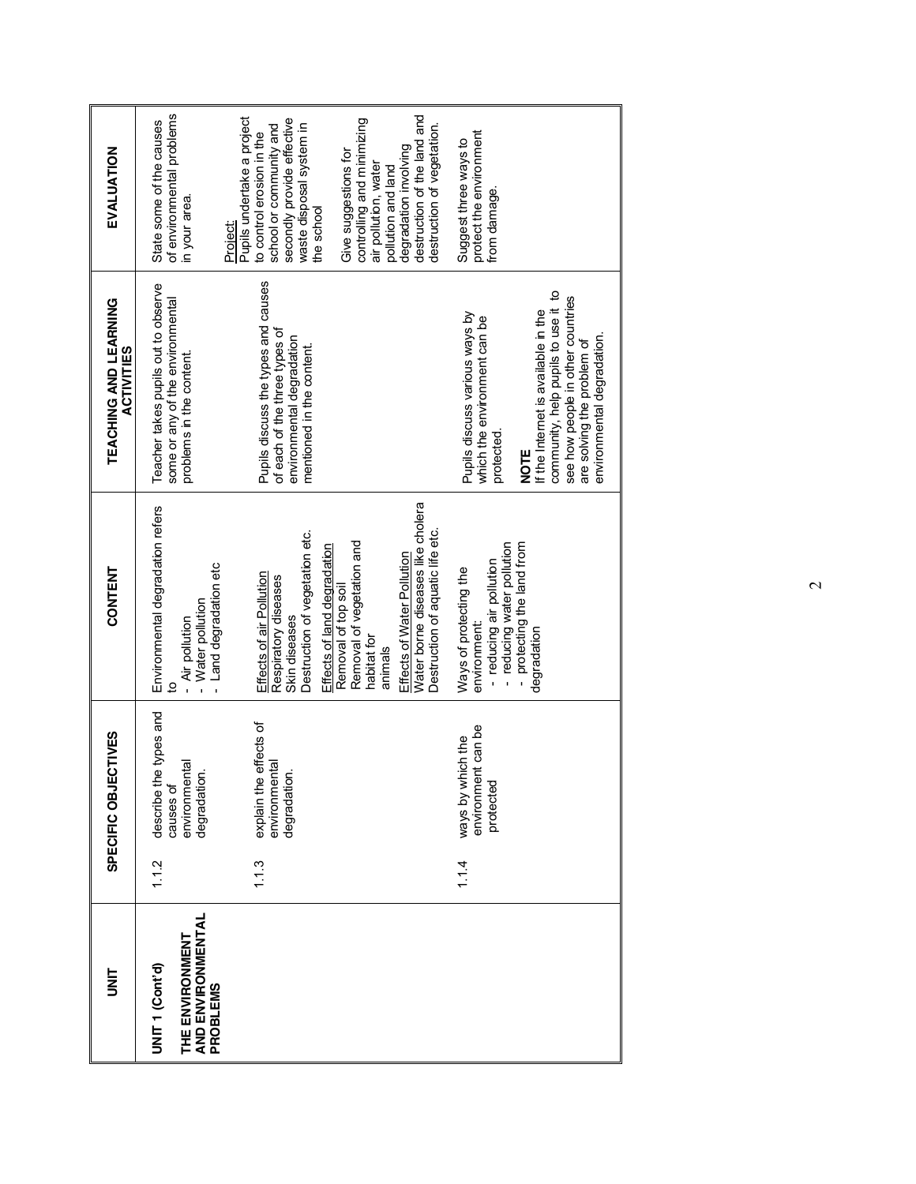| UNIT | SPECIFIC OBJECTIVES | CONTENT | TEACHING AND LEARNING ACTIVITIES | EVALUATION |
|---|---|---|---|---|
| **UNIT 1 (Cont'd)**<br><br>**THE ENVIRONMENT AND ENVIRONMENTAL PROBLEMS** | 1.1.2 describe the types and causes of environmental degradation. | Environmental degradation refers to<br>- Air pollution<br>- Water pollution<br>- Land degradation etc | Teacher takes pupils out to observe some or any of the environmental problems in the content. | State some of the causes of environmental problems in your area.<br><br>Project:<br>Pupils undertake a project to control erosion in the school or community and secondly provide effective waste disposal system in the school |
| | 1.1.3 explain the effects of environmental degradation. | Effects of air Pollution<br>Respiratory diseases<br>Skin diseases<br>Destruction of vegetation etc.<br><br>Effects of land degradation<br>Removal of top soil<br>Removal of vegetation and habitat for animals<br><br>Effects of Water Pollution<br>Water borne diseases like cholera<br>Destruction of aquatic life etc. | Pupils discuss the types and causes of each of the three types of environmental degradation mentioned in the content. | Give suggestions for controlling and minimizing air pollution, water pollution and land degradation involving destruction of the land and destruction of vegetation. |
| | 1.1.4 ways by which the environment can be protected | Ways of protecting the environment:<br>- reducing air pollution<br>- reducing water pollution<br>- protecting the land from degradation | Pupils discuss various ways by which the environment can be protected.<br><br>**NOTE**<br>If the Internet is available in the community, help pupils to use it to see how people in other countries are solving the problem of environmental degradation. | Suggest three ways to protect the environment from damage. |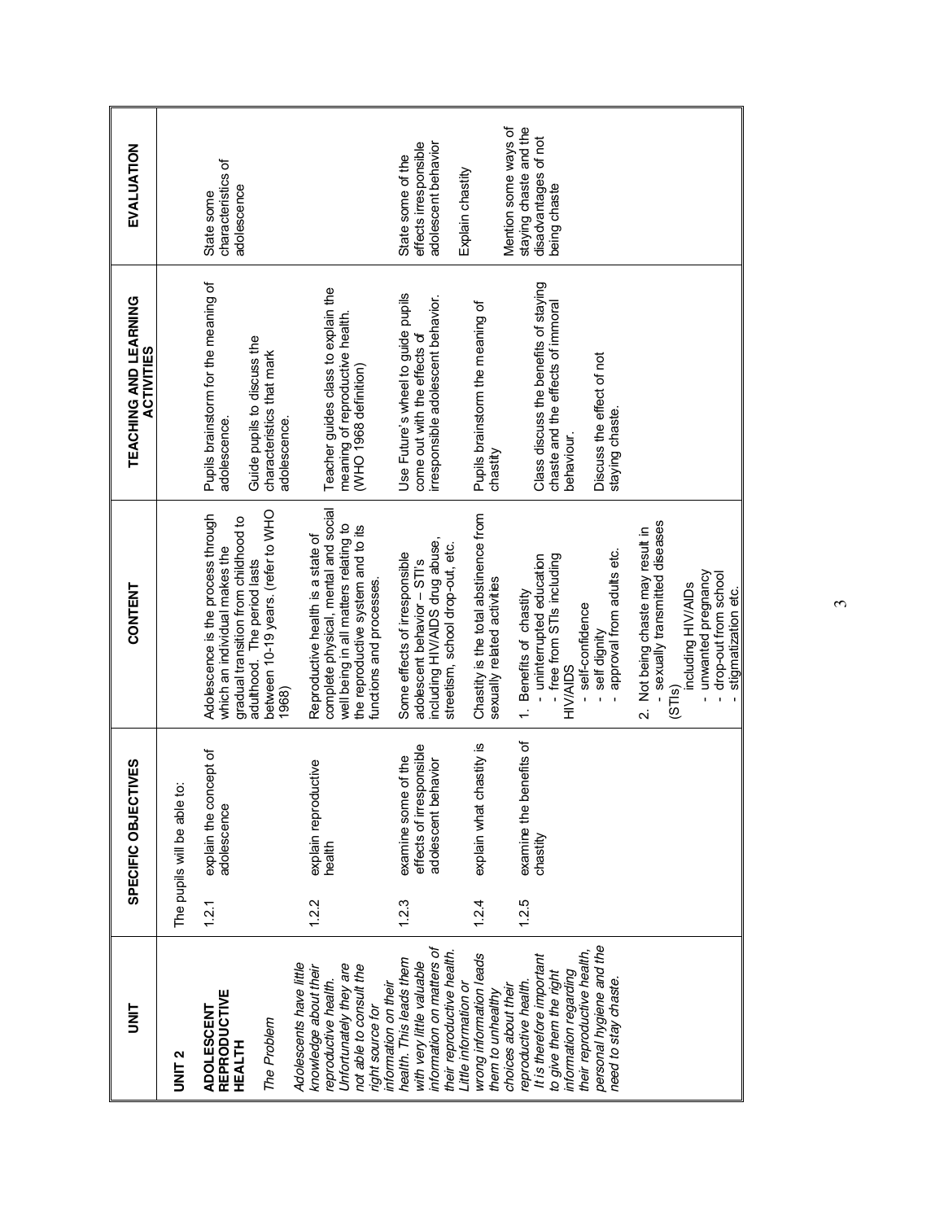| UNIT | SPECIFIC OBJECTIVES | CONTENT | TEACHING AND LEARNING ACTIVITIES | EVALUATION |
|---|---|---|---|---|
| **UNIT 2**<br><br>**ADOLESCENT REPRODUCTIVE HEALTH**<br><br>*The Problem*<br><br>*Adolescents have little knowledge about their reproductive health. Unfortunately they are not able to consult the right source for information on their health. This leads them with very little valuable information on matters of their reproductive health. Little information or wrong information leads them to unhealthy choices about their reproductive health. It is therefore important to give them the right information regarding their reproductive health, personal hygiene and the need to stay chaste.* | The pupils will be able to:<br><br>1.2.1 explain the concept of adolescence | Adolescence is the process through which an individual makes the gradual transition from childhood to adulthood. The period lasts between 10-19 years. (refer to WHO 1968) | Pupils brainstorm for the meaning of adolescence.<br><br>Guide pupils to discuss the characteristics that mark adolescence. | State some characteristics of adolescence |
| | 1.2.2 explain reproductive health | Reproductive health is a state of complete physical, mental and social well being in all matters relating to the reproductive system and to its functions and processes. | Teacher guides class to explain the meaning of reproductive health. (WHO 1968 definition) | |
| | 1.2.3 examine some of the effects of irresponsible adolescent behavior | Some effects of irresponsible adolescent behavior – STI's including HIV/AIDS drug abuse, streetism, school drop-out, etc. | Use Future's wheel to guide pupils come out with the effects of irresponsible adolescent behavior. | State some of the effects irresponsible adolescent behavior |
| | 1.2.4 explain what chastity is | Chastity is the total abstinence from sexually related activities | Pupils brainstorm the meaning of chastity | Explain chastity |
| | 1.2.5 examine the benefits of chastity | 1. Benefits of chastity<br>- uninterrupted education<br>- free from STIs including HIV/AIDS<br>- self-confidence<br>- self dignity<br>- approval from adults etc.<br><br>2. Not being chaste may result in<br>- sexually transmitted diseases (STIs) including HIV/AIDs<br>- unwanted pregnancy<br>- drop-out from school<br>- stigmatization etc. | Class discuss the benefits of staying chaste and the effects of immoral behaviour.<br><br>Discuss the effect of not staying chaste. | Mention some ways of staying chaste and the disadvantages of not being chaste |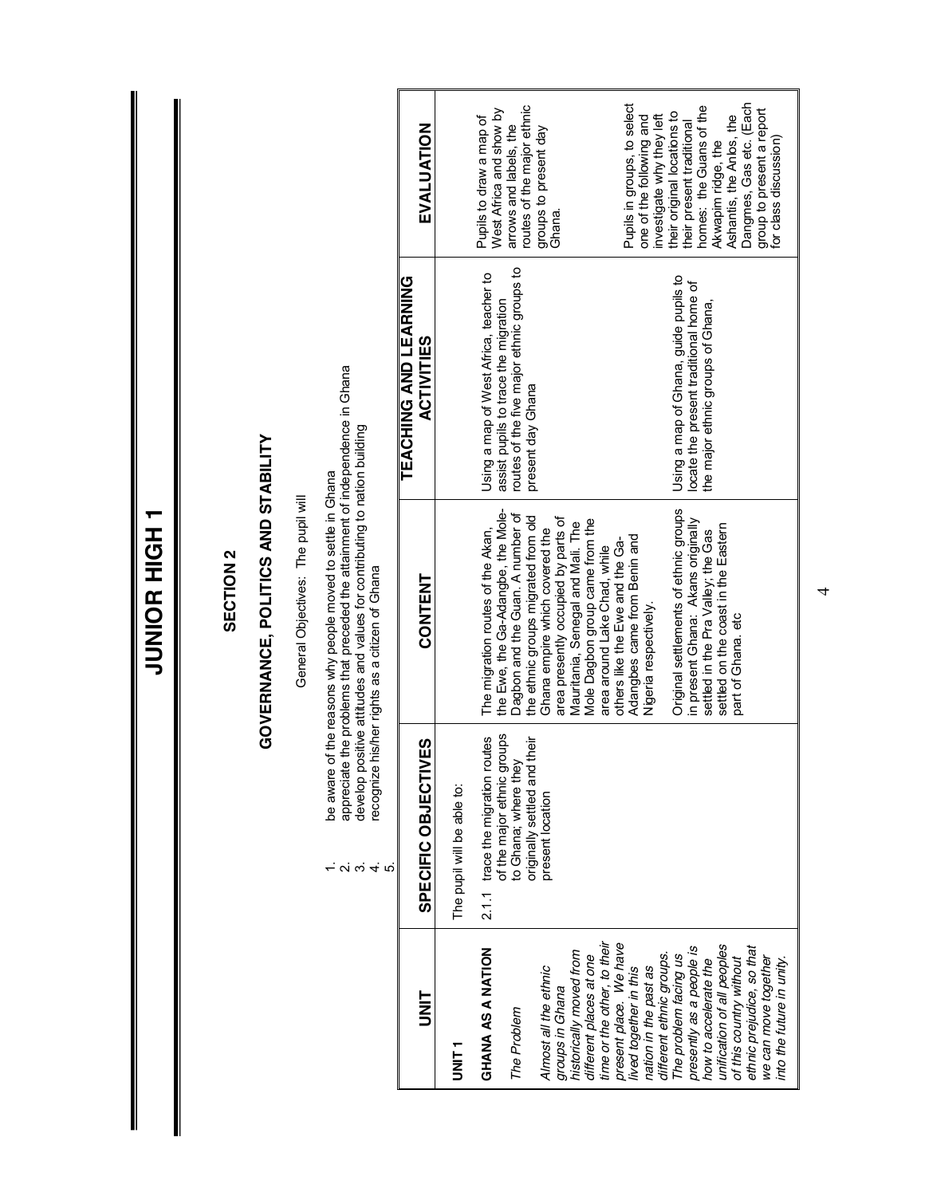# JUNIOR HIGH 1

## SECTION 2

## GOVERNANCE, POLITICS AND STABILITY

General Objectives: The pupil will

1. be aware of the reasons why people moved to settle in Ghana
2. appreciate the problems that preceded the attainment of independence in Ghana
3. develop positive attitudes and values for contributing to nation building
4. recognize his/her rights as a citizen of Ghana
5.

| UNIT | SPECIFIC OBJECTIVES | CONTENT | TEACHING AND LEARNING ACTIVITIES | EVALUATION |
|---|---|---|---|---|
| **UNIT 1**<br><br>**GHANA AS A NATION**<br><br>*The Problem*<br><br>*Almost all the ethnic groups in Ghana historically moved from different places at one time or the other, to their present place. We have lived together in this nation in the past as different ethnic groups. The problem facing us presently as a people is how to accelerate the unification of all peoples of this country without ethnic prejudice, so that we can move together into the future in unity.* | The pupil will be able to:<br><br>2.1.1 trace the migration routes of the major ethnic groups to Ghana; where they originally settled and their present location | The migration routes of the Akan, the Ewe, the Ga-Adangbe, the Mole-Dagbon and the Guan. A number of the ethnic groups migrated from old Ghana empire which covered the area presently occupied by parts of Mauritania, Senegal and Mali. The Mole Dagbon group came from the area around Lake Chad, while others like the Ewe and the Ga-Adangbes came from Benin and Nigeria respectively.<br><br>Original settlements of ethnic groups in present Ghana: Akans originally settled in the Pra Valley; the Gas settled on the coast in the Eastern part of Ghana. etc | Using a map of West Africa, teacher to assist pupils to trace the migration routes of the five major ethnic groups to present day Ghana<br><br>Using a map of Ghana, guide pupils to locate the present traditional home of the major ethnic groups of Ghana, | Pupils to draw a map of West Africa and show by arrows and labels, the routes of the major ethnic groups to present day Ghana.<br><br>Pupils in groups, to select one of the following and investigate why they left their original locations to their present traditional homes: the Guans of the Akwapim ridge, the Ashantis, the Anlos, the Dangmes, Gas etc. (Each group to present a report for class discussion) |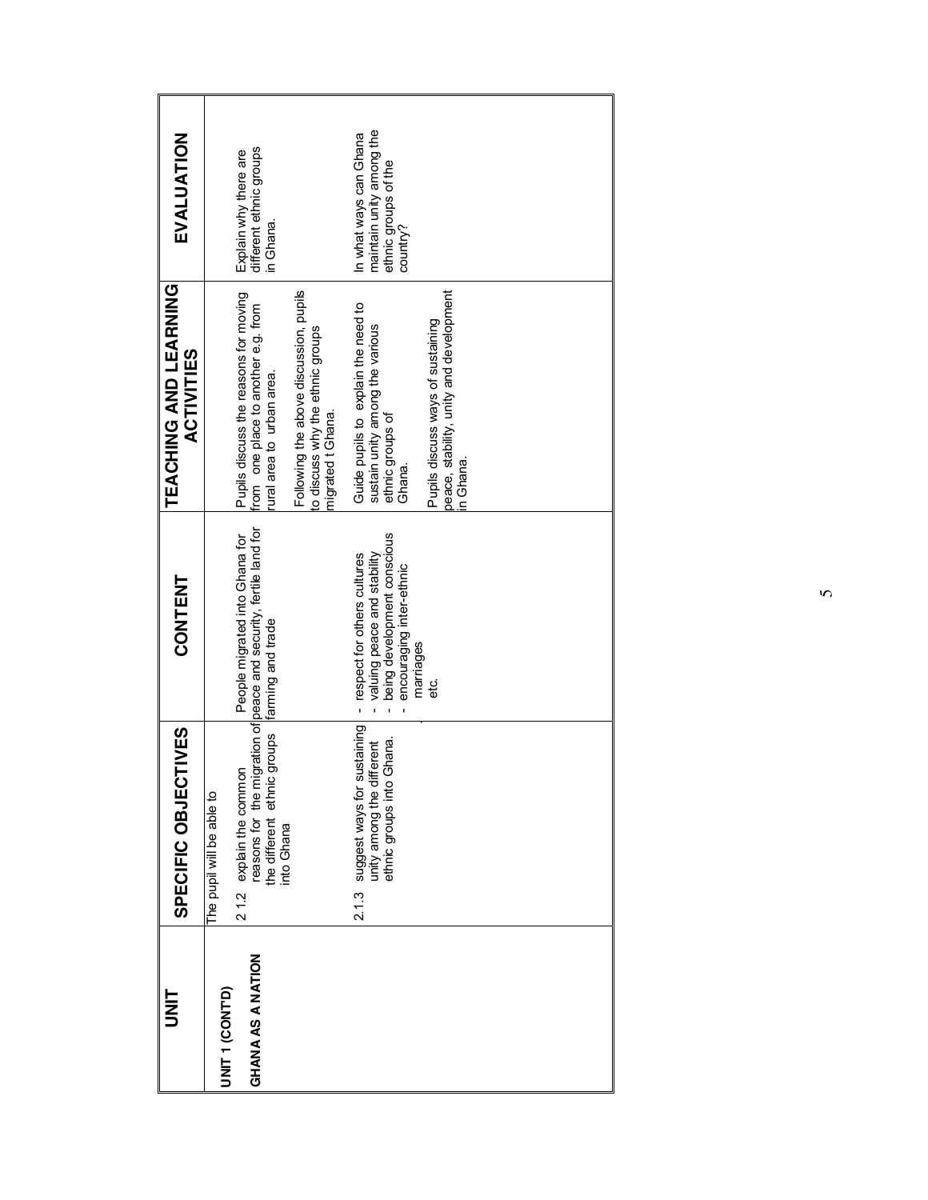| UNIT | SPECIFIC OBJECTIVES | CONTENT | TEACHING AND LEARNING ACTIVITIES | EVALUATION |
|---|---|---|---|---|
| **UNIT 1 (CONT'D)**<br><br>**GHANA AS A NATION** | The pupil will be able to<br><br>2.1.2 explain the common reasons for the migration of the different ethnic groups into Ghana | People migrated into Ghana for peace and security, fertile land for farming and trade | Pupils discuss the reasons for moving from one place to another e.g. from rural area to urban area.<br><br>Following the above discussion, pupils to discuss why the ethnic groups migrated t Ghana. | Explain why there are different ethnic groups in Ghana. |
| | 2.1.3 suggest ways for sustaining unity among the different ethnic groups into Ghana. | - respect for others cultures<br>- valuing peace and stability<br>- being development conscious<br>- encouraging inter-ethnic marriages<br>etc. | Guide pupils to explain the need to sustain unity among the various ethnic groups of Ghana.<br><br>Pupils discuss ways of sustaining peace, stability, unity and development in Ghana. | In what ways can Ghana maintain unity among the ethnic groups of the country? |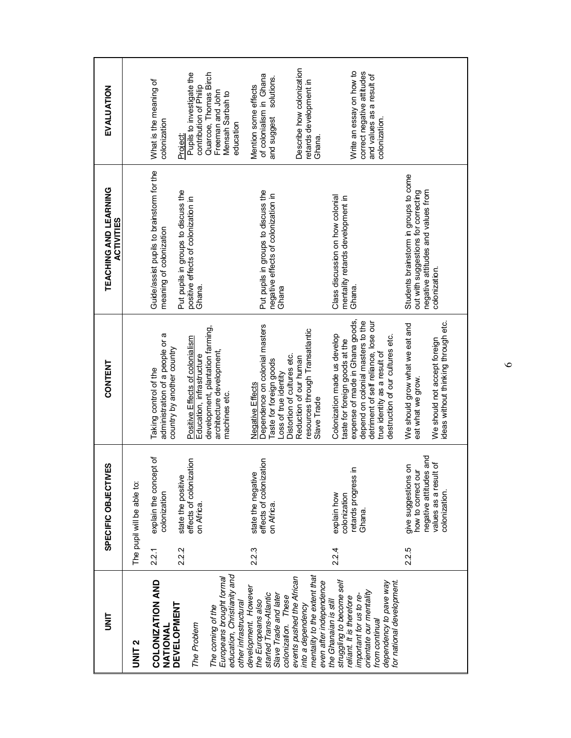| UNIT | SPECIFIC OBJECTIVES | CONTENT | TEACHING AND LEARNING ACTIVITIES | EVALUATION |
|---|---|---|---|---|
| **UNIT 2**<br><br>**COLONIZATION AND NATIONAL DEVELOPMENT**<br><br>*The Problem*<br><br>*The coming of the Europeans brought formal education, Christianity and other infrastructural development. However the Europeans also started Trans-Atlantic Slave Trade and later colonization. These events pushed the African into a dependency mentality to the extent that even after independence the Ghanaian is still struggling to become self reliant. It is therefore important for us to re-orientate our mentality from continual dependency to pave way for national development.* | The pupil will be able to:<br><br>2.2.1 explain the concept of colonization | Taking control of the administration of a people or a country by another country | Guide/assist pupils to brainstorm for the meaning of colonization | What is the meaning of colonization |
| | 2.2.2 state the positive effects of colonization on Africa. | <u>Positive Effects of colonialism</u><br>Education, infrastructure development, plantation farming, architecture development, machines etc. | Put pupils in groups to discuss the positive effects of colonization in Ghana. | <u>Project:</u><br>Pupils to investigate the contribution of Philip Quarcoe, Thomas Birch Freeman and John Mensah Sarbah to education |
| | 2.2.3 state the negative effects of colonization on Africa. | <u>Negative Effects</u><br>Dependence on colonial masters<br>Taste for foreign goods<br>Loss of true identity<br>Distortion of cultures etc.<br>Reduction of our human resources through Transatlantic Slave Trade | Put pupils in groups to discuss the negative effects of colonization in Ghana | Mention some effects of colonialism in Ghana and suggest solutions. |
| | 2.2.4 explain how colonization retards progress in Ghana. | Colonization made us develop taste for foreign goods at the expense of made in Ghana goods, depend on colonial masters to the detriment of self reliance, lose our true identity as a result of destruction of our cultures etc. | Class discussion on how colonial mentality retards development in Ghana. | Describe how colonization retards development in Ghana. |
| | 2.2.5 give suggestions on how to correct our negative attitudes and values as a result of colonization. | We should grow what we eat and eat what we grow.<br><br>We should not accept foreign ideas without thinking through etc. | Students brainstorm in groups to come out with suggestions for correcting negative attitudes and values from colonization. | Write an essay on how to correct negative attitudes and values as a result of colonization. |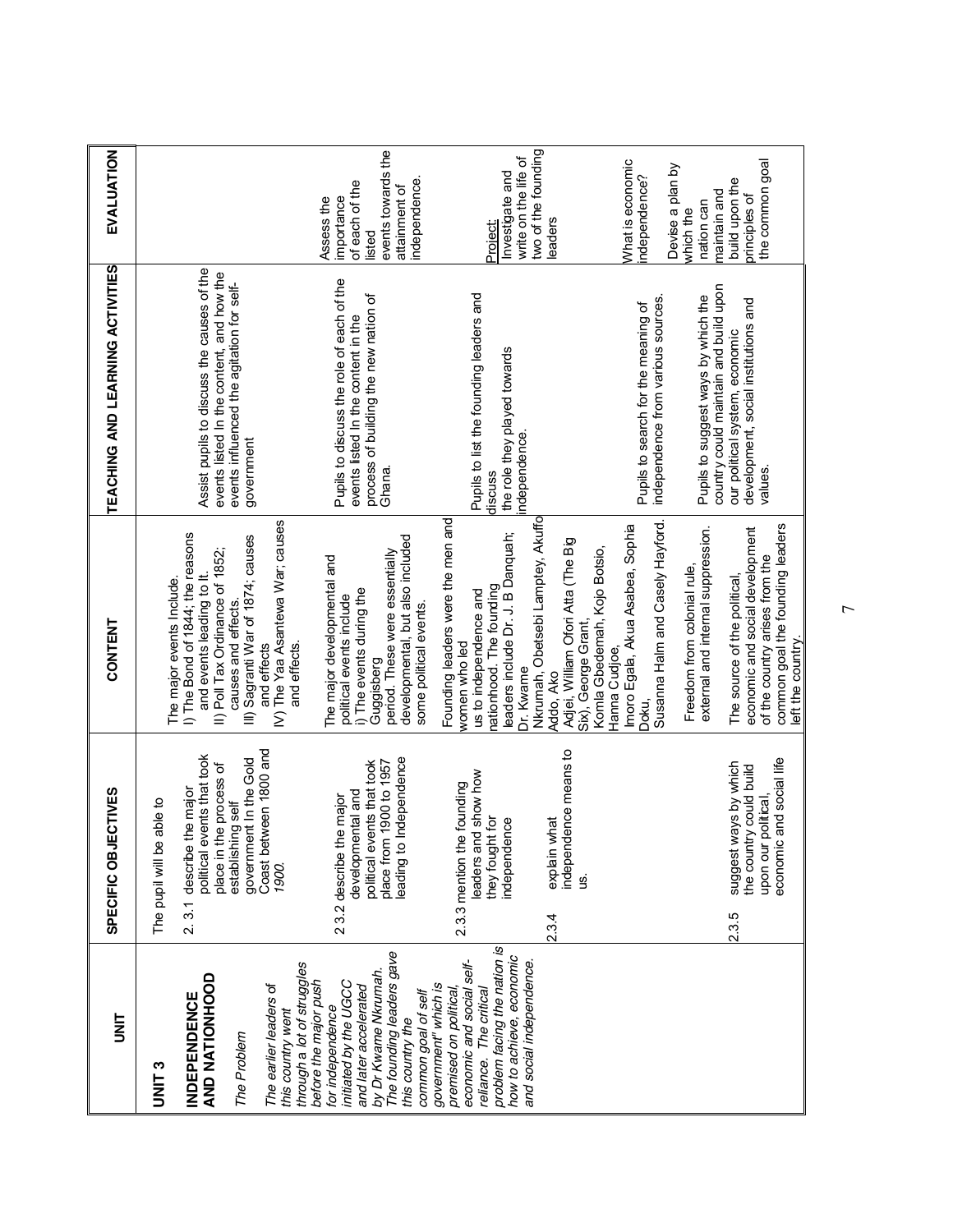| UNIT | SPECIFIC OBJECTIVES | CONTENT | TEACHING AND LEARNING ACTIVITIES | EVALUATION |
|---|---|---|---|---|
| **UNIT 3**<br><br>**INDEPENDENCE AND NATIONHOOD**<br><br>*The Problem*<br><br>*The earlier leaders of this country went through a lot of struggles before the major push for independence initiated by the UGCC and later accelerated by Dr Kwame Nkrumah. The founding leaders gave this country the common goal of self government" which is premised on political, economic and social self-reliance. The critical problem facing the nation is how to achieve, economic and social independence.* | The pupil will be able to<br><br>2. 3.1 describe the major political events that took place in the process of establishing self government In the Gold Coast between 1800 and *1900.* | The major events Include.<br>I) The Bond of 1844; the reasons and events leading to It.<br>II) Poll Tax Ordinance of 1852; causes and effects.<br>III) Sagranti War of 1874; causes and effects<br>IV) The Yaa Asantewa War; causes and effects. | Assist pupils to discuss the causes of the events listed In the content, and how the events influenced the agitation for self-government | |
| | 2.3.2 describe the major developmental and political events that took place from 1900 to 1957 leading to Independence | The major developmental and political events include<br>i) The events during the Guggisberg period. These were essentially developmental, but also included some political events. | Pupils to discuss the role of each of the events listed In the content in the process of building the new nation of Ghana. | Assess the importance of each of the listed events towards the attainment of independence. |
| | 2.3.3 mention the founding leaders and show how they fought for independence | Founding leaders were the men and women who led us to independence and nationhood. The founding leaders include Dr. J. B Danquah; Dr. Kwame Nkrumah, Obetsebi Lamptey, Akuffo Addo, Ako Adjei, William Ofori Atta (The Big Six), George Grant, Komla Gbedemah, Kojo Botsio, Hanna Cudjoe, Imoro Egala, Akua Asabea, Sophia Doku, Susanna Halm and Casely Hayford. | Pupils to list the founding leaders and discuss the role they played towards independence. | Project:<br>Investigate and write on the life of two of the founding leaders |
| | 2.3.4 explain what independence means to us. | Freedom from colonial rule, external and internal suppression. | Pupils to search for the meaning of independence from various sources. | What is economic independence? |
| | 2.3.5 suggest ways by which the country could build upon our political, economic and social life | The source of the political, economic and social development of the country arises from the common goal the founding leaders left the country. | Pupils to suggest ways by which the country could maintain and build upon our political system, economic development, social institutions and values. | Devise a plan by which the nation can maintain and build upon the principles of the common goal |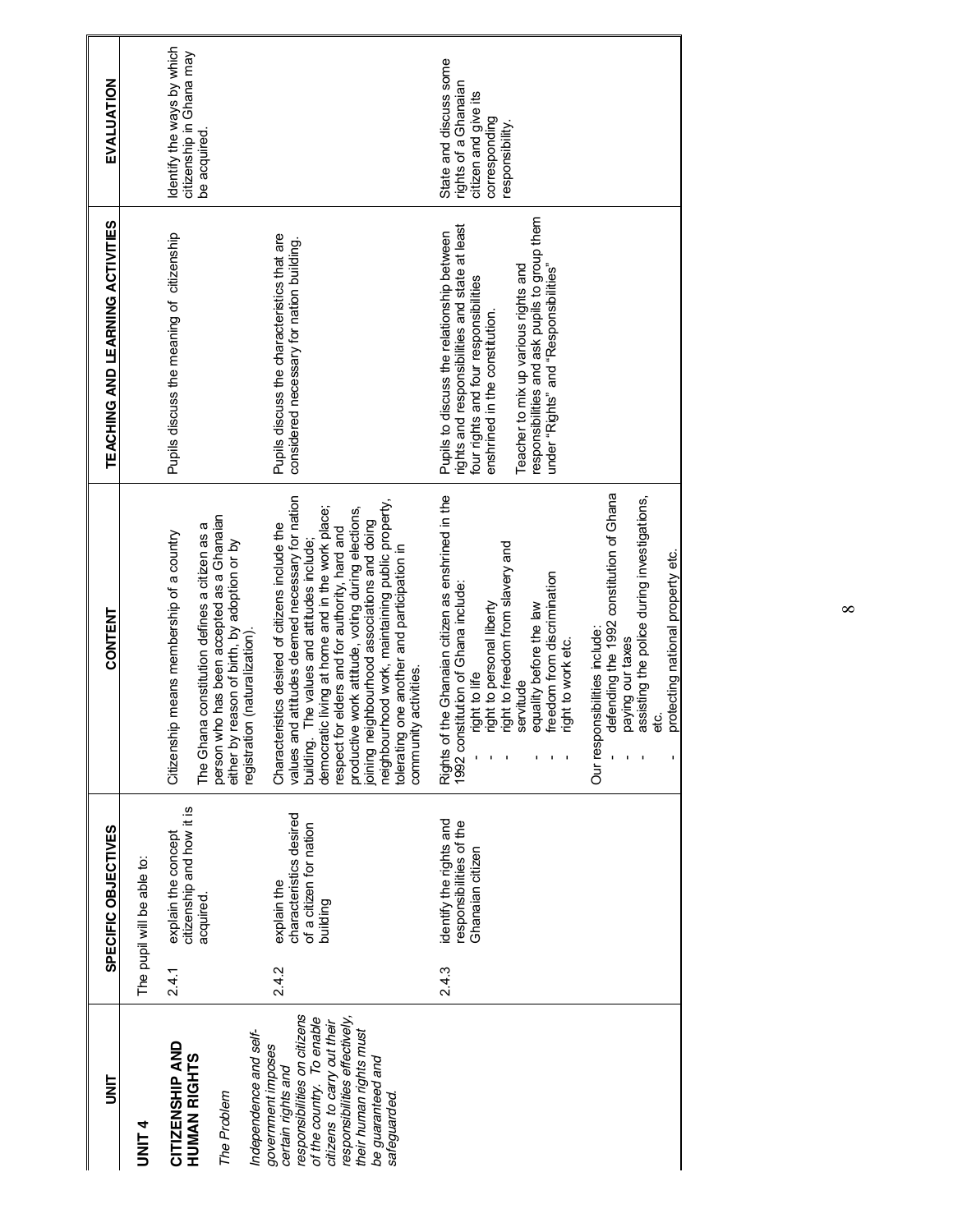| UNIT | SPECIFIC OBJECTIVES | CONTENT | TEACHING AND LEARNING ACTIVITIES | EVALUATION |
|---|---|---|---|---|
| **UNIT 4**<br><br>**CITIZENSHIP AND HUMAN RIGHTS**<br><br>*The Problem*<br><br>*Independence and self-government imposes certain rights and responsibilities on citizens of the country. To enable citizens to carry out their responsibilities effectively, their human rights must be guaranteed and safeguarded.* | The pupil will be able to:<br><br>2.4.1 explain the concept citizenship and how it is acquired. | Citizenship means membership of a country<br><br>The Ghana constitution defines a citizen as a person who has been accepted as a Ghanaian either by reason of birth, by adoption or by registration (naturalization). | Pupils discuss the meaning of citizenship | Identify the ways by which citizenship in Ghana may be acquired. |
| | 2.4.2 explain the characteristics desired of a citizen for nation building | Characteristics desired of citizens include the values and attitudes deemed necessary for nation building. The values and attitudes include; democratic living at home and in the work place; respect for elders and for authority, hard and productive work attitude, voting during elections, joining neighbourhood associations and doing neighbourhood work, maintaining public property, tolerating one another and participation in community activities. | Pupils discuss the characteristics that are considered necessary for nation building. | |
| | 2.4.3 identify the rights and responsibilities of the Ghanaian citizen | Rights of the Ghanaian citizen as enshrined in the 1992 constitution of Ghana include:<br>- right to life<br>- right to personal liberty<br>- right to freedom from slavery and servitude<br>- equality before the law<br>- freedom from discrimination<br>- right to work etc.<br><br>Our responsibilities include:<br>- defending the 1992 constitution of Ghana<br>- paying our taxes<br>- assisting the police during investigations, etc.<br>- protecting national property etc. | Pupils to discuss the relationship between rights and responsibilities and state at least four rights and four responsibilities enshrined in the constitution.<br><br>Teacher to mix up various rights and responsibilities and ask pupils to group them under "Rights" and "Responsibilities" | State and discuss some rights of a Ghanaian citizen and give its corresponding responsibility. |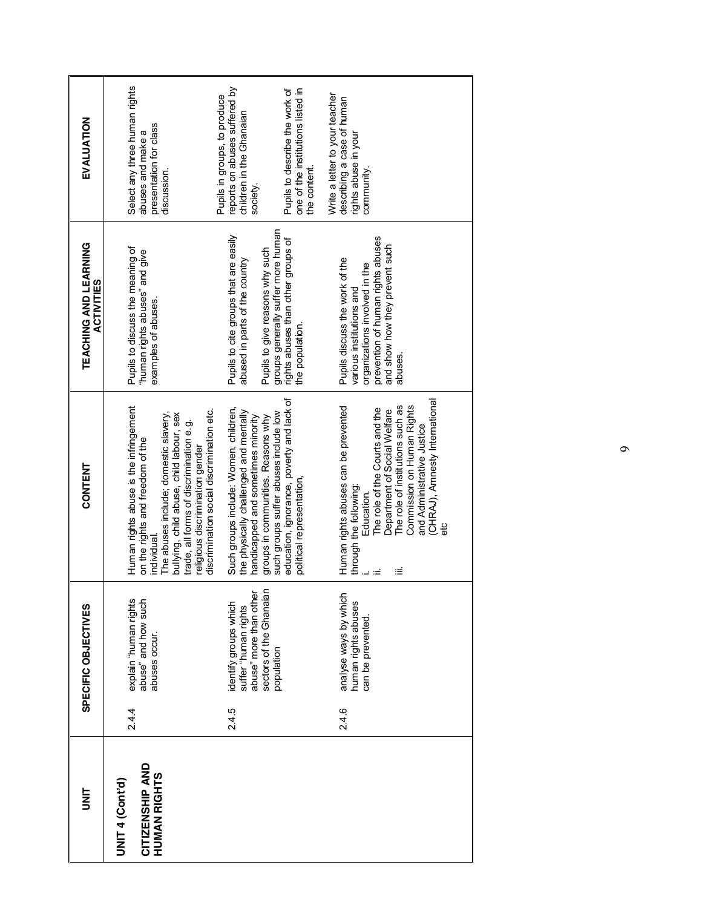| UNIT | SPECIFIC OBJECTIVES | | CONTENT | TEACHING AND LEARNING ACTIVITIES | EVALUATION |
|---|---|---|---|---|---|
| **UNIT 4 (Cont'd)**<br><br>**CITIZENSHIP AND HUMAN RIGHTS** | 2.4.4 | explain "human rights abuse" and how such abuses occur. | Human rights abuse is the infringement on the rights and freedom of the individual.<br>The abuses include; domestic slavery, bullying, child abuse, child labour, sex trade, all forms of discrimination e. g. religious discrimination gender discrimination social discrimination etc. | Pupils to discuss the meaning of "human rights abuses" and give examples of abuses. | Select any three human rights abuses and make a presentation for class discussion. |
| | 2.4.5 | identify groups which suffer "human rights abuse" more than other sectors of the Ghanaian population | Such groups include: Women, children, the physically challenged and mentally handicapped and sometimes minority groups in communities. Reasons why such groups suffer abuses include low education, ignorance, poverty and lack of political representation, | Pupils to cite groups that are easily abused in parts of the country<br><br>Pupils to give reasons why such groups generally suffer more human rights abuses than other groups of the population. | Pupils in groups, to produce reports on abuses suffered by children in the Ghanaian society.<br><br>Pupils to describe the work of one of the institutions listed in the content. |
| | 2.4.6 | analyse ways by which human rights abuses can be prevented. | Human rights abuses can be prevented through the following:<br>i. Education.<br>ii. The role of the Courts and the Department of Social Welfare<br>iii. The role of institutions such as Commission on Human Rights and Administrative Justice (CHRAJ), Amnesty International etc | Pupils discuss the work of the various institutions and organizations involved in the prevention of human rights abuses and show how they prevent such abuses. | Write a letter to your teacher describing a case of human rights abuse in your community. |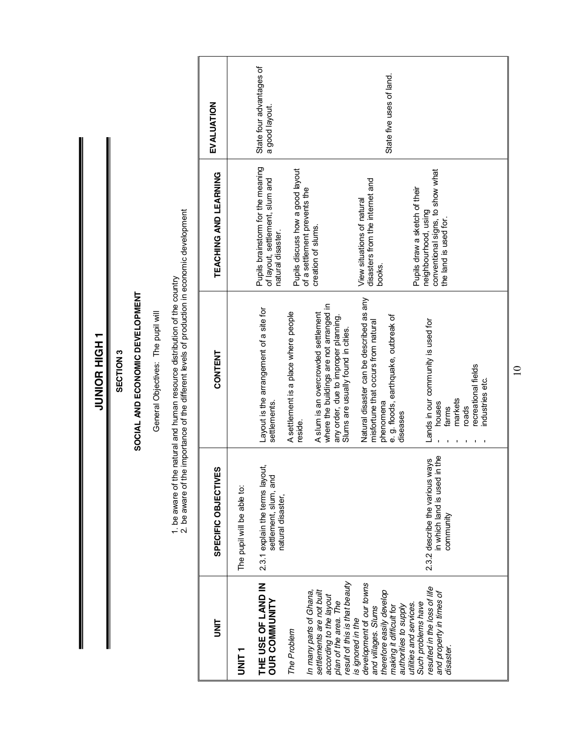# JUNIOR HIGH 1

## SECTION 3

### SOCIAL AND ECONOMIC DEVELOPMENT

General Objectives: The pupil will

1. be aware of the natural and human resource distribution of the country
2. be aware of the importance of the different levels of production in economic development

| UNIT | SPECIFIC OBJECTIVES | CONTENT | TEACHING AND LEARNING | EVALUATION |
|---|---|---|---|---|
| **UNIT 1**<br><br>**THE USE OF LAND IN OUR COMMUNITY**<br><br>*The Problem*<br><br>*In many parts of Ghana, settlements are not built according to the layout plan of the area. The result of this is that beauty is ignored in the development of our towns and villages. Slums therefore easily develop making it difficult for authorities to supply utilities and services. Such problems have resulted in the loss of life and property in times of disaster.* | The pupil will be able to:<br><br>2.3.1 explain the terms layout, settlement, slum, and natural disaster, | Layout is the arrangement of a site for settlements.<br><br>A settlement is a place where people reside.<br><br>A slum is an overcrowded settlement where the buildings are not arranged in any order, due to improper planning. Slums are usually found in cities.<br><br>Natural disaster can be described as any misfortune that occurs from natural phenomena<br>e. g. floods, earthquake, outbreak of diseases | Pupils brainstorm for the meaning of layout, settlement, slum and natural disaster.<br><br>Pupils discuss how a good layout of a settlement prevents the creation of slums.<br><br>View situations of natural disasters from the internet and books. | State four advantages of a good layout. |
| | 2.3.2 describe the various ways in which land is used in the community | Lands in our community is used for<br>- houses<br>- farms<br>- markets<br>- roads<br>- recreational fields<br>- industries etc. | Pupils draw a sketch of their neighbourhood, using conventional signs, to show what the land is used for. | State five uses of land. |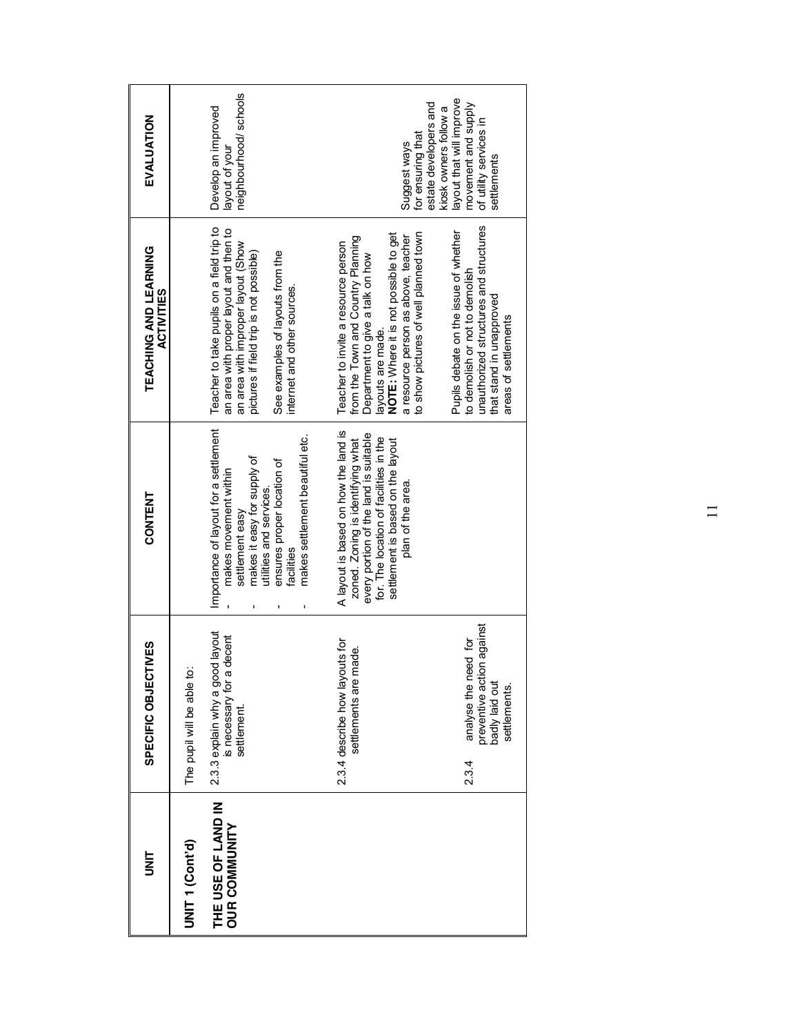| UNIT | SPECIFIC OBJECTIVES | CONTENT | TEACHING AND LEARNING ACTIVITIES | EVALUATION |
|---|---|---|---|---|
| UNIT 1 (Cont'd)<br><br>THE USE OF LAND IN OUR COMMUNITY | The pupil will be able to:<br><br>2.3.3 explain why a good layout is necessary for a decent settlement. | Importance of layout for a settlement<br>- makes movement within settlement easy<br>- makes it easy for supply of utilities and services.<br>- ensures proper location of facilities<br>- makes settlement beautiful etc. | Teacher to take pupils on a field trip to an area with proper layout and then to an area with improper layout (Show pictures if field trip is not possible)<br><br>See examples of layouts from the internet and other sources. | Develop an improved layout of your neighbourhood/ schools |
| | 2.3.4 describe how layouts for settlements are made. | A layout is based on how the land is zoned. Zoning is identifying what every portion of the land is suitable for. The location of facilities in the settlement is based on the layout plan of the area. | Teacher to invite a resource person from the Town and Country Planning Department to give a talk on how layouts are made.<br>**NOTE:** Where it is not possible to get a resource person as above, teacher to show pictures of well planned town | |
| | 2.3.4 analyse the need for preventive action against badly laid out settlements. | | Pupils debate on the issue of whether to demolish or not to demolish unauthorized structures and structures that stand in unapproved areas of settlements | Suggest ways for ensuring that estate developers and kiosk owners follow a layout that will improve movement and supply of utility services in settlements |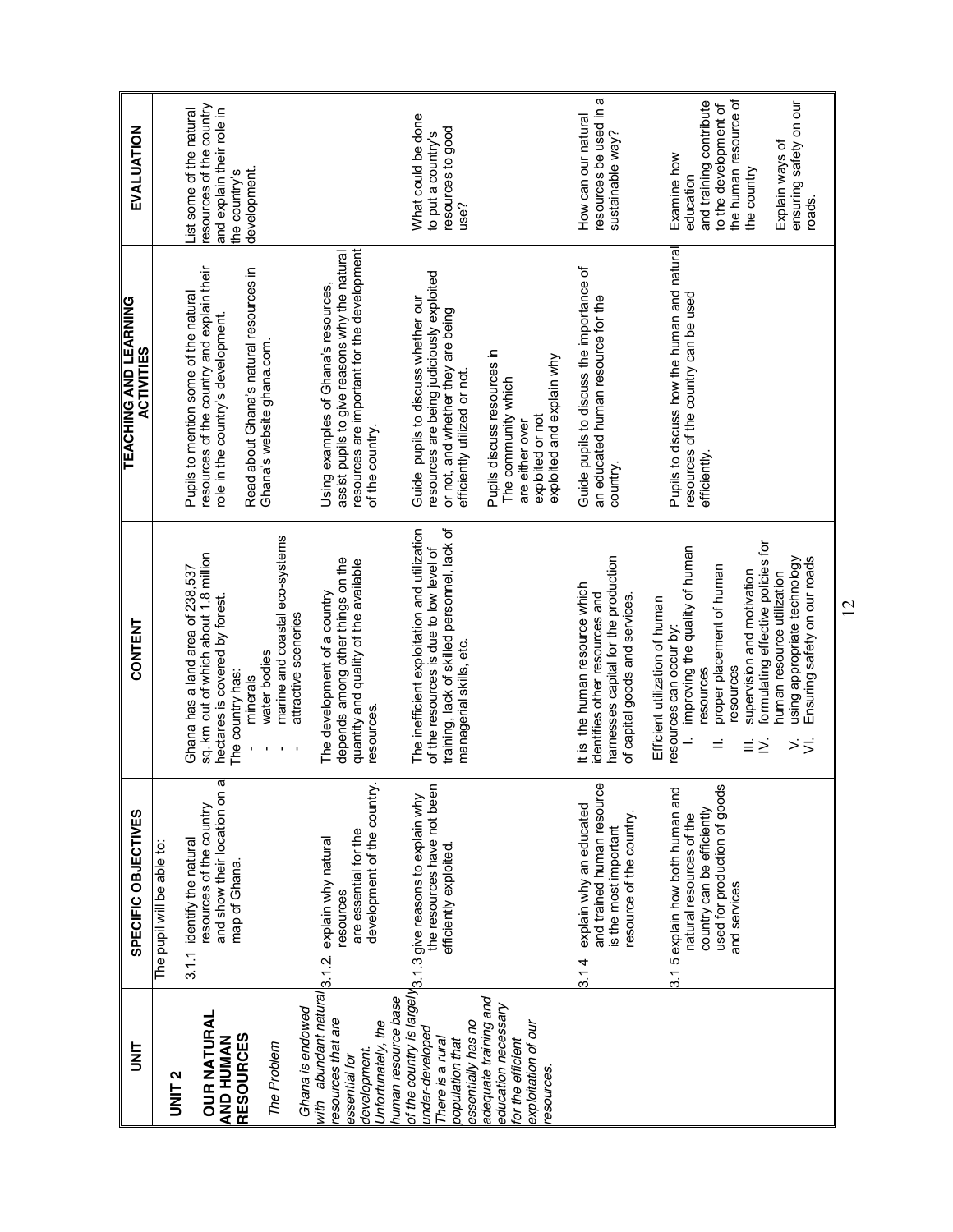| UNIT | SPECIFIC OBJECTIVES | CONTENT | TEACHING AND LEARNING ACTIVITIES | EVALUATION |
|---|---|---|---|---|
| **UNIT 2**<br><br>**OUR NATURAL AND HUMAN RESOURCES**<br><br>*The Problem*<br><br>*Ghana is endowed with abundant natural resources that are essential for development. Unfortunately, the human resource base of the country is largely under-developed. There is a rural population that essentially has no adequate training and education necessary for the efficient exploitation of our resources.* | The pupil will be able to:<br><br>3.1.1 identify the natural resources of the country and show their location on a map of Ghana. | Ghana has a land area of 238,537 sq. km out of which about 1.8 million hectares is covered by forest.<br>The country has:<br>- minerals<br>- water bodies<br>- marine and coastal eco-systems<br>- attractive sceneries | Pupils to mention some of the natural resources of the country and explain their role in the country's development.<br><br>Read about Ghana's natural resources in Ghana's website ghana.com. | List some of the natural resources of the country and explain their role in the country's development. |
| | 3.1.2. explain why natural resources are essential for the development of the country. | The development of a country depends among other things on the quantity and quality of the available resources. | Using examples of Ghana's resources, assist pupils to give reasons why the natural resources are important for the development of the country. | |
| | 3.1.3 give reasons to explain why the resources have not been efficiently exploited. | The inefficient exploitation and utilization of the resources is due to low level of training, lack of skilled personnel, lack of managerial skills, etc. | Guide pupils to discuss whether our resources are being judiciously exploited or not, and whether they are being efficiently utilized or not.<br><br>Pupils discuss resources in The community which are either over exploited or not exploited and explain why | What could be done to put a country's resources to good use? |
| | 3.1 4 explain why an educated and trained human resource is the most important resource of the country. | It is the human resource which identifies other resources and harnesses capital for the production of capital goods and services. | Guide pupils to discuss the importance of an educated human resource for the country. | How can our natural resources be used in a sustainable way? |
| | 3.1 5 explain how both human and natural resources of the country can be efficiently used for production of goods and services | Efficient utilization of human resources can occur by:<br>I. improving the quality of human resources<br>II. proper placement of human resources<br>III. supervision and motivation<br>IV. formulating effective policies for human resource utilization<br>V. using appropriate technology<br>VI. Ensuring safety on our roads | Pupils to discuss how the human and natural resources of the country can be used efficiently. | Examine how education and training contribute to the development of the human resource of the country<br><br>Explain ways of ensuring safety on our roads. |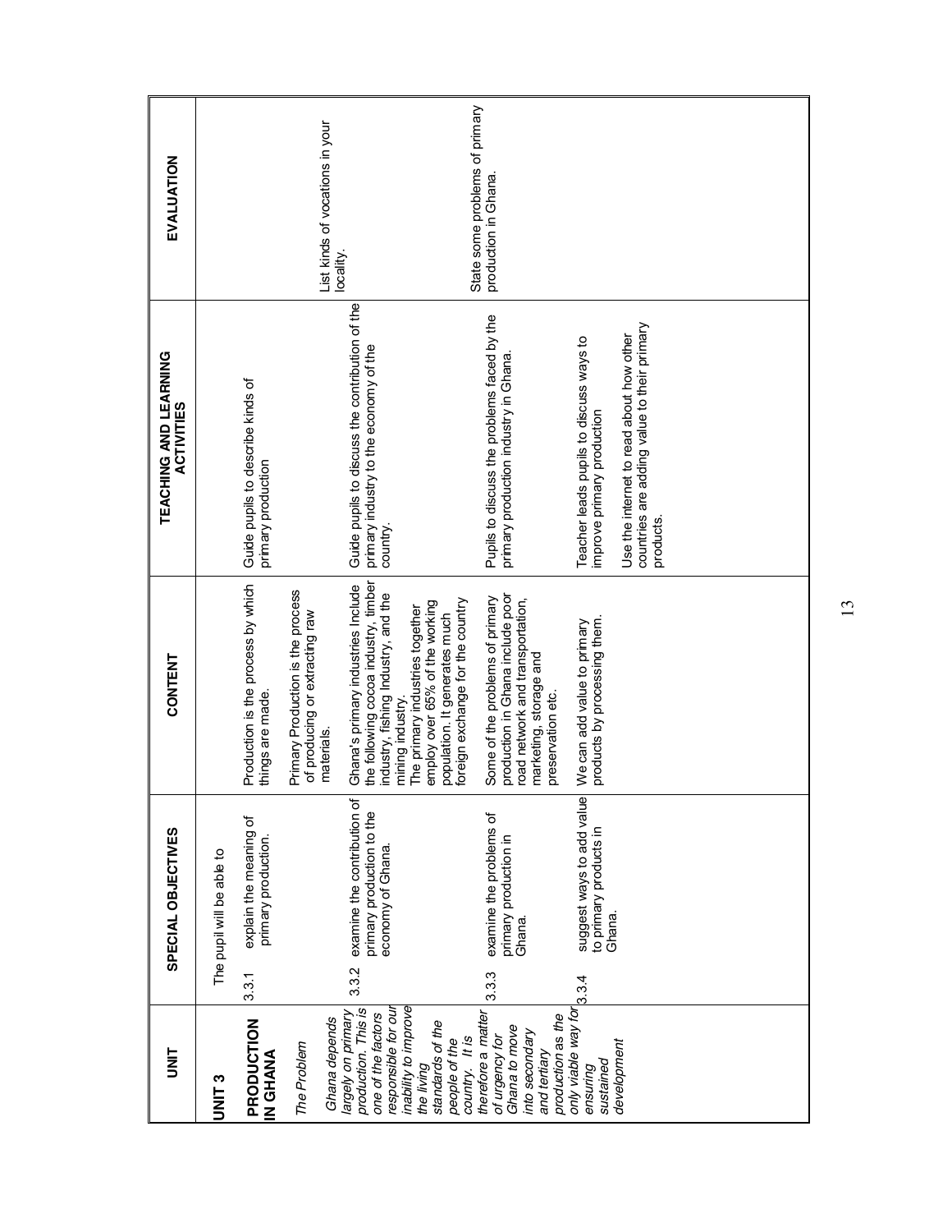| UNIT | SPECIAL OBJECTIVES | CONTENT | TEACHING AND LEARNING ACTIVITIES | EVALUATION |
|---|---|---|---|---|
| **UNIT 3**<br><br>**PRODUCTION IN GHANA**<br><br>*The Problem*<br><br>*Ghana depends largely on primary production. This is one of the factors responsible for our inability to improve the living standards of the people of the country. It is therefore a matter of urgency for Ghana to move into secondary and tertiary production as the only viable way for ensuring sustained development* | The pupil will be able to<br><br>3.3.1 explain the meaning of primary production. | Production is the process by which things are made.<br><br>Primary Production is the process of producing or extracting raw materials. | Guide pupils to describe kinds of primary production | List kinds of vocations in your locality. |
| | 3.3.2 examine the contribution of primary production to the economy of Ghana. | Ghana's primary industries Include the following cocoa industry, timber industry, fishing Industry, and the mining industry.<br>The primary industries together employ over 65% of the working population. It generates much foreign exchange for the country | Guide pupils to discuss the contribution of the primary industry to the economy of the country. | |
| | 3.3.3 examine the problems of primary production in Ghana. | Some of the problems of primary production in Ghana include poor road network and transportation, marketing, storage and preservation etc. | Pupils to discuss the problems faced by the primary production industry in Ghana. | State some problems of primary production in Ghana. |
| | 3.3.4 suggest ways to add value to primary products in Ghana. | We can add value to primary products by processing them. | Teacher leads pupils to discuss ways to improve primary production<br><br>Use the internet to read about how other countries are adding value to their primary products. | |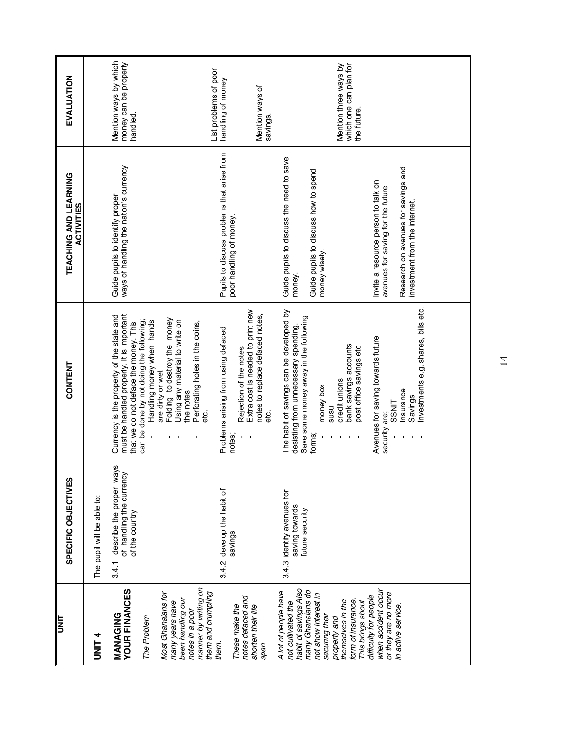| UNIT | SPECIFIC OBJECTIVES | CONTENT | TEACHING AND LEARNING ACTIVITIES | EVALUATION |
|---|---|---|---|---|
| **UNIT 4**<br><br>**MANAGING YOUR FINANCES**<br><br>*The Problem*<br><br>*Most Ghanaians for many years have been handling our notes in a poor manner by writing on them and crumpling them.*<br><br>*These make the notes defaced and shorten their life span* | The pupil will be able to:<br><br>3.4.1 describe the proper ways of handling the currency of the country | Currency is the property of the state and must be handled properly. It is important that we do not deface the money. This can be done by not doing the following;<br>- Handling money when hands are dirty or wet<br>- Folding to destroy the money<br>- Using any material to write on the notes<br>- Perforating holes in the coins, etc. | Guide pupils to identify proper ways of handling the nation's currency | Mention ways by which money can be properly handled. |
| | | Problems arising from using defaced notes;<br>- Rejection of the notes<br>- Extra cost is needed to print new notes to replace defaced notes, etc. | Pupils to discuss problems that arise from poor handling of money. | List problems of poor handling of money |
| *A lot of people have not cultivated the habit of savings Also many Ghanaians do not show interest in securing their property and themselves in the form of insurance. This brings about difficulty for people when accident occur or they are no more in active service.* | 3.4.2 develop the habit of savings | The habit of savings can be developed by desisting from unnecessary spending. Save some money away in the following forms;<br>- money box<br>- susu<br>- credit unions<br>- bank savings accounts<br>- post office savings etc | Guide pupils to discuss the need to save money.<br><br>Guide pupils to discuss how to spend money wisely. | Mention ways of savings. |
| | 3.4.3 identify avenues for saving towards future security | Avenues for saving towards future security are;<br>- SSNIT<br>- Insurance<br>- Savings<br>- Investments e.g. shares, bills etc. | Invite a resource person to talk on avenues for saving for the future<br><br>Research on avenues for savings and investment from the internet. | Mention three ways by which one can plan for the future. |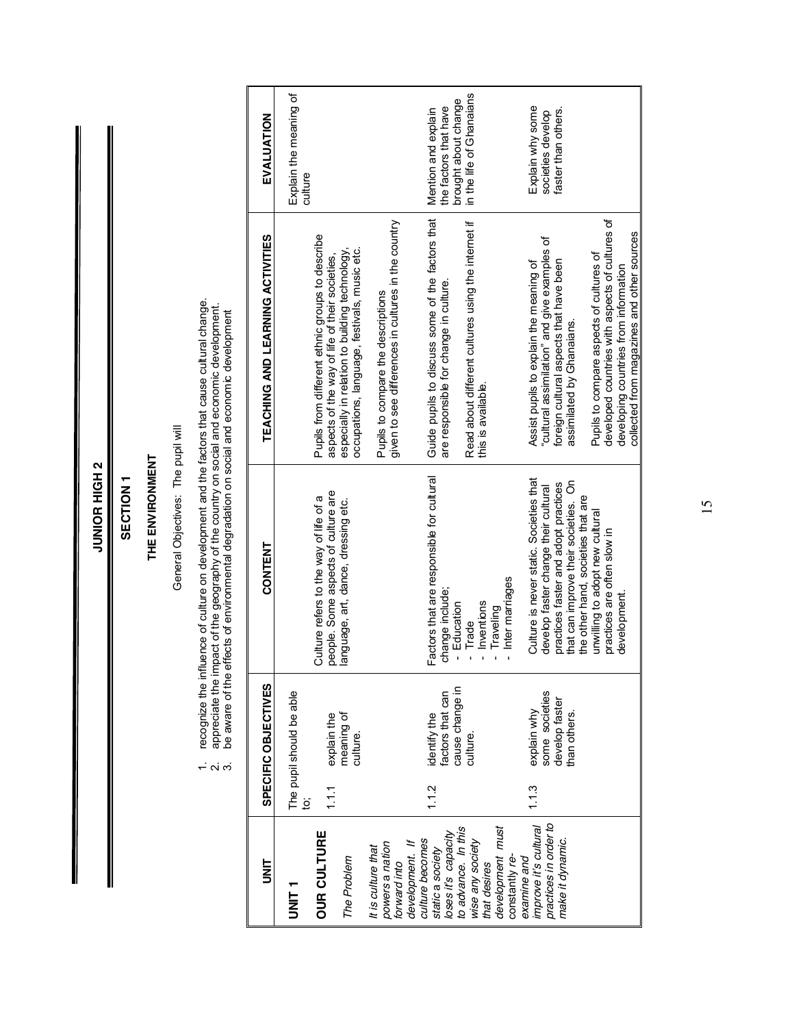# JUNIOR HIGH 2

## SECTION 1

### THE ENVIRONMENT

General Objectives: The pupil will

1. recognize the influence of culture on development and the factors that cause cultural change.
2. appreciate the impact of the geography of the country on social and economic development.
3. be aware of the effects of environmental degradation on social and economic development

| UNIT | SPECIFIC OBJECTIVES | CONTENT | TEACHING AND LEARNING ACTIVITIES | EVALUATION |
|---|---|---|---|---|
| **UNIT 1**<br><br>**OUR CULTURE**<br><br>*The Problem*<br><br>*It is culture that powers a nation forward into development. If culture becomes static a society loses it's capacity to advance. In this wise any society that desires development must constantly re-examine and improve it's cultural practices in order to make it dynamic.* | The pupil should be able to;<br><br>1.1.1 explain the meaning of culture. | Culture refers to the way of life of a people. Some aspects of culture are language, art, dance, dressing etc. | Pupils from different ethnic groups to describe aspects of the way of life of their societies, especially in relation to building technology, occupations, language, festivals, music etc.<br><br>Pupils to compare the descriptions given to see differences in cultures in the country | Explain the meaning of culture |
| | 1.1.2 identify the factors that can cause change in culture. | Factors that are responsible for cultural change include;<br>- Education<br>- Trade<br>- Inventions<br>- Traveling<br>- Inter marriages | Guide pupils to discuss some of the factors that are responsible for change in culture.<br><br>Read about different cultures using the internet if this is available. | Mention and explain the factors that have brought about change in the life of Ghanaians |
| | 1.1.3 explain why some societies develop faster than others. | Culture is never static. Societies that develop faster change their cultural practices faster and adopt practices that can improve their societies. On the other hand, societies that are unwilling to adopt new cultural practices are often slow in development. | Assist pupils to explain the meaning of "cultural assimilation" and give examples of foreign cultural aspects that have been assimilated by Ghanaians.<br><br>Pupils to compare aspects of cultures of developed countries with aspects of cultures of developing countries from information collected from magazines and other sources | Explain why some societies develop faster than others. |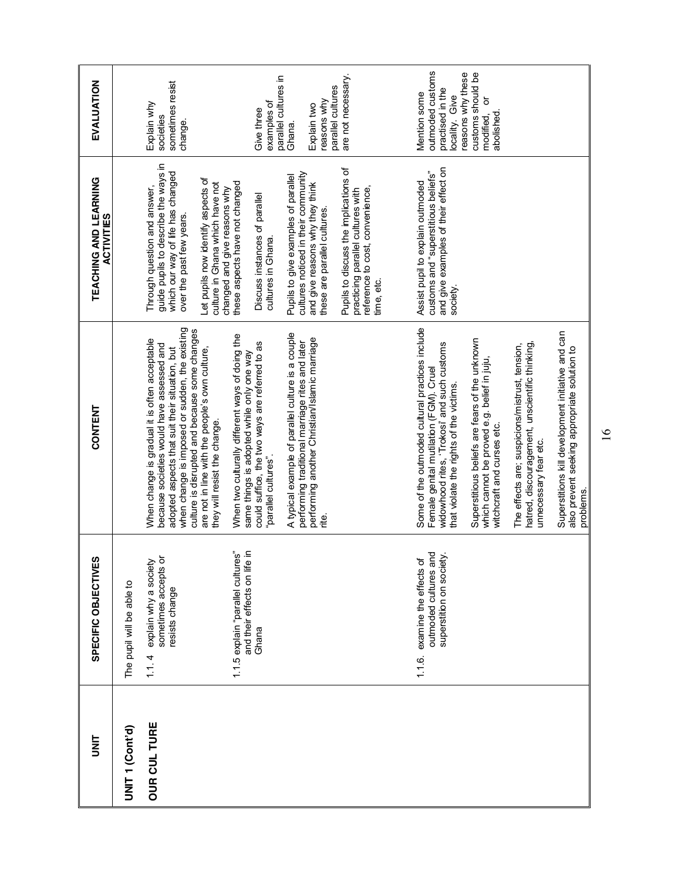| UNIT | SPECIFIC OBJECTIVES | CONTENT | TEACHING AND LEARNING ACTIVITIES | EVALUATION |
|---|---|---|---|---|
| **UNIT 1 (Cont'd)**<br><br>**OUR CUL TURE** | The pupil will be able to<br><br>1.1. 4 explain why a society sometimes accepts or resists change | When change is gradual it is often acceptable because societies would have assessed and adopted aspects that suit their situation, but when change is imposed or sudden, the existing culture is disrupted and because some changes are not in line with the people's own culture, they will resist the change. | Through question and answer, guide pupils to describe the ways in which our way of life has changed over the past few years.<br><br>Let pupils now identify aspects of culture in Ghana which have not changed and give reasons why these aspects have not changed | Explain why societies sometimes resist change. |
| | 1.1.5 explain "parallel cultures" and their effects on life in Ghana | When two culturally different ways of doing the same things is adopted while only one way could suffice, the two ways are referred to as "parallel cultures".<br><br>A typical example of parallel culture is a couple performing traditional marriage rites and later performing another Christian/Islamic marriage rite. | Discuss instances of parallel cultures in Ghana.<br><br>Pupils to give examples of parallel cultures noticed in their community and give reasons why they think these are parallel cultures.<br><br>Pupils to discuss the implications of practicing parallel cultures with reference to cost, convenience, time, etc. | Give three examples of parallel cultures in Ghana.<br><br>Explain two reasons why parallel cultures are not necessary. |
| | 1.1.6. examine the effects of outmoded cultures and superstition on society. | Some of the outmoded cultural practices include Female genital mutilation (FGM). Cruel widowhood rites, 'Trokosi' and such customs that violate the rights of the victims.<br><br>Superstitious beliefs are fears of the unknown which cannot be proved e.g. belief in juju, witchcraft and curses etc.<br><br>The effects are; suspicions/mistrust, tension, hatred, discouragement, unscientific thinking, unnecessary fear etc.<br><br>Superstitions kill development initiative and can also prevent seeking appropriate solution to problems. | Assist pupil to explain outmoded customs and "superstitious beliefs" and give examples of their effect on society. | Mention some outmoded customs practised in the locality. Give reasons why these customs should be modified, or abolished. |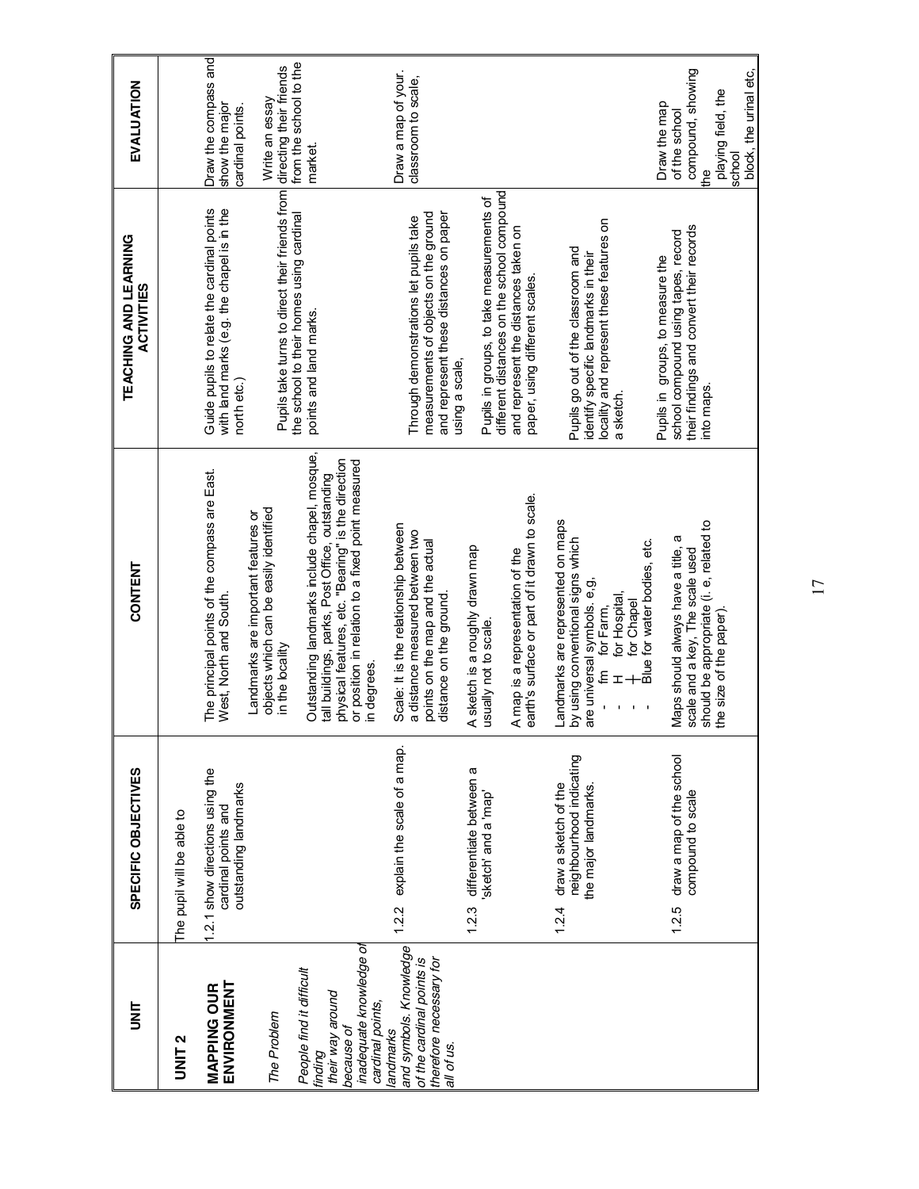| UNIT | SPECIFIC OBJECTIVES | CONTENT | TEACHING AND LEARNING ACTIVITIES | EVALUATION |
|---|---|---|---|---|
| **UNIT 2**<br><br>**MAPPING OUR ENVIRONMENT**<br><br>*The Problem*<br><br>*People find it difficult finding their way around because of inadequate knowledge of cardinal points, landmarks and symbols. Knowledge of the cardinal points is therefore necessary for all of us.* | The pupil will be able to<br><br>1.2.1 show directions using the cardinal points and outstanding landmarks | The principal points of the compass are East, West, North and South.<br><br>Landmarks are important features or objects which can be easily identified in the locality<br><br>Outstanding landmarks include chapel, mosque, tall buildings, parks, Post Office, outstanding physical features, etc. "Bearing" is the direction or position in relation to a fixed point measured in degrees. | Guide pupils to relate the cardinal points with land marks (e.g. the chapel is in the north etc.)<br><br>Pupils take turns to direct their friends from the school to their homes using cardinal points and land marks. | Draw the compass and show the major cardinal points.<br><br>Write an essay directing their friends from the school to the market. |
| | 1.2.2 explain the scale of a map. | Scale: It is the relationship between a distance measured between two points on the map and the actual distance on the ground. | Through demonstrations let pupils take measurements of objects on the ground and represent these distances on paper using a scale, | Draw a map of your. classroom to scale, |
| | 1.2.3 differentiate between a 'sketch' and a 'map' | A sketch is a roughly drawn map usually not to scale.<br><br>A map is a representation of the earth's surface or part of it drawn to scale. | Pupils in groups, to take measurements of different distances on the school compound and represent the distances taken on paper, using different scales. | |
| | 1.2.4 draw a sketch of the neighbourhood indicating the major landmarks. | Landmarks are represented on maps by using conventional signs which are universal symbols. e.g,<br>- fm for Farm,<br>- H for Hospital,<br>- ┼ for Chapel<br>- Blue for water bodies, etc. | Pupils go out of the classroom and identify specific landmarks in their locality and represent these features on a sketch. | |
| | 1.2.5 draw a map of the school compound to scale | Maps should always have a title, a scale and a key, The scale used should be appropriate (i. e, related to the size of the paper). | Pupils in groups, to measure the school compound using tapes, record their findings and convert their records into maps. | Draw the map of the school compound, showing the playing field, the school block, the urinal etc, |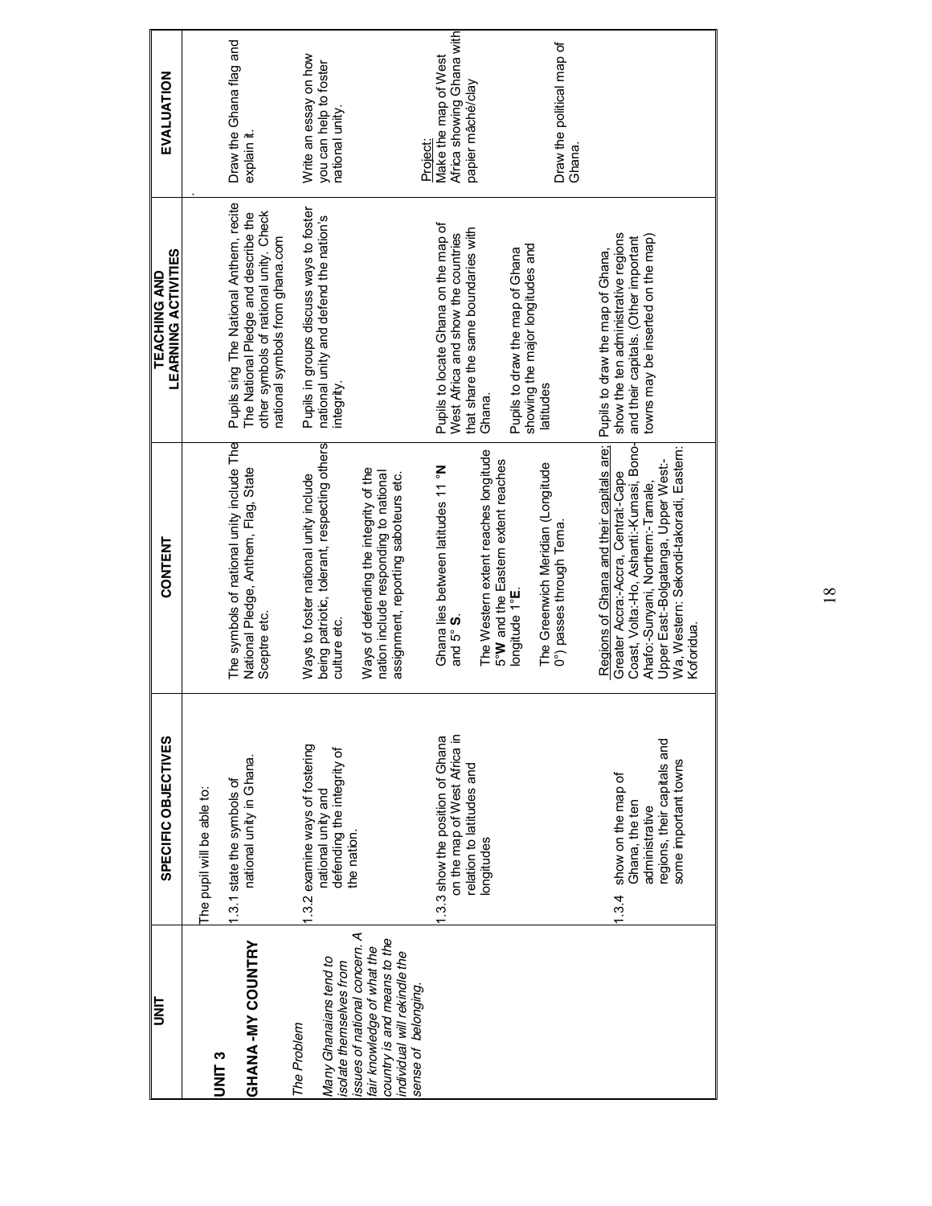| UNIT | SPECIFIC OBJECTIVES | CONTENT | TEACHING AND LEARNING ACTIVITIES | EVALUATION |
|---|---|---|---|---|
| **UNIT 3**<br><br>**GHANA -MY COUNTRY**<br><br>*The Problem*<br><br>*Many Ghanaians tend to isolate themselves from issues of national concern. A fair knowledge of what the country is and means to the individual will rekindle the sense of belonging.* | The pupil will be able to:<br><br>1.3.1 state the symbols of national unity in Ghana. | The symbols of national unity include The National Pledge, Anthem, Flag, State Sceptre etc. | Pupils sing The National Anthem, recite The National Pledge and describe the other symbols of national unity. Check national symbols from ghana.com | Draw the Ghana flag and explain it. |
| | 1.3.2 examine ways of fostering national unity and defending the integrity of the nation. | Ways to foster national unity include being patriotic, tolerant, respecting others culture etc.<br><br>Ways of defending the integrity of the nation include responding to national assignment, reporting saboteurs etc. | Pupils in groups discuss ways to foster national unity and defend the nation's integrity. | Write an essay on how you can help to foster national unity. |
| | 1.3.3 show the position of Ghana on the map of West Africa in relation to latitudes and longitudes | Ghana lies between latitudes 11 °**N** and 5° **S**.<br><br>The Western extent reaches longitude 5°**W** and the Eastern extent reaches longitude 1°**E**.<br><br>The Greenwich Meridian (Longitude 0°) passes through Tema. | Pupils to locate Ghana on the map of West Africa and show the countries that share the same boundaries with Ghana.<br><br>Pupils to draw the map of Ghana showing the major longitudes and latitudes | Project: Make the map of West Africa showing Ghana with papier mâché/clay<br><br>Draw the political map of Ghana. |
| | 1.3.4 show on the map of Ghana, the ten administrative regions, their capitals and some important towns | Regions of Ghana and their capitals are: Greater Accra:-Accra, Central:-Cape Coast, Volta:-Ho, Ashanti:-Kumasi, Bono-Ahafo:-Sunyani, Northern:-Tamale, Upper East:-Bolgatanga, Upper West:-Wa, Western: Sekondi-takoradi, Eastern: Koforidua. | Pupils to draw the map of Ghana, show the ten administrative regions and their capitals. (Other important towns may be inserted on the map) | |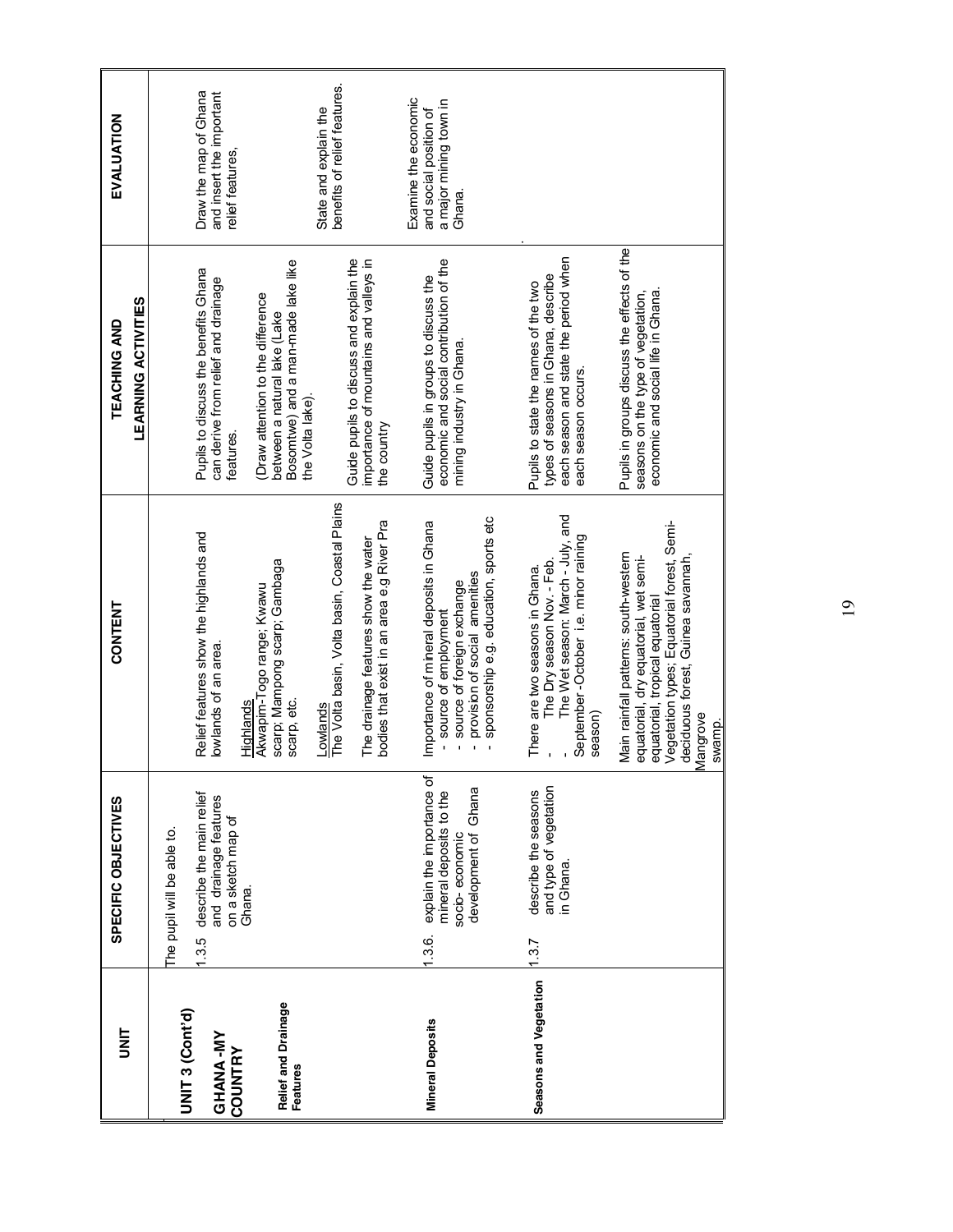| UNIT | SPECIFIC OBJECTIVES | CONTENT | TEACHING AND LEARNING ACTIVITIES | EVALUATION |
|---|---|---|---|---|
| **UNIT 3 (Cont'd)**<br><br>**GHANA -MY COUNTRY**<br><br>**Relief and Drainage Features** | The pupil will be able to.<br><br>1.3.5 describe the main relief and drainage features on a sketch map of Ghana. | Relief features show the highlands and lowlands of an area.<br><br>Highlands<br>Akwapim-Togo range; Kwawu scarp; Mampong scarp; Gambaga scarp, etc.<br><br>Lowlands<br>The Volta basin, Volta basin, Coastal Plains<br><br>The drainage features show the water bodies that exist in an area e.g River Pra | Pupils to discuss the benefits Ghana can derive from relief and drainage features.<br><br>(Draw attention to the difference between a natural lake (Lake Bosomtwe) and a man-made lake like the Volta lake).<br><br>Guide pupils to discuss and explain the importance of mountains and valleys in the country | Draw the map of Ghana and insert the important relief features,<br><br>State and explain the benefits of relief features. |
| **Mineral Deposits** | 1.3.6. explain the importance of mineral deposits to the socio- economic development of Ghana | Importance of mineral deposits in Ghana<br>- source of employment<br>- source of foreign exchange<br>- provision of social amenities<br>- sponsorship e.g. education, sports etc | Guide pupils in groups to discuss the economic and social contribution of the mining industry in Ghana. | Examine the economic and social position of a major mining town in Ghana. |
| **Seasons and Vegetation** | 1.3.7 describe the seasons and type of vegetation in Ghana. | There are two seasons in Ghana.<br>- The Dry season Nov. - Feb.<br>- The Wet season: March - July, and September -October i.e. minor raining season)<br><br>Main rainfall patterns: south-western equatorial, dry equatorial, wet semi-equatorial, tropical equatorial<br>Vegetation types; Equatorial forest, Semi-deciduous forest, Guinea savannah, Mangrove swamp. | Pupils to state the names of the two types of seasons in Ghana, describe each season and state the period when each season occurs.<br><br>Pupils in groups discuss the effects of the seasons on the type of vegetation, economic and social life in Ghana. | . |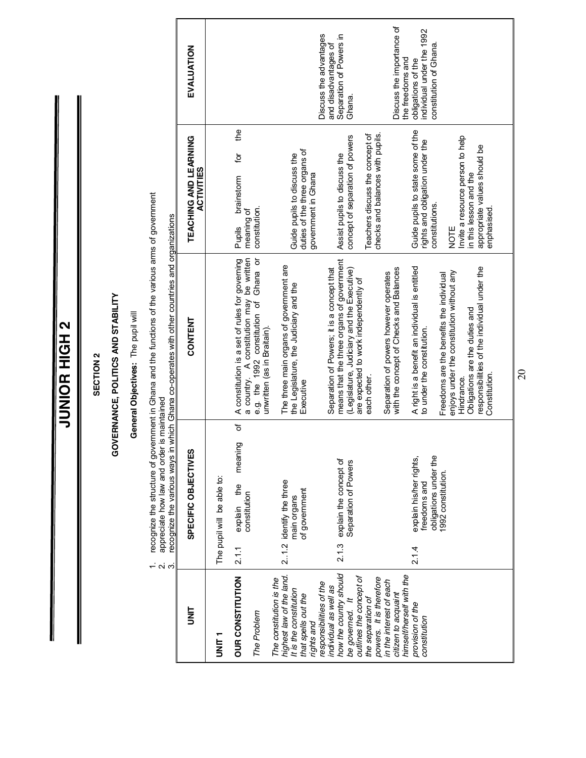# JUNIOR HIGH 2

## SECTION 2

## GOVERNANCE, POLITICS AND STABILITY

**General Objectives:** The pupil will

1. recognize the structure of government in Ghana and the functions of the various arms of government
2. appreciate how law and order is maintained
3. recognize the various ways in which Ghana co-operates with other countries and organizations

| UNIT | SPECIFIC OBJECTIVES | CONTENT | TEACHING AND LEARNING ACTIVITIES | EVALUATION |
|---|---|---|---|---|
| **UNIT 1**<br><br>**OUR CONSTITUTION**<br><br>*The Problem*<br><br>*The constitution is the highest law of the land. It is the constitution that spells out the rights and responsibilities of the individual as well as how the country should be governed. It outlines the concept of the separation of powers. It is therefore in the interest of each citizen to acquaint himself/herself with the provision of the constitution* | The pupil will be able to:<br><br>2.1.1 explain the meaning of constitution | A constitution is a set of rules for governing a country. A constitution may be written e.g. the 1992 constitution of Ghana or unwritten (as in Braitain). | Pupils brainstorm for the meaning of constitution. | |
| | 2..1.2 identify the three main organs of government | The three main organs of government are the Legislature, the Judiciary and the Executive | Guide pupils to discuss the duties of the three organs of government in Ghana | |
| | 2.1.3 explain the concept of Separation of Powers | Separation of Powers; it is a concept that means that the three organs of government (Legislature, Judiciary and the Executive) are expected to work independently of each other.<br><br>Separation of powers however operates with the concept of Checks and Balances | Assist pupils to discuss the concept of separation of powers<br><br>Teachers discuss the concept of checks and balances with pupils. | Discuss the advantages and disadvantages of Separation of Powers in Ghana. |
| | 2.1.4 explain his/her rights, freedoms and obligations under the 1992 constitution. | A right is a benefit an individual is entitled to under the constitution.<br><br>Freedoms are the benefits the individual enjoys under the constitution without any Hindrance.<br>Obligations are the duties and responsibilities of the individual under the Constitution. | Guide pupils to state some of the rights and obligation under the constitutions.<br><br>NOTE<br>Invite a resource person to help in this lesson and the appropriate values should be enphasised. | Discuss the importance of the freedoms and obligations of the individual under the 1992 constitution of Ghana. |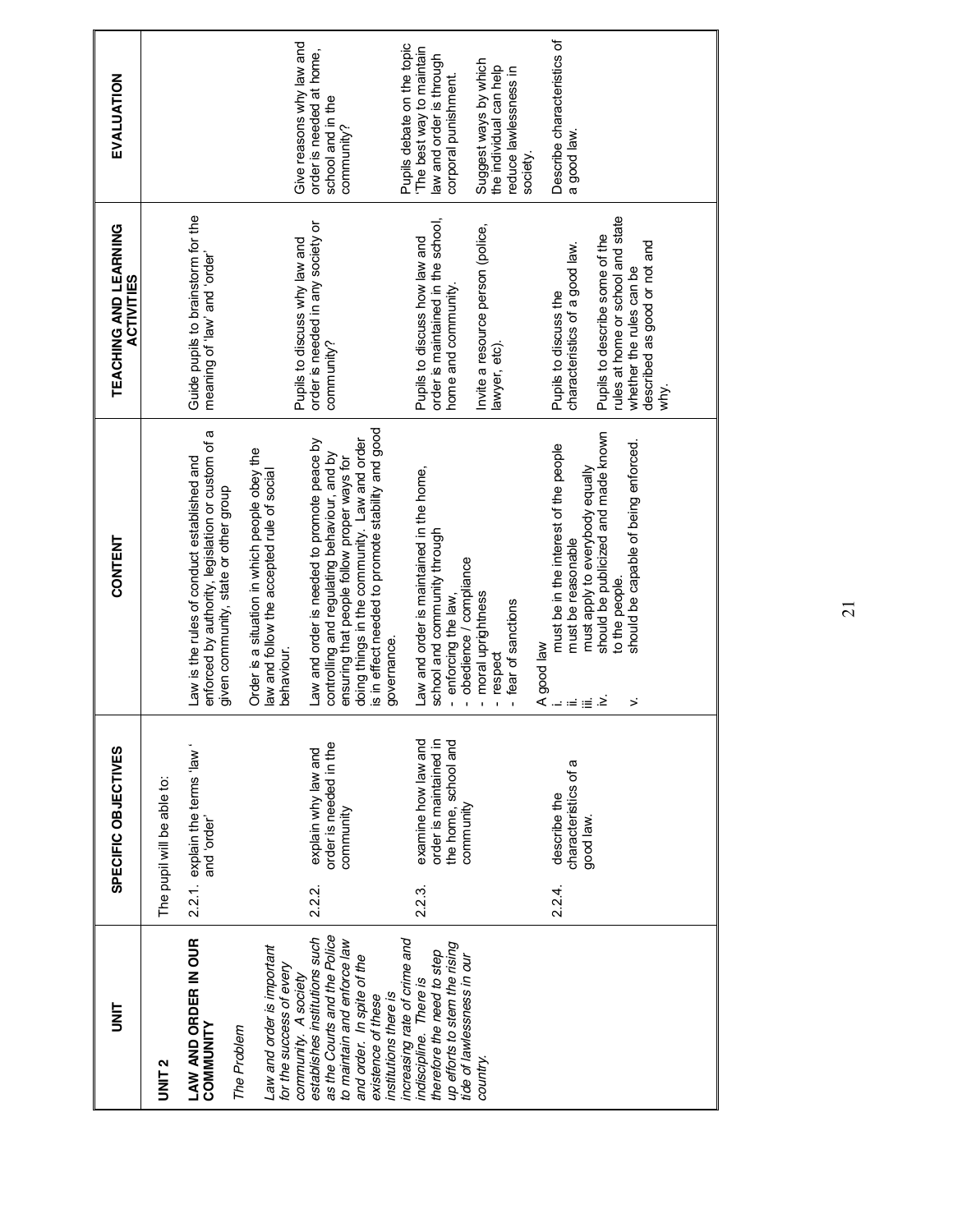| UNIT | SPECIFIC OBJECTIVES | CONTENT | TEACHING AND LEARNING ACTIVITIES | EVALUATION |
|---|---|---|---|---|
| **UNIT 2**<br><br>**LAW AND ORDER IN OUR COMMUNITY**<br><br>*The Problem*<br><br>*Law and order is important for the success of every community. A society establishes institutions such as the Courts and the Police to maintain and enforce law and order. In spite of the existence of these institutions there is increasing rate of crime and indiscipline. There is therefore the need to step up efforts to stem the rising tide of lawlessness in our country.* | The pupil will be able to:<br><br>2.2.1. explain the terms 'law' and 'order' | Law is the rules of conduct established and enforced by authority, legislation or custom of a given community, state or other group<br><br>Order is a situation in which people obey the law and follow the accepted rule of social behaviour. | Guide pupils to brainstorm for the meaning of 'law' and 'order' | |
| | 2.2.2. explain why law and order is needed in the community | Law and order is needed to promote peace by controlling and regulating behaviour, and by ensuring that people follow proper ways for doing things in the community. Law and order is in effect needed to promote stability and good governance. | Pupils to discuss why law and order is needed in any society or community? | Give reasons why law and order is needed at home, school and in the community? |
| | 2.2.3. examine how law and order is maintained in the home, school and community | Law and order is maintained in the home, school and community through<br>- enforcing the law,<br>- obedience / compliance<br>- moral uprightness<br>- respect<br>- fear of sanctions | Pupils to discuss how law and order is maintained in the school, home and community.<br><br>Invite a resource person (police, lawyer, etc). | Pupils debate on the topic 'The best way to maintain law and order is through corporal punishment.<br><br>Suggest ways by which the individual can help reduce lawlessness in society. |
| | 2.2.4. describe the characteristics of a good law. | A good law<br>i. must be in the interest of the people<br>ii. must be reasonable<br>iii. must apply to everybody equally<br>iv. should be publicized and made known to the people.<br>v. should be capable of being enforced. | Pupils to discuss the characteristics of a good law.<br><br>Pupils to describe some of the rules at home or school and state whether the rules can be described as good or not and why. | Describe characteristics of a good law. |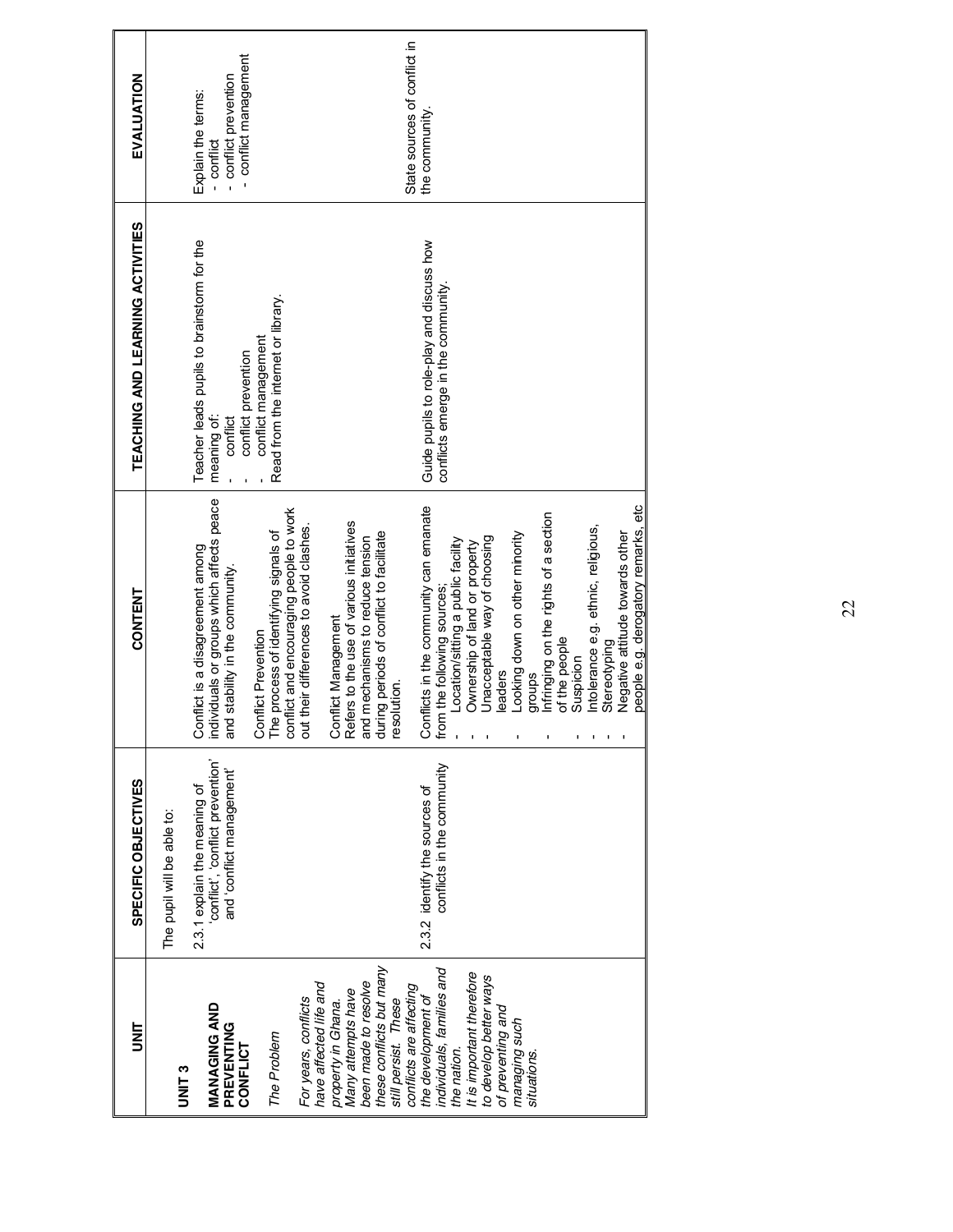| UNIT | SPECIFIC OBJECTIVES | CONTENT | TEACHING AND LEARNING ACTIVITIES | EVALUATION |
|---|---|---|---|---|
| **UNIT 3**<br><br>**MANAGING AND PREVENTING CONFLICT**<br><br>*The Problem*<br><br>*For years, conflicts have affected life and property in Ghana. Many attempts have been made to resolve these conflicts but many still persist. These conflicts are affecting the development of individuals, families and the nation. It is important therefore to develop better ways of preventing and managing such situations.* | The pupil will be able to:<br><br>2.3.1 explain the meaning of 'conflict', 'conflict prevention' and 'conflict management' | Conflict is a disagreement among individuals or groups which affects peace and stability in the community.<br><br>Conflict Prevention<br>The process of identifying signals of conflict and encouraging people to work out their differences to avoid clashes.<br><br>Conflict Management<br>Refers to the use of various initiatives and mechanisms to reduce tension during periods of conflict to facilitate resolution. | Teacher leads pupils to brainstorm for the meaning of:<br>- conflict<br>- conflict prevention<br>- conflict management<br>Read from the internet or library. | Explain the terms:<br>- conflict<br>- conflict prevention<br>- conflict management |
| | 2.3.2 identify the sources of conflicts in the community | Conflicts in the community can emanate from the following sources;<br>- Location/sitting a public facility<br>- Ownership of land or property<br>- Unacceptable way of choosing leaders<br>- Looking down on other minority groups<br>- Infringing on the rights of a section of the people<br>- Suspicion<br>- Intolerance e.g. ethnic, religious,<br>- Stereotyping<br>- Negative attitude towards other people e.g. derogatory remarks, etc | Guide pupils to role-play and discuss how conflicts emerge in the community. | State sources of conflict in the community. |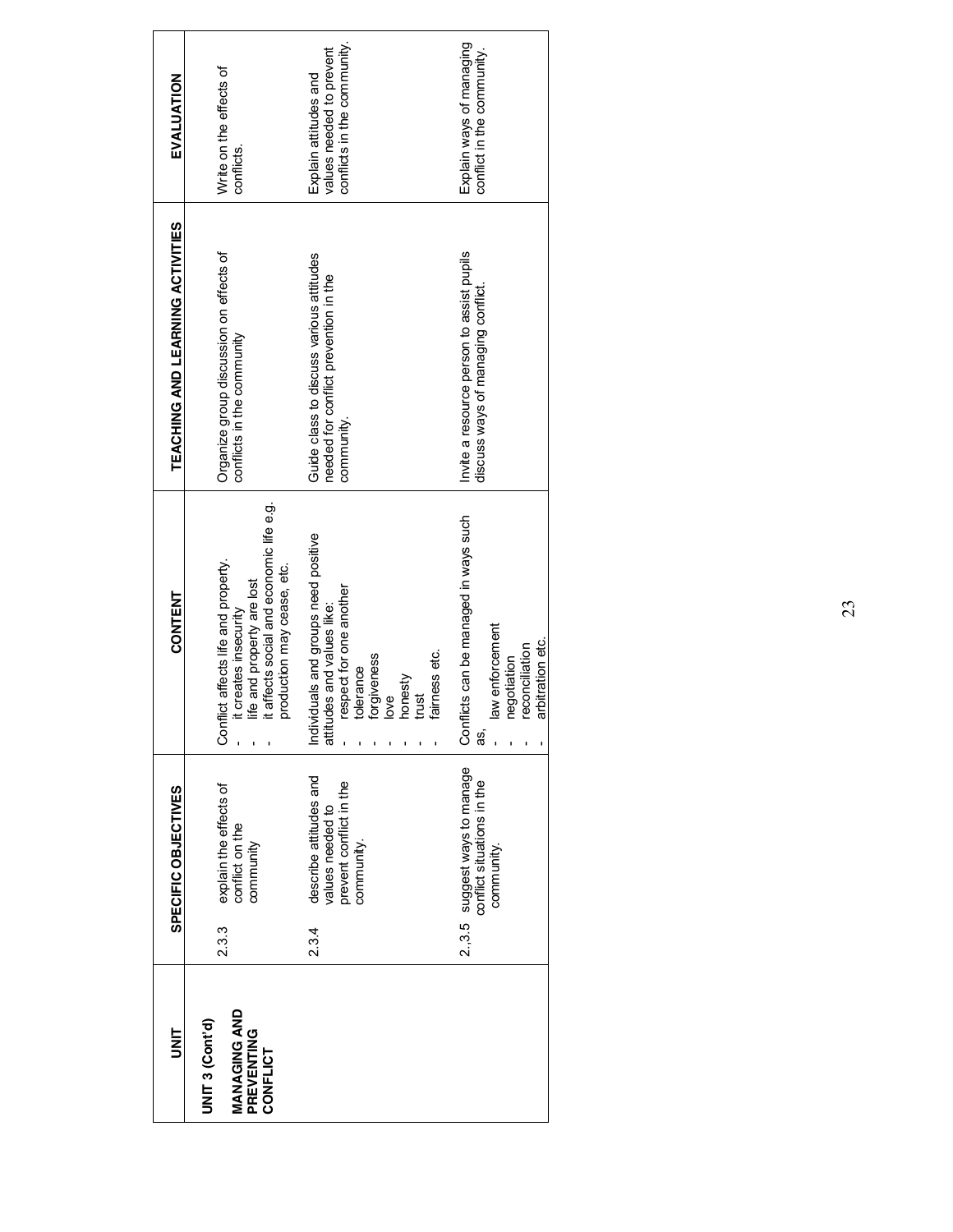| UNIT | SPECIFIC OBJECTIVES | CONTENT | TEACHING AND LEARNING ACTIVITIES | EVALUATION |
|---|---|---|---|---|
| **UNIT 3 (Cont'd)**<br><br>**MANAGING AND PREVENTING CONFLICT** | 2.3.3 explain the effects of conflict on the community | Conflict affects life and property.<br>- it creates insecurity<br>- life and property are lost<br>- it affects social and economic life e.g. production may cease, etc. | Organize group discussion on effects of conflicts in the community | Write on the effects of conflicts. |
| | 2.3.4 describe attitudes and values needed to prevent conflict in the community. | Individuals and groups need positive attitudes and values like:<br>- respect for one another<br>- tolerance<br>- forgiveness<br>- love<br>- honesty<br>- trust<br>- fairness etc. | Guide class to discuss various attitudes needed for conflict prevention in the community. | Explain attitudes and values needed to prevent conflicts in the community. |
| | 2..3.5 suggest ways to manage conflict situations in the community. | Conflicts can be managed in ways such as,<br>- law enforcement<br>- negotiation<br>- reconciliation<br>- arbitration etc. | Invite a resource person to assist pupils discuss ways of managing conflict. | Explain ways of managing conflict in the community. |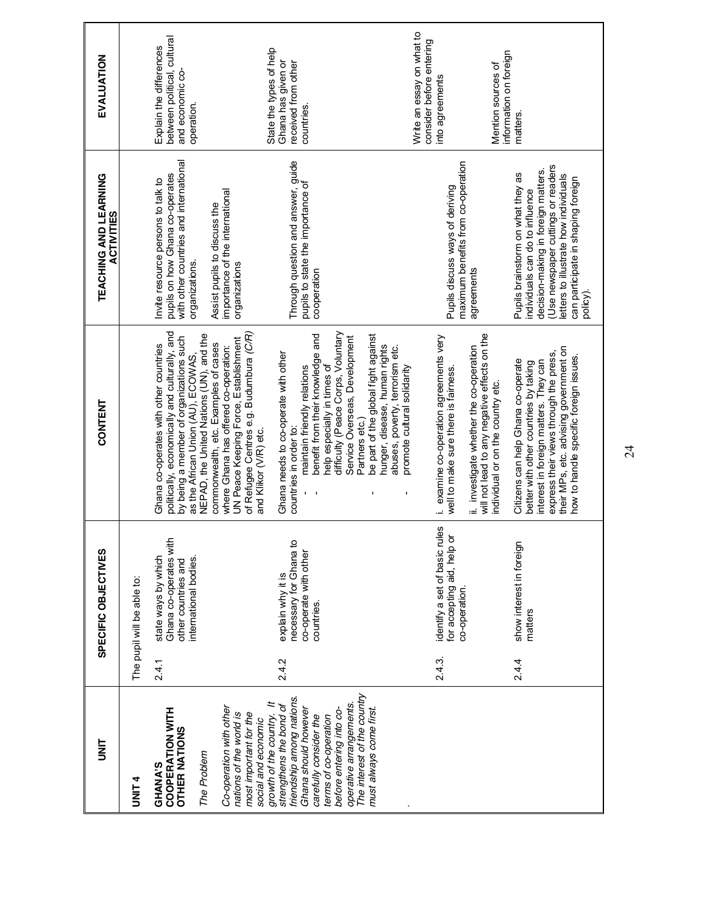| UNIT | SPECIFIC OBJECTIVES | CONTENT | TEACHING AND LEARNING ACTIVITIES | EVALUATION |
|---|---|---|---|---|
| **UNIT 4**<br><br>**GHANA'S COOPERATION WITH OTHER NATIONS**<br><br>*The Problem*<br><br>*Co-operation with other nations of the world is most important for the social and economic growth of the country. It strengthens the bond of friendship among nations. Ghana should however carefully consider the terms of co-operation before entering into co-operative arrangements. The interest of the country must always come first.* | The pupil will be able to:<br><br>2.4.1 state ways by which Ghana co-operates with other countries and international bodies. | Ghana co-operates with other countries politically, economically and culturally, and by being a member of organizations such as the African Union (AU), ECOWAS, NEPAD, the United Nations (UN), and the commonwealth, etc. Examples of cases where Ghana has offered co-operation: UN Peace Keeping Force, Establishment of Refugee Centres e.g. Budumbura *(C/R)* and Klikor (V/R) etc. | Invite resource persons to talk to pupils on how Ghana co-operates with other countries and international organizations.<br><br>Assist pupils to discuss the importance of the international organizations | Explain the differences between political, cultural and economic co-operation. |
| | 2.4.2 explain why it is necessary for Ghana to co-operate with other countries. | Ghana needs to co-operate with other countries in order to:<br>- maintain friendly relations<br>- benefit from their knowledge and help especially in times of difficulty (Peace Corps, Voluntary Service Overseas, Development Partners etc.)<br>- be part of the global fight against hunger, disease, human rights abuses, poverty, terrorism etc.<br>- promote cultural solidarity | Through question and answer, guide pupils to state the importance of cooperation | State the types of help Ghana has given or received from other countries. |
| | 2.4.3. identify a set of basic rules for accepting aid, help or co-operation. | i. examine co-operation agreements very well to make sure there is fairness.<br><br>ii. investigate whether the co-operation will not lead to any negative effects on the individual or on the country etc. | Pupils discuss ways of deriving maximum benefits from co-operation agreements | Write an essay on what to consider before entering into agreements |
| | 2.4.4 show interest in foreign matters | Citizens can help Ghana co-operate better with other countries by taking interest in foreign matters. They can express their views through the press, their MPs, etc. advising government on how to handle specific foreign issues. | Pupils brainstorm on what they as individuals can do to influence decision-making in foreign matters. (Use newspaper cuttings or readers letters to illustrate how individuals can participate in shaping foreign policy). | Mention sources of information on foreign matters. |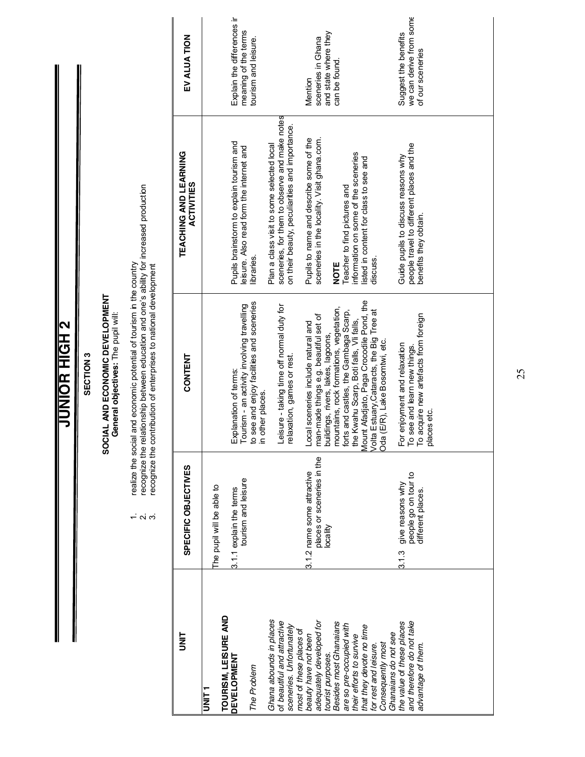# JUNIOR HIGH 2

## SECTION 3

### SOCIAL AND ECONOMIC DEVELOPMENT

**General objectives:** The pupil will:

1. realize the social and economic potential of tourism in the country
2. recognize the relationship between education and one's ability for increased production
3. recognize the contribution of enterprises to national development

| UNIT | SPECIFIC OBJECTIVES | CONTENT | TEACHING AND LEARNING ACTIVITIES | EVALUATION |
|---|---|---|---|---|
| **UNIT 1**<br><br>**TOURISM, LEISURE AND DEVELOPMENT**<br><br>*The Problem*<br><br>*Ghana abounds in places of beautiful and attractive sceneries. Unfortunately most of these places of beauty have not been adequately developed for tourist purposes. Besides most Ghanaians are so pre-occupied with their efforts to survive that they devote no time for rest and leisure. Consequently most Ghanaians do not see the value of these places and therefore do not take advantage of them.* | The pupil will be able to<br><br>3.1.1 explain the terms tourism and leisure | Explanation of terms:<br>Tourism - an activity involving travelling to see and enjoy facilities and sceneries in other places.<br><br>Leisure - taking time off normal duty for relaxation, games or rest. | Pupils brainstorm to explain tourism and leisure. Also read form the internet and libraries.<br><br>Plan a class visit to some selected local sceneries, for them to observe and make notes on their beauty, peculiarities and importance. | Explain the differences in meaning of the terms tourism and leisure. |
| | 3.1.2 name some attractive places or sceneries in the locality | Local sceneries include natural and man-made things e.g. beautiful set of buildings, rivers, lakes, lagoons, mountains, rock formations, vegetation, forts and castles, the Gambaga Scarp, the Kwahu Scarp, Boti falls, Vli falls, Mount Afadjato, Paga Crocodile Pond, the Volta Estuary,Cataracts, the Big Tree at Oda (E/R), Lake Bosomtwi, etc. | Pupils to name and describe some of the sceneries in the locality. Visit ghana.com.<br><br>**NOTE**<br>Teacher to find pictures and information on some of the sceneries listed in content for class to see and discuss. | Mention sceneries in Ghana and state where they can be found. |
| | 3.1.3 give reasons why people go on tour to different places. | For enjoyment and relaxation<br>To see and learn new things.<br>To acquire new artefacts from foreign places etc. | Guide pupils to discuss reasons why people travel to different places and the benefits they obtain. | Suggest the benefits we can derive from some of our sceneries |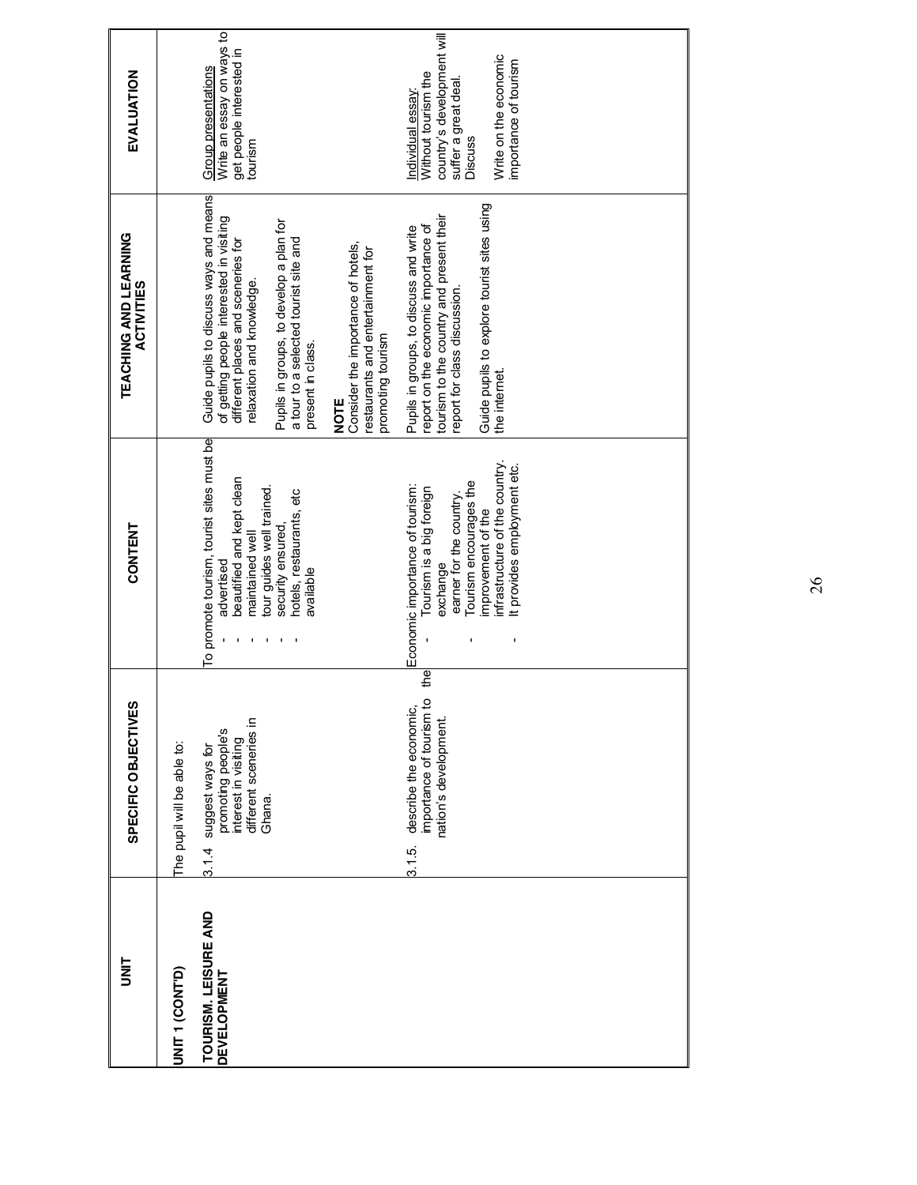| UNIT | SPECIFIC OBJECTIVES | CONTENT | TEACHING AND LEARNING ACTIVITIES | EVALUATION |
|---|---|---|---|---|
| **UNIT 1 (CONT'D)**<br><br>**TOURISM, LEISURE AND DEVELOPMENT** | The pupil will be able to:<br><br>3.1.4 suggest ways for promoting people's interest in visiting different sceneries in Ghana. | To promote tourism, tourist sites must be<br>- advertised<br>- beautified and kept clean<br>- maintained well<br>- tour guides well trained.<br>- security ensured,<br>- hotels, restaurants, etc available | Guide pupils to discuss ways and means of getting people interested in visiting different places and sceneries for relaxation and knowledge.<br><br>Pupils in groups, to develop a plan for a tour to a selected tourist site and present in class.<br><br>**NOTE**<br>Consider the importance of hotels, restaurants and entertainment for promoting tourism | Group presentations<br>Write an essay on ways to get people interested in tourism |
| | 3.1.5. describe the economic, importance of tourism to the nation's development. | Economic importance of tourism:<br>- Tourism is a big foreign exchange earner for the country.<br>- Tourism encourages the improvement of the infrastructure of the country.<br>- It provides employment etc. | Pupils in groups, to discuss and write report on the economic importance of tourism to the country and present their report for class discussion.<br><br>Guide pupils to explore tourist sites using the internet. | Individual essay:<br>Without tourism the country's development will suffer a great deal. Discuss<br><br>Write on the economic importance of tourism |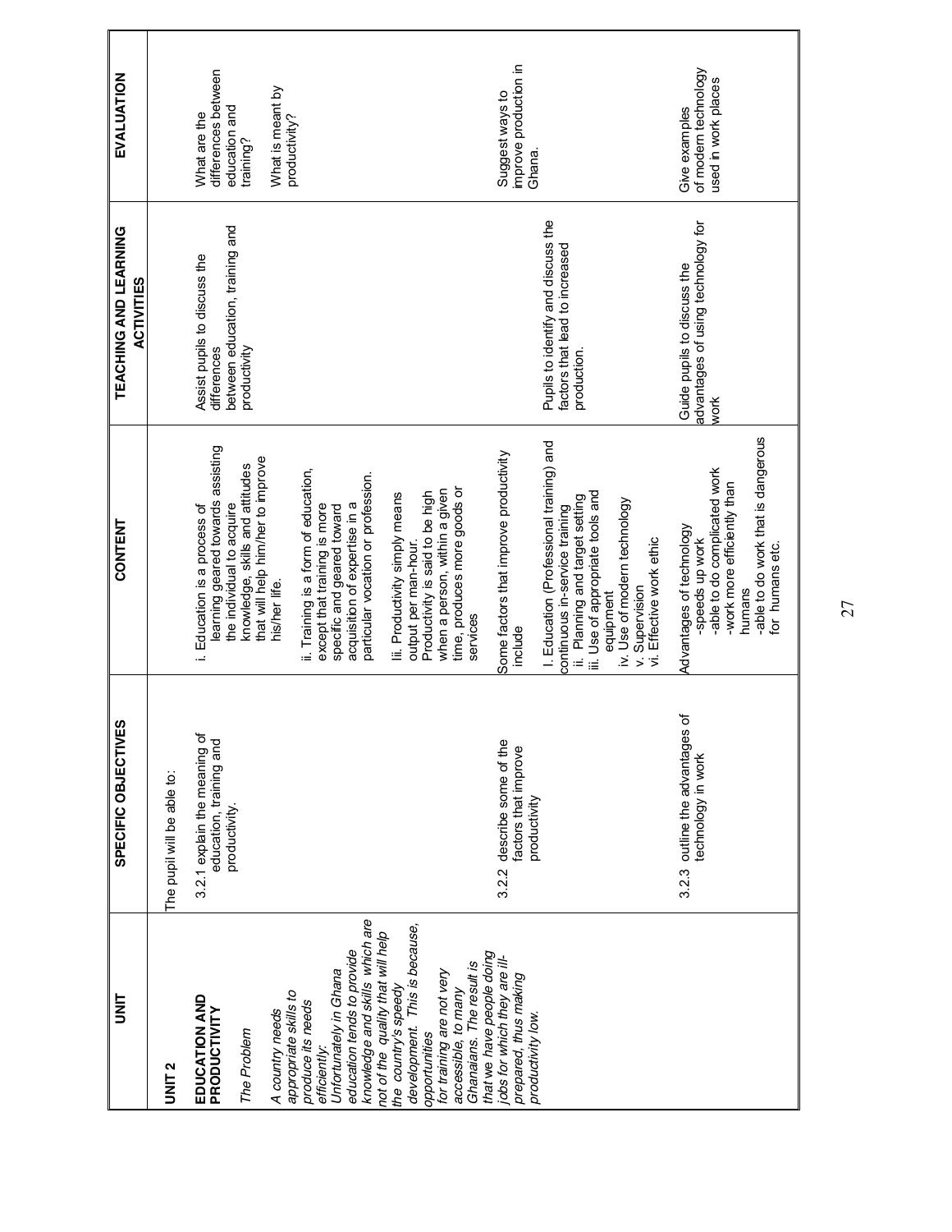| UNIT | SPECIFIC OBJECTIVES | CONTENT | TEACHING AND LEARNING ACTIVITIES | EVALUATION |
|---|---|---|---|---|
| **UNIT 2**<br><br>**EDUCATION AND PRODUCTIVITY**<br><br>*The Problem*<br><br>*A country needs appropriate skills to produce its needs efficiently. Unfortunately in Ghana education tends to provide knowledge and skills which are not of the quality that will help the country's speedy development. This is because, opportunities for training are not very accessible, to many Ghanaians. The result is that we have people doing jobs for which they are ill-prepared, thus making productivity low.* | The pupil will be able to:<br><br>3.2.1 explain the meaning of education, training and productivity. | i. Education is a process of learning geared towards assisting the individual to acquire knowledge, skills and attitudes that will help him/her to improve his/her life.<br><br>ii. Training is a form of education, except that training is more specific and geared toward acquisition of expertise in a particular vocation or profession.<br><br>Iii. Productivity simply means output per man-hour. Productivity is said to be high when a person, within a given time, produces more goods or services | Assist pupils to discuss the differences between education, training and productivity | What are the differences between education and training?<br><br>What is meant by productivity? |
| | 3.2.2 describe some of the factors that improve productivity | Some factors that improve productivity include<br><br>I. Education (Professional training) and continuous in-service training<br>ii. Planning and target setting<br>iii. Use of appropriate tools and equipment<br>iv. Use of modern technology<br>v. Supervision<br>vi. Effective work ethic | Pupils to identify and discuss the factors that lead to increased production. | Suggest ways to improve production in Ghana. |
| | 3.2.3 outline the advantages of technology in work | Advantages of technology<br>-speeds up work<br>-able to do complicated work<br>-work more efficiently than humans<br>-able to do work that is dangerous for humans etc. | Guide pupils to discuss the advantages of using technology for work | Give examples of modern technology used in work places |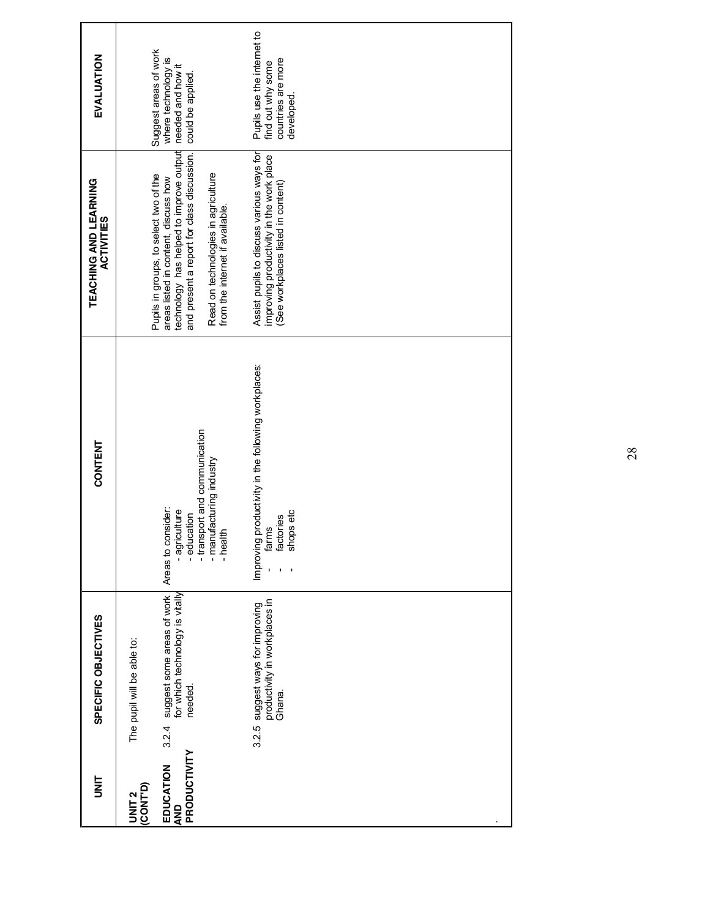| UNIT | SPECIFIC OBJECTIVES | CONTENT | TEACHING AND LEARNING ACTIVITIES | EVALUATION |
|---|---|---|---|---|
| **UNIT 2 (CONT'D)**<br><br>**EDUCATION AND PRODUCTIVITY** | The pupil will be able to:<br><br>3.2.4 suggest some areas of work for which technology is vitally needed. | Areas to consider:<br>- agriculture<br>- education<br>- transport and communication<br>- manufacturing industry<br>- health | Pupils in groups, to select two of the areas listed in content, discuss how technology has helped to improve output and present a report for class discussion.<br><br>Read on technologies in agriculture from the internet if available. | Suggest areas of work where technology is needed and how it could be applied. |
| | 3.2.5 suggest ways for improving productivity in workplaces in Ghana. | Improving productivity in the following workplaces:<br>- farms<br>- factories<br>- shops etc | Assist pupils to discuss various ways for improving productivity in the work place (See workplaces listed in content) | Pupils use the internet to find out why some countries are more developed. |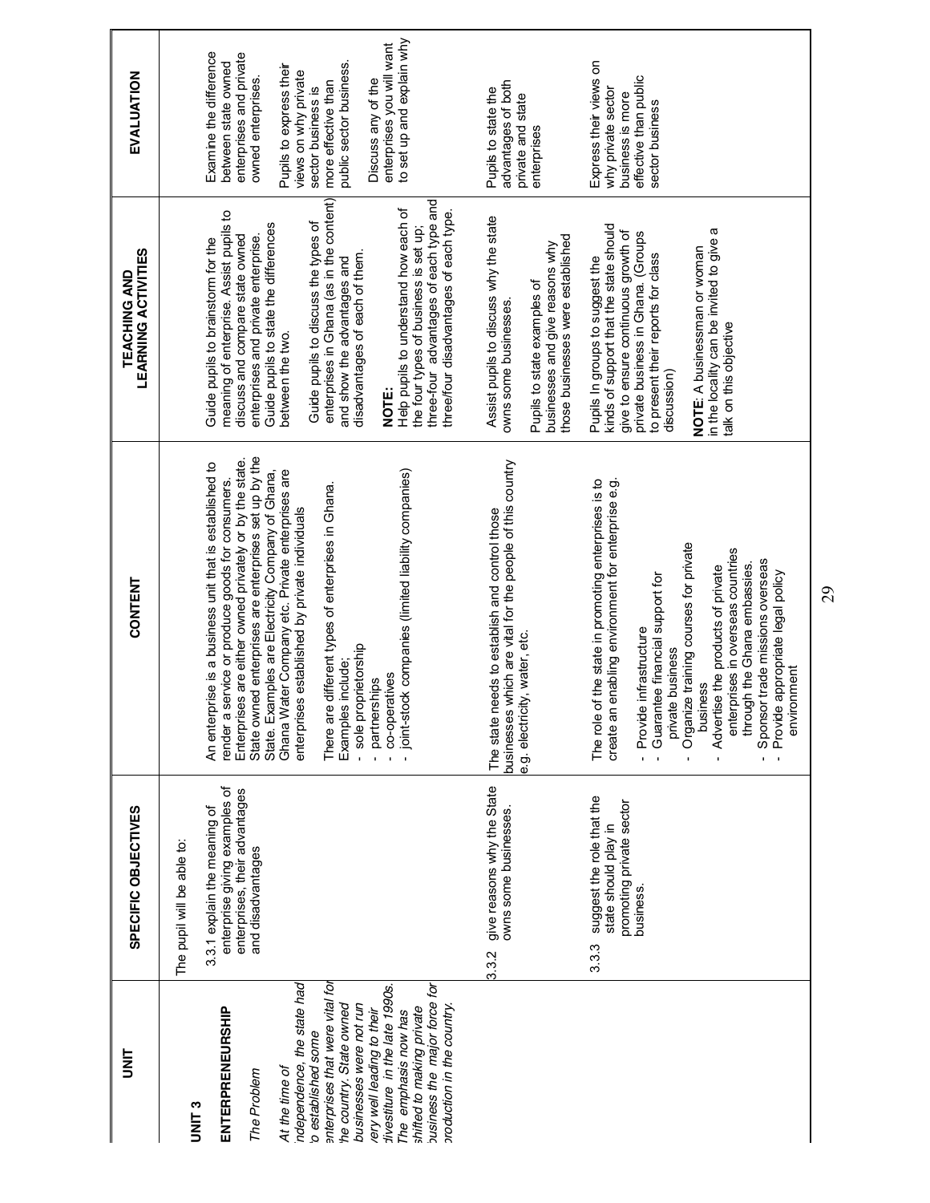| UNIT | SPECIFIC OBJECTIVES | CONTENT | TEACHING AND LEARNING ACTIVITIES | EVALUATION |
|---|---|---|---|---|
| **UNIT 3**<br><br>**ENTREPRENEURSHIP**<br><br>*The Problem*<br><br>*At the time of independence, the state had to established some enterprises that were vital for the country. State owned businesses were not run very well leading to their divestiture in the late 1990s. The emphasis now has shifted to making private business the major force for production in the country.* | The pupil will be able to:<br><br>3.3.1 explain the meaning of enterprise giving examples of enterprises, their advantages and disadvantages | An enterprise is a business unit that is established to render a service or produce goods for consumers. Enterprises are either owned privately or by the state. State owned enterprises are enterprises set up by the State. Examples are Electricity Company of Ghana, Ghana Water Company etc. Private enterprises are enterprises established by private individuals<br><br>There are different types of enterprises in Ghana. Examples include;<br>- sole proprietorship<br>- partnerships<br>- co-operatives<br>- joint-stock companies (limited liability companies) | Guide pupils to brainstorm for the meaning of enterprise. Assist pupils to discuss and compare state owned enterprises and private enterprise. Guide pupils to state the differences between the two.<br><br>Guide pupils to discuss the types of enterprises in Ghana (as in the content) and show the advantages and disadvantages of each of them.<br><br>**NOTE:**<br>Help pupils to understand how each of the four types of business is set up; three-four advantages of each type and three/four disadvantages of each type. | Examine the difference between state owned enterprises and private owned enterprises.<br><br>Pupils to express their views on why private sector business is more effective than public sector business.<br><br>Discuss any of the enterprises you will want to set up and explain why |
| | 3.3.2 give reasons why the State owns some businesses. | The state needs to establish and control those businesses which are vital for the people of this country e.g. electricity, water, etc. | Assist pupils to discuss why the state owns some businesses.<br><br>Pupils to state examples of businesses and give reasons why those businesses were established | Pupils to state the advantages of both private and state enterprises |
| | 3.3.3 suggest the role that the state should play in promoting private sector business. | The role of the state in promoting enterprises is to create an enabling environment for enterprise e.g.<br><br>- Provide infrastructure<br>- Guarantee financial support for private business<br>- Organize training courses for private business<br>- Advertise the products of private enterprises in overseas countries through the Ghana embassies.<br>- Sponsor trade missions overseas<br>- Provide appropriate legal policy environment | Pupils In groups to suggest the kinds of support that the state should give to ensure continuous growth of private business in Ghana. (Groups to present their reports for class discussion)<br><br>**NOTE**: A businessman or woman in the locality can be invited to give a talk on this objective | Express their views on why private sector business is more effective than public sector business |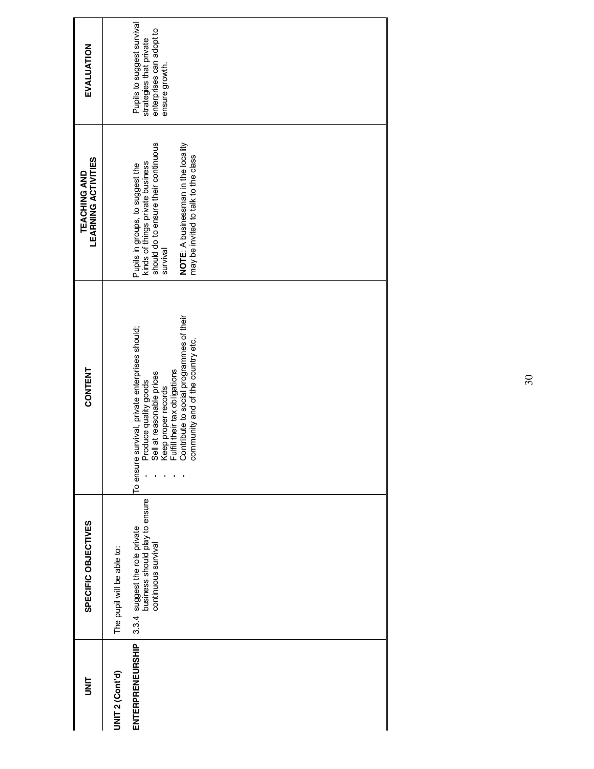| UNIT | SPECIFIC OBJECTIVES | CONTENT | TEACHING AND LEARNING ACTIVITIES | EVALUATION |
|---|---|---|---|---|
| **UNIT 2 (Cont'd)**<br><br>**ENTREPRENEURSHIP** | The pupil will be able to:<br><br>3.3.4 suggest the role private business should play to ensure continuous survival | To ensure survival, private enterprises should;<br>- Produce quality goods<br>- Sell at reasonable prices<br>- Keep proper records<br>- Fulfill their tax obligations<br>- Contribute to social programmes of their community and of the country etc. | Pupils in groups, to suggest the kinds of things private business should do to ensure their continuous survival<br><br>**NOTE**: A businessman in the locality may be invited to talk to the class | Pupils to suggest survival strategies that private enterprises can adopt to ensure growth. |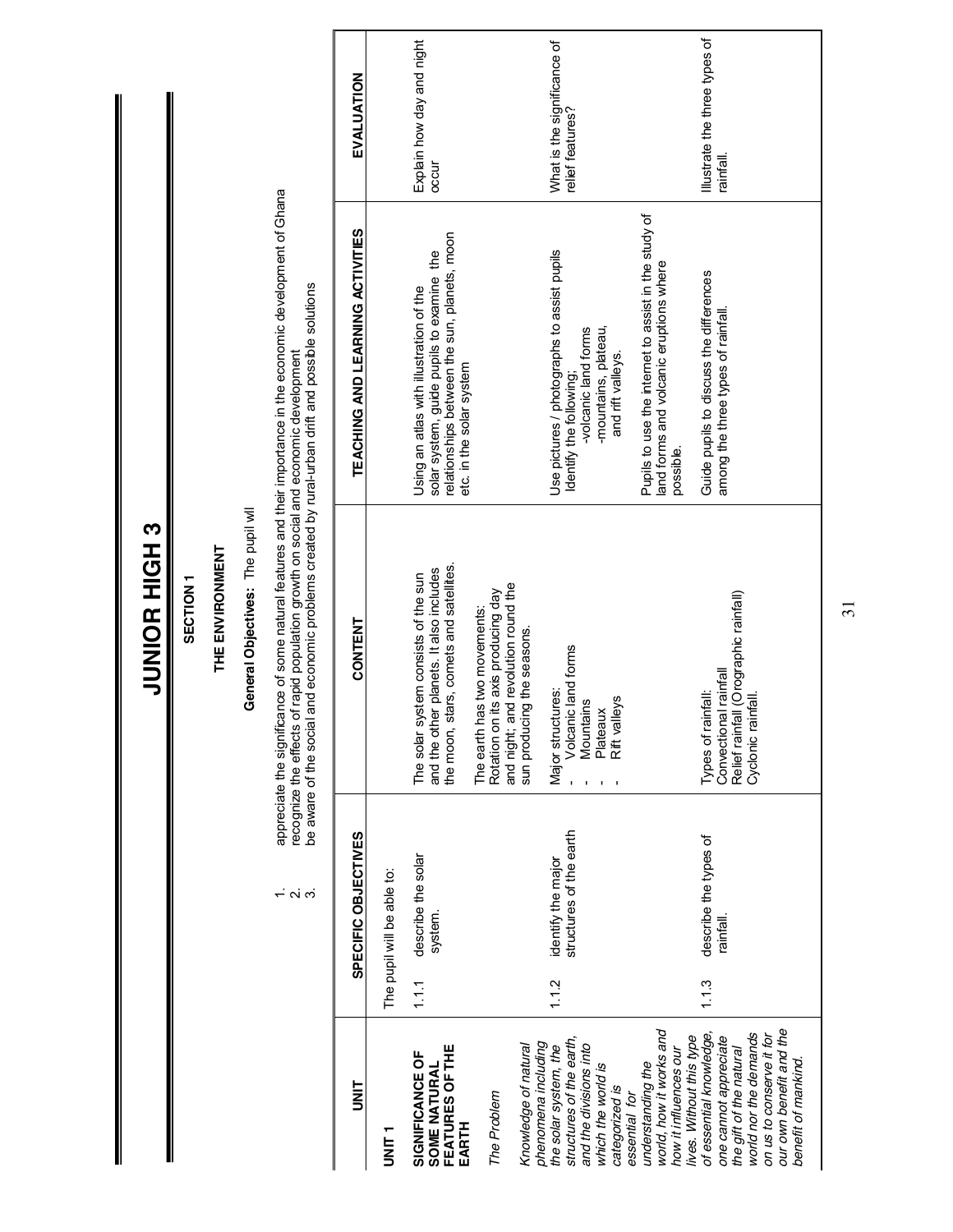# JUNIOR HIGH 3

## SECTION 1

### THE ENVIRONMENT

**General Objectives:** The pupil wll

1. appreciate the significance of some natural features and their importance in the economic development of Ghana
2. recognize the effects of rapid population growth on social and economic development
3. be aware of the social and economic problems created by rural-urban drift and possible solutions

| UNIT | SPECIFIC OBJECTIVES | CONTENT | TEACHING AND LEARNING ACTIVITIES | EVALUATION |
|---|---|---|---|---|
| **UNIT 1**<br><br>**SIGNIFICANCE OF SOME NATURAL FEATURES OF THE EARTH**<br><br>*The Problem*<br><br>*Knowledge of natural phenomena including the solar system, the structures of the earth, and the divisions into which the world is categorized is essential for understanding the world, how it works and how it influences our lives. Without this type of essential knowledge, one cannot appreciate the gift of the natural world nor the demands on us to conserve it for our own benefit and the benefit of mankind.* | The pupil will be able to:<br><br>1.1.1 describe the solar system. | The solar system consists of the sun and the other planets. It also includes the moon, stars, comets and satellites.<br><br>The earth has two movements: Rotation on its axis producing day and night; and revolution round the sun producing the seasons. | Using an atlas with illustration of the solar system, guide pupils to examine the relationships between the sun, planets, moon etc. in the solar system | Explain how day and night occur |
| | 1.1.2 identify the major structures of the earth | Major structures:<br>- Volcanic land forms<br>- Mountains<br>- Plateaux<br>- Rift valleys | Use pictures / photographs to assist pupils Identify the following;<br>-volcanic land forms<br>-mountains, plateau, and rift valleys.<br><br>Pupils to use the internet to assist in the study of land forms and volcanic eruptions where possible. | What is the significance of relief features? |
| | 1.1.3 describe the types of rainfall. | Types of rainfall:<br>Convectional rainfall<br>Relief rainfall (Orographic rainfall)<br>Cyclonic rainfall. | Guide pupils to discuss the differences among the three types of rainfall. | Illustrate the three types of rainfall. |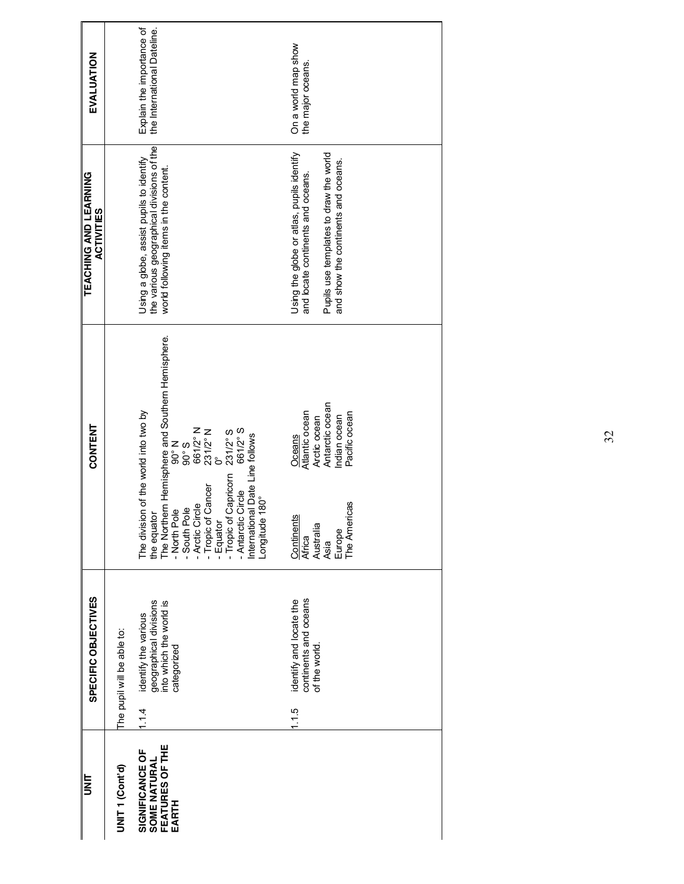| UNIT | SPECIFIC OBJECTIVES | CONTENT | TEACHING AND LEARNING ACTIVITIES | EVALUATION |
|---|---|---|---|---|
| **UNIT 1 (Cont'd)**<br><br>**SIGNIFICANCE OF SOME NATURAL FEATURES OF THE EARTH** | The pupil will be able to:<br><br>1.1.4 identify the various geographical divisions into which the world is categorized | The division of the world into two by the equator<br>The Northern Hemisphere and Southern Hemisphere.<br>- North Pole 90° N<br>- South Pole 90° S<br>- Arctic Circle 661/2° N<br>- Tropic of Cancer 231/2° N<br>- Equator 0°<br>- Tropic of Capricorn 231/2° S<br>- Antarctic Circle 661/2° S<br>International Date Line follows Longitude 180° | Using a globe, assist pupils to identify the various geographical divisions of the world following items in the content. | Explain the importance of the International Dateline. |
| | 1.1.5 identify and locate the continents and oceans of the world. | Continents: Africa, Australia, Asia, Europe, The Americas<br><br>Oceans: Atlantic ocean, Arctic ocean, Antarctic ocean, Indian ocean, Pacific ocean | Using the globe or atlas, pupils identify and locate continents and oceans.<br><br>Pupils use templates to draw the world and show the continents and oceans. | On a world map show the major oceans. |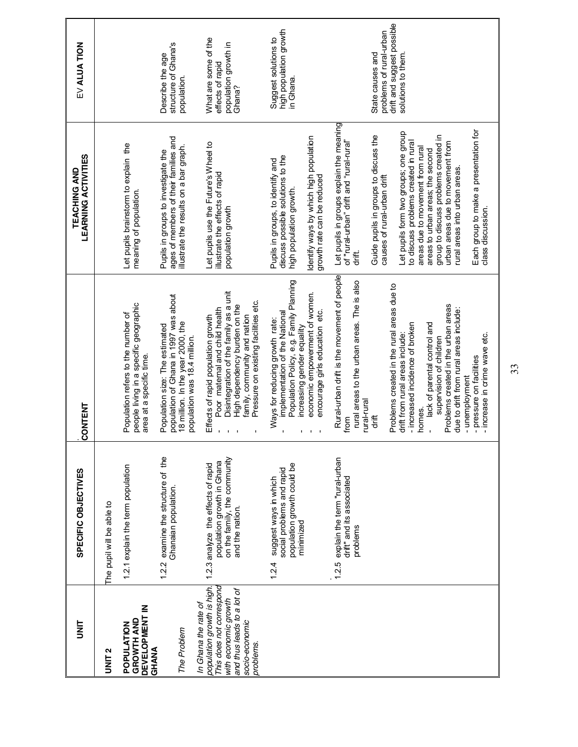| UNIT | SPECIFIC OBJECTIVES | CONTENT | TEACHING AND LEARNING ACTIVITIES | EVALUATION |
|---|---|---|---|---|
| **UNIT 2**<br><br>**POPULATION GROWTH AND DEVELOPMENT IN GHANA**<br><br>*The Problem*<br><br>*In Ghana the rate of population growth is high. This does not correspond with economic growth and thus leads to a lot of socio-economic problems.* | The pupil will be able to<br><br>1.2.1 explain the term population | Population refers to the number of people living in a specific geographic area at a specific time. | Let pupils brainstorm to explain the meaning of population. | |
| | 1.2.2 examine the structure of the Ghanaian population. | Population size: The estimated population of Ghana in 1997 was about 18 million. In the year 2000, the population was 18.4 million. | Pupils in groups to investigate the ages of members of their families and illustrate the results on a bar graph. | Describe the age structure of Ghana's population. |
| | 1.2.3 analyze the effects of rapid population growth in Ghana on the family, the community and the nation. | Effects of rapid population growth<br>- Poor maternal and child health<br>- Disintegration of the family as a unit<br>- High dependency burden on the family, community and nation<br>- Pressure on existing facilities etc. | Let pupils use the Future's Wheel to illustrate the effects of rapid population growth | What are some of the effects of rapid population growth in Ghana? |
| | 1.2.4 suggest ways in which social problems and rapid population growth could be minimized | Ways for reducing growth rate:<br>- implementation of the National Population Policy, e.g. Family Planning<br>- increasing gender equality<br>- economic empowerment of women.<br>- encourage girls education etc. | Pupils in groups, to identify and discuss possible solutions to the high population growth.<br><br>Identify ways by which high population growth rate can be reduced | Suggest solutions to high population growth in Ghana. |
| | 1.2.5 explain the term "rural-urban drift" and its associated problems | Rural-urban drift is the movement of people from rural areas to the urban areas. The is also rural-rural drift<br><br>Problems created in the rural areas due to drift from rural areas include:<br>- increased incidence of broken homes.<br>- lack of parental control and supervision of children<br>Problems created in the urban areas due to drift from rural areas include:<br>- unemployment<br>- pressure on facilities<br>- increase in crime wave etc. | Let pupils in groups explain the meaning of "rural-urban" drift and "rural-rural" drift.<br><br>Guide pupils in groups to discuss the causes of rural-urban drift<br><br>Let pupils form two groups; one group to discuss problems created in rural areas due to movement from rural areas to urban areas; the second group to discuss problems created in urban areas due to movement from rural areas into urban areas.<br><br>Each group to make a presentation for class discussion. | State causes and problems of rural-urban drift and suggest possible solutions to them. |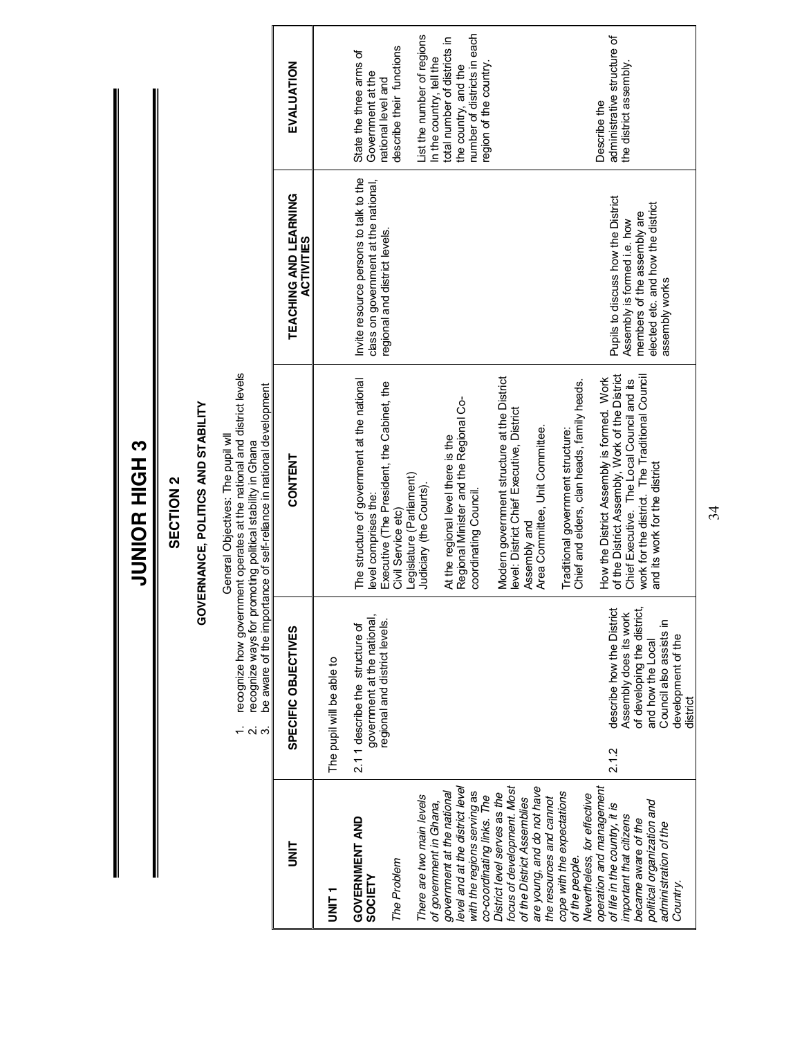# JUNIOR HIGH 3

## SECTION 2

### GOVERNANCE, POLITICS AND STABILITY

General Objectives: The pupil wil

1. recognize how government operates at the national and district levels
2. recognize ways for promoting political stability in Ghana
3. be aware of the importance of self-reliance in national development

| UNIT | SPECIFIC OBJECTIVES | CONTENT | TEACHING AND LEARNING ACTIVITIES | EVALUATION |
|---|---|---|---|---|
| **UNIT 1**<br><br>**GOVERNMENT AND SOCIETY**<br><br>*The Problem*<br><br>*There are two main levels of government in Ghana, government at the national level and at the district level with the regions serving as co-coordinating links. The District level serves as the focus of development. Most of the District Assemblies are young, and do not have the resources and cannot cope with the expectations of the people. Nevertheless, for effective operation and management of life in the country, it is important that citizens became aware of the political organization and administration of the Country.* | The pupil will be able to<br><br>2.1.1 describe the structure of government at the national, regional and district levels. | The structure of government at the national level comprises the:<br>Executive (The President, the Cabinet, the Civil Service etc)<br>Legislature (Parliament)<br>Judiciary (the Courts).<br><br>At the regional level there is the Regional Minister and the Regional Co-coordinating Council.<br><br>Modern government structure at the District level: District Chief Executive, District Assembly and Area Committee, Unit Committee.<br><br>Traditional government structure:<br>Chief and elders, clan heads, family heads. | Invite resource persons to talk to the class on government at the national, regional and district levels. | State the three arms of Government at the national level and describe their functions<br><br>List the number of regions In the country, tell the total number of districts in the country, and the number of districts in each region of the country. |
| | 2.1.2 describe how the District Assembly does its work of developing the district, and how the Local Council also assists in development of the district | How the District Assembly is formed. Work of the District Assembly, Work of the District Chief Executive. The Local Council and its work for the district. The Traditional Council and its work for the district | Pupils to discuss how the District Assembly is formed i.e. how members of the assembly are elected etc. and how the district assembly works | Describe the administrative structure of the district assembly. |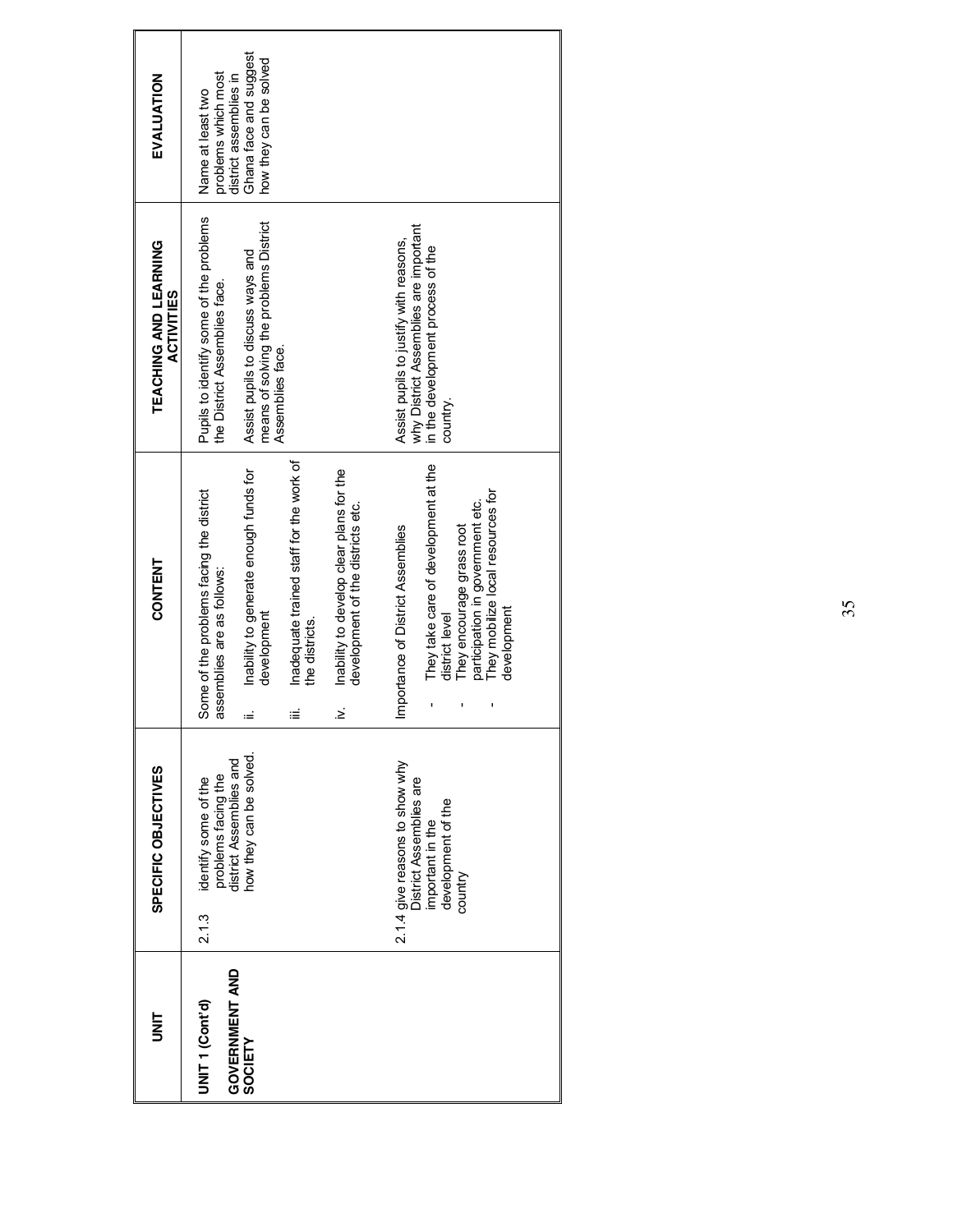| UNIT | SPECIFIC OBJECTIVES | CONTENT | TEACHING AND LEARNING ACTIVITIES | EVALUATION |
|---|---|---|---|---|
| **UNIT 1 (Cont'd)**<br><br>**GOVERNMENT AND SOCIETY** | 2.1.3 identify some of the problems facing the district Assemblies and how they can be solved. | Some of the problems facing the district assemblies are as follows:<br><br>ii. Inability to generate enough funds for development<br><br>iii. Inadequate trained staff for the work of the districts.<br><br>iv. Inability to develop clear plans for the development of the districts etc. | Pupils to identify some of the problems the District Assemblies face.<br><br>Assist pupils to discuss ways and means of solving the problems District Assemblies face. | Name at least two problems which most district assemblies in Ghana face and suggest how they can be solved |
| | 2.1.4 give reasons to show why District Assemblies are important in the development of the country | Importance of District Assemblies<br><br>- They take care of development at the district level<br>- They encourage grass root participation in government etc.<br>- They mobilize local resources for development | Assist pupils to justify with reasons, why District Assemblies are important in the development process of the country. | |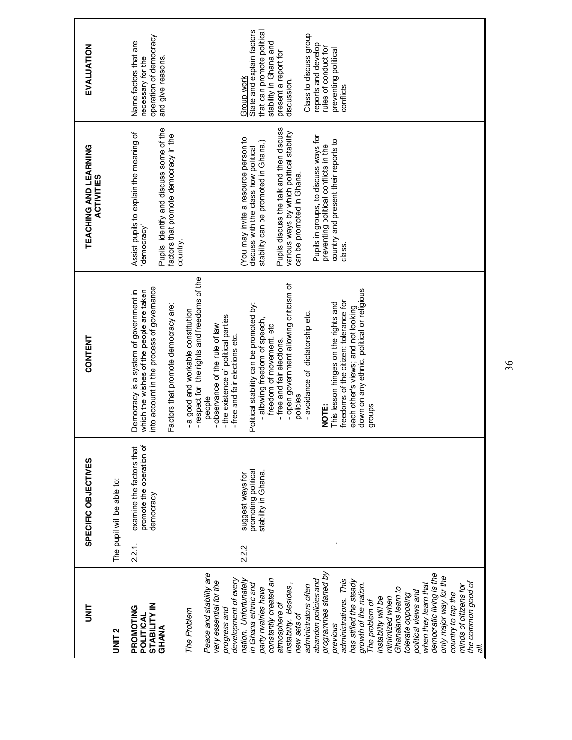| UNIT | SPECIFIC OBJECTIVES | CONTENT | TEACHING AND LEARNING ACTIVITIES | EVALUATION |
|---|---|---|---|---|
| **UNIT 2**<br><br>**PROMOTING POLITICAL STABILITY IN GHANA**<br><br>*The Problem*<br><br>*Peace and stability are very essential for the progress and development of every nation. Unfortunately in Ghana ethnic and party rivalries have constantly created an atmosphere of instability. Besides, new sets of administrators often abandon policies and programmes started by previous administrations. This has stifled the steady growth of the nation. The problem of instability will be minimized when Ghanaians learn to tolerate opposing political views and when they learn that democratic living is the only major way for the country to tap the minds of citizens for the common good of all.* | The pupil will be able to:<br><br>2.2.1. examine the factors that promote the operation of democracy<br><br><br><br><br><br><br>2.2.2 suggest ways for promoting political stability in Ghana. | Democracy is a system of government in which the wishes of the people are taken into account in the process of governance<br><br>Factors that promote democracy are:<br><br>- a good and workable constitution<br>- respect for the rights and freedoms of the people<br>- observance of the rule of law<br>- the existence of political parties<br>- free and fair elections etc.<br><br>Political stability can be promoted by:<br>- allowing freedom of speech, freedom of movement. etc<br>- free and fair elections.<br>- open government allowing criticism of policies<br>- avoidance of dictatorship etc.<br><br>**NOTE:**<br>This lesson hinges on the rights and freedoms of the citizen: tolerance for each other's views; and not looking down on any ethnic, political or religious groups | Assist pupils to explain the meaning of 'democracy'<br><br>Pupils identify and discuss some of the factors that promote democracy in the country.<br><br><br><br>(You may invite a resource person to discuss with the class how political stability can be promoted in Ghana.)<br><br>Pupils discuss the talk and then discuss various ways by which political stability can be promoted in Ghana.<br><br>Pupils in groups, to discuss ways for preventing political conflicts in the country and present their reports to class. | Name factors that are necessary for the operation of democracy and give reasons.<br><br><br><br><br><br>Group work<br>State and explain factors that can promote political stability in Ghana and present a report for discussion.<br><br>Class to discuss group reports and develop rules of conduct for preventing political conflicts |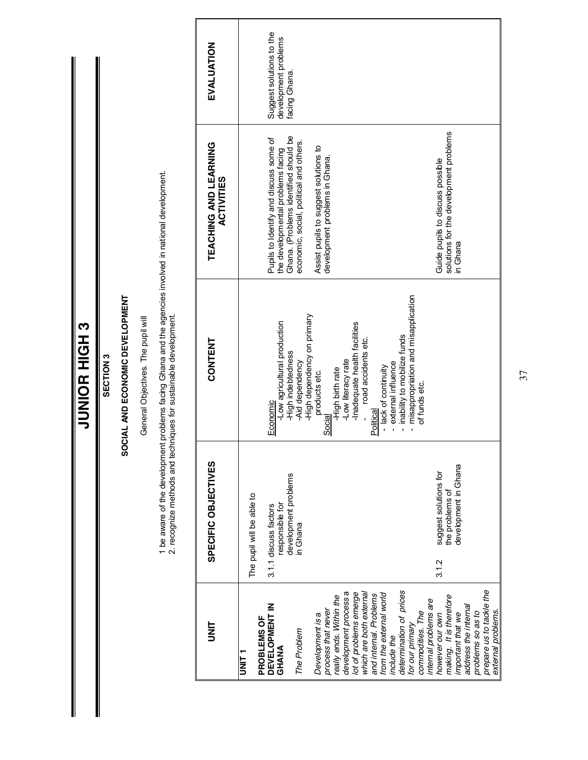# JUNIOR HIGH 3

## SECTION 3

### SOCIAL AND ECONOMIC DEVELOPMENT

General Objectives. The pupil will

1 be aware of the development problems facing Ghana and the agencies involved in national development.
2. recognize methods and techniques for sustainable development.

| UNIT | SPECIFIC OBJECTIVES | CONTENT | TEACHING AND LEARNING ACTIVITIES | EVALUATION |
|---|---|---|---|---|
| **UNIT 1**<br><br>**PROBLEMS OF DEVELOPMENT IN GHANA**<br><br>*The Problem*<br><br>*Development is a process that never really ends. Within the development process a lot of problems emerge which are both external and internal. Problems from the external world include the determination of prices for our primary commodities. The internal problems are however our own making. It is therefore important that we address the internal problems so as to prepare us to tackle the external problems.* | The pupil will be able to<br><br>3.1.1 discuss factors responsible for development problems in Ghana<br><br>3.1.2 suggest solutions for the problems of development in Ghana | Economic<br>-Low agricultural production<br>-High indebtedness<br>-Aid dependency<br>-High dependency on primary products etc.<br>Social<br>-High birth rate<br>-Low literacy rate<br>-Inadequate health facilities<br>- road accidents etc.<br>Political<br>- lack of continuity<br>- external influence<br>- inability to mobilize funds<br>- misappropriation and misapplication of funds etc. | Pupils to Identify and discuss some of the developmental problems facing Ghana. (Problems identified should be economic, social, political and others.<br><br>Assist pupils to suggest solutions to development problems in Ghana.<br><br>Guide pupils to discuss possible solutions for the development problems in Ghana | Suggest solutions to the development problems facing Ghana. |